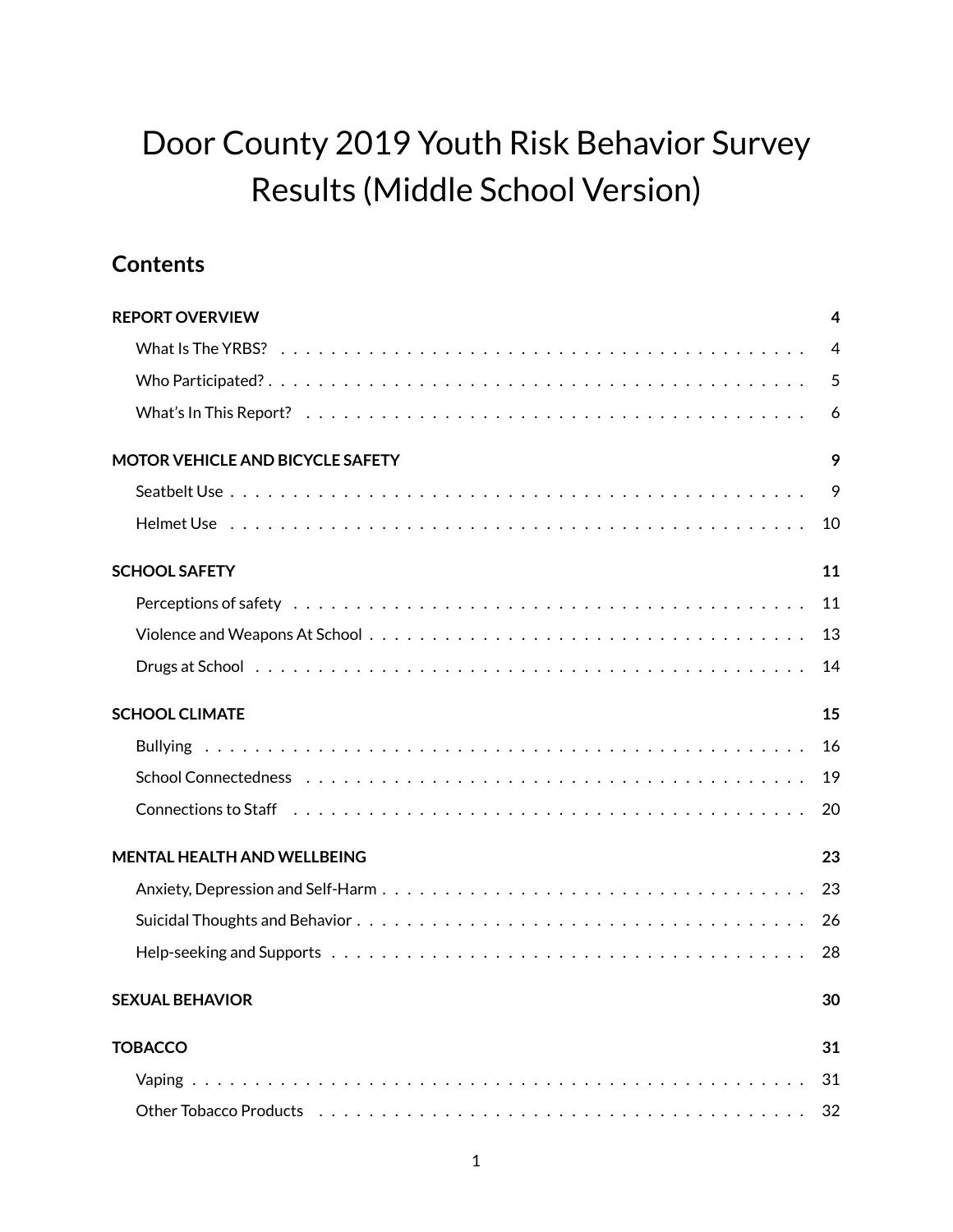# Door County 2019 Youth Risk Behavior Survey Results (Middle School Version)

## Contents

**REPORT OVERVIEW** 4
- What Is The YRBS? 4
- Who Participated? 5
- What's In This Report? 6

**MOTOR VEHICLE AND BICYCLE SAFETY** 9
- Seatbelt Use 9
- Helmet Use 10

**SCHOOL SAFETY** 11
- Perceptions of safety 11
- Violence and Weapons At School 13
- Drugs at School 14

**SCHOOL CLIMATE** 15
- Bullying 16
- School Connectedness 19
- Connections to Staff 20

**MENTAL HEALTH AND WELLBEING** 23
- Anxiety, Depression and Self-Harm 23
- Suicidal Thoughts and Behavior 26
- Help-seeking and Supports 28

**SEXUAL BEHAVIOR** 30

**TOBACCO** 31
- Vaping 31
- Other Tobacco Products 32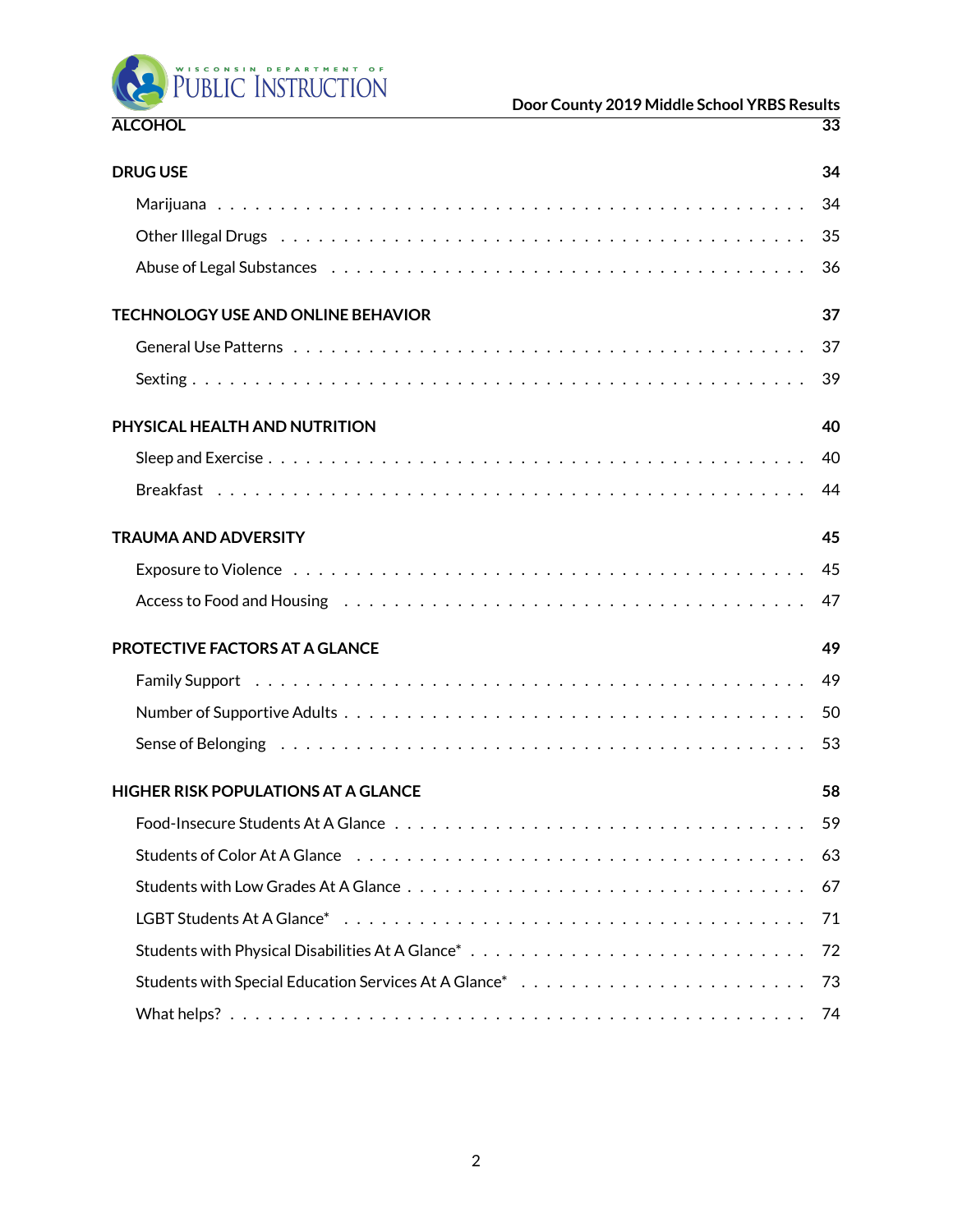**ALCOHOL** 33

**DRUG USE** 34

- Marijuana . . . 34
- Other Illegal Drugs . . . 35
- Abuse of Legal Substances . . . 36

**TECHNOLOGY USE AND ONLINE BEHAVIOR** 37

- General Use Patterns . . . 37
- Sexting . . . 39

**PHYSICAL HEALTH AND NUTRITION** 40

- Sleep and Exercise . . . 40
- Breakfast . . . 44

**TRAUMA AND ADVERSITY** 45

- Exposure to Violence . . . 45
- Access to Food and Housing . . . 47

**PROTECTIVE FACTORS AT A GLANCE** 49

- Family Support . . . 49
- Number of Supportive Adults . . . 50
- Sense of Belonging . . . 53

**HIGHER RISK POPULATIONS AT A GLANCE** 58

- Food-Insecure Students At A Glance . . . 59
- Students of Color At A Glance . . . 63
- Students with Low Grades At A Glance . . . 67
- LGBT Students At A Glance* . . . 71
- Students with Physical Disabilities At A Glance* . . . 72
- Students with Special Education Services At A Glance* . . . 73
- What helps? . . . 74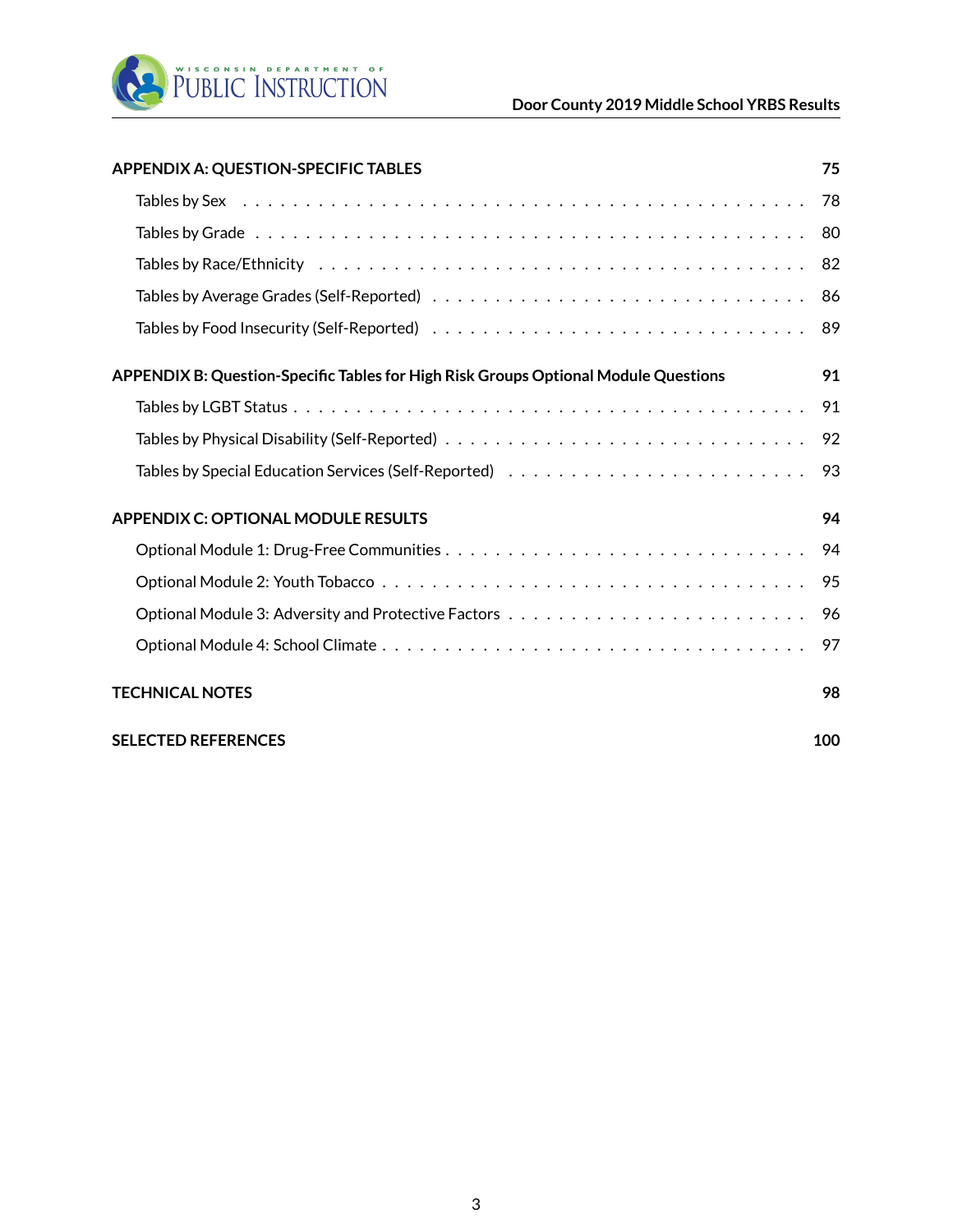**APPENDIX A: QUESTION-SPECIFIC TABLES** **75**

- Tables by Sex . . . 78
- Tables by Grade . . . 80
- Tables by Race/Ethnicity . . . 82
- Tables by Average Grades (Self-Reported) . . . 86
- Tables by Food Insecurity (Self-Reported) . . . 89

**APPENDIX B: Question-Specific Tables for High Risk Groups Optional Module Questions** **91**

- Tables by LGBT Status . . . 91
- Tables by Physical Disability (Self-Reported) . . . 92
- Tables by Special Education Services (Self-Reported) . . . 93

**APPENDIX C: OPTIONAL MODULE RESULTS** **94**

- Optional Module 1: Drug-Free Communities . . . 94
- Optional Module 2: Youth Tobacco . . . 95
- Optional Module 3: Adversity and Protective Factors . . . 96
- Optional Module 4: School Climate . . . 97

**TECHNICAL NOTES** **98**

**SELECTED REFERENCES** **100**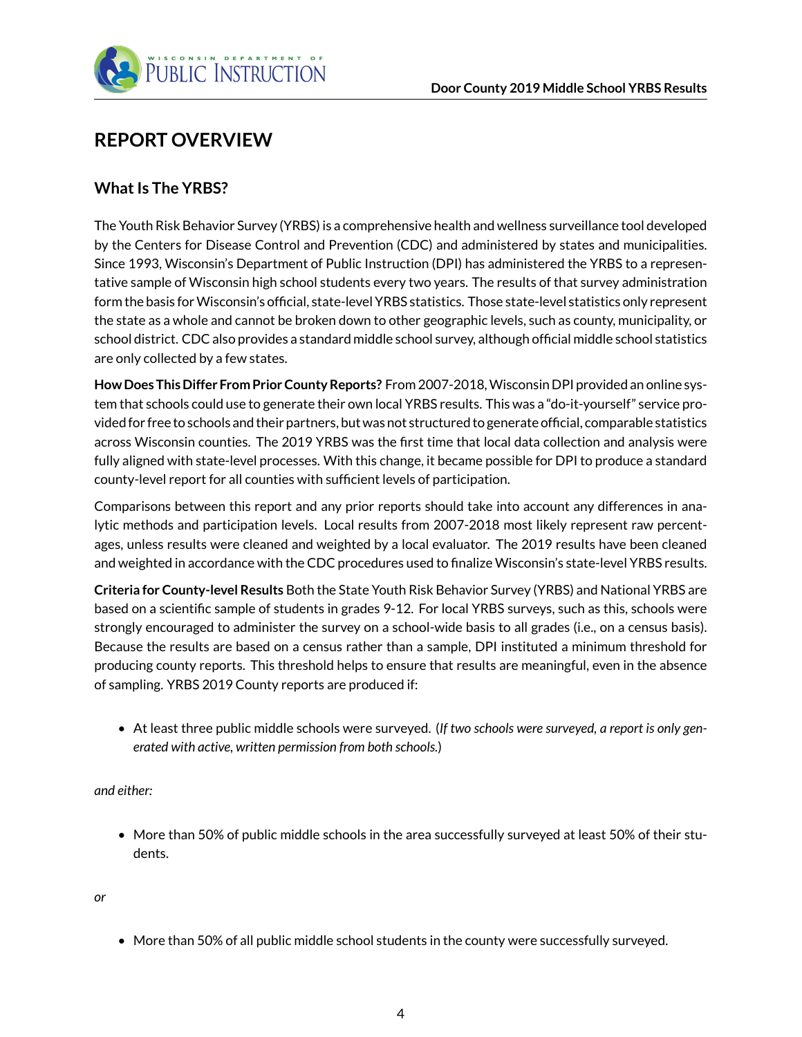# REPORT OVERVIEW

## What Is The YRBS?

The Youth Risk Behavior Survey (YRBS) is a comprehensive health and wellness surveillance tool developed by the Centers for Disease Control and Prevention (CDC) and administered by states and municipalities. Since 1993, Wisconsin's Department of Public Instruction (DPI) has administered the YRBS to a representative sample of Wisconsin high school students every two years. The results of that survey administration form the basis for Wisconsin's official, state-level YRBS statistics. Those state-level statistics only represent the state as a whole and cannot be broken down to other geographic levels, such as county, municipality, or school district. CDC also provides a standard middle school survey, although official middle school statistics are only collected by a few states.

**How Does This Differ From Prior County Reports?** From 2007-2018, Wisconsin DPI provided an online system that schools could use to generate their own local YRBS results. This was a "do-it-yourself" service provided for free to schools and their partners, but was not structured to generate official, comparable statistics across Wisconsin counties. The 2019 YRBS was the first time that local data collection and analysis were fully aligned with state-level processes. With this change, it became possible for DPI to produce a standard county-level report for all counties with sufficient levels of participation.

Comparisons between this report and any prior reports should take into account any differences in analytic methods and participation levels. Local results from 2007-2018 most likely represent raw percentages, unless results were cleaned and weighted by a local evaluator. The 2019 results have been cleaned and weighted in accordance with the CDC procedures used to finalize Wisconsin's state-level YRBS results.

**Criteria for County-level Results** Both the State Youth Risk Behavior Survey (YRBS) and National YRBS are based on a scientific sample of students in grades 9-12. For local YRBS surveys, such as this, schools were strongly encouraged to administer the survey on a school-wide basis to all grades (i.e., on a census basis). Because the results are based on a census rather than a sample, DPI instituted a minimum threshold for producing county reports. This threshold helps to ensure that results are meaningful, even in the absence of sampling. YRBS 2019 County reports are produced if:

- At least three public middle schools were surveyed. (*If two schools were surveyed, a report is only generated with active, written permission from both schools.*)

*and either:*

- More than 50% of public middle schools in the area successfully surveyed at least 50% of their students.

*or*

- More than 50% of all public middle school students in the county were successfully surveyed.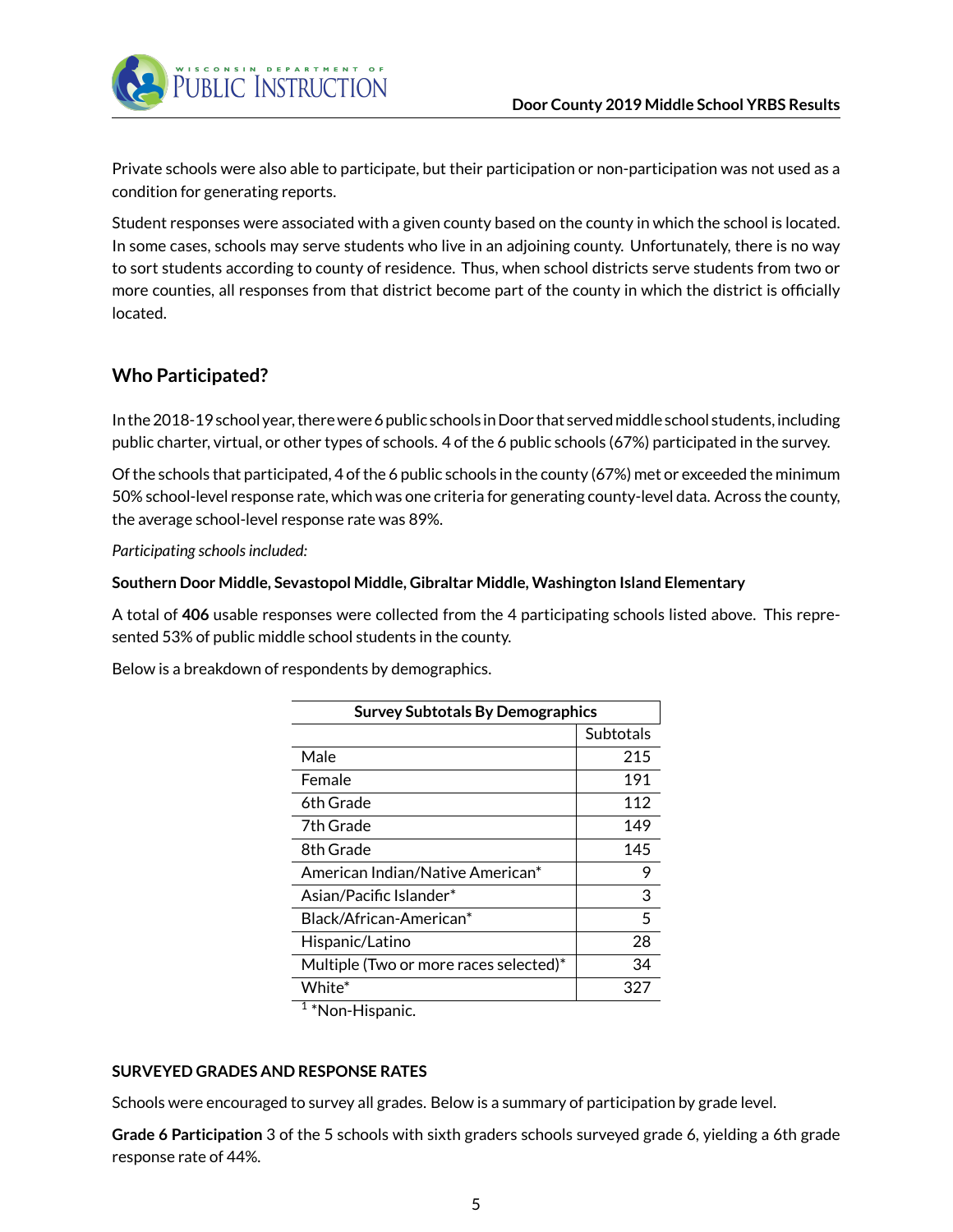Private schools were also able to participate, but their participation or non-participation was not used as a condition for generating reports.

Student responses were associated with a given county based on the county in which the school is located. In some cases, schools may serve students who live in an adjoining county. Unfortunately, there is no way to sort students according to county of residence. Thus, when school districts serve students from two or more counties, all responses from that district become part of the county in which the district is officially located.

## Who Participated?

In the 2018-19 school year, there were 6 public schools in Door that served middle school students, including public charter, virtual, or other types of schools. 4 of the 6 public schools (67%) participated in the survey.

Of the schools that participated, 4 of the 6 public schools in the county (67%) met or exceeded the minimum 50% school-level response rate, which was one criteria for generating county-level data. Across the county, the average school-level response rate was 89%.

*Participating schools included:*

**Southern Door Middle, Sevastopol Middle, Gibraltar Middle, Washington Island Elementary**

A total of **406** usable responses were collected from the 4 participating schools listed above. This represented 53% of public middle school students in the county.

Below is a breakdown of respondents by demographics.

| Survey Subtotals By Demographics | |
|---|---|
| | Subtotals |
| Male | 215 |
| Female | 191 |
| 6th Grade | 112 |
| 7th Grade | 149 |
| 8th Grade | 145 |
| American Indian/Native American* | 9 |
| Asian/Pacific Islander* | 3 |
| Black/African-American* | 5 |
| Hispanic/Latino | 28 |
| Multiple (Two or more races selected)* | 34 |
| White* | 327 |

[1] *Non-Hispanic.

### SURVEYED GRADES AND RESPONSE RATES

Schools were encouraged to survey all grades. Below is a summary of participation by grade level.

**Grade 6 Participation** 3 of the 5 schools with sixth graders schools surveyed grade 6, yielding a 6th grade response rate of 44%.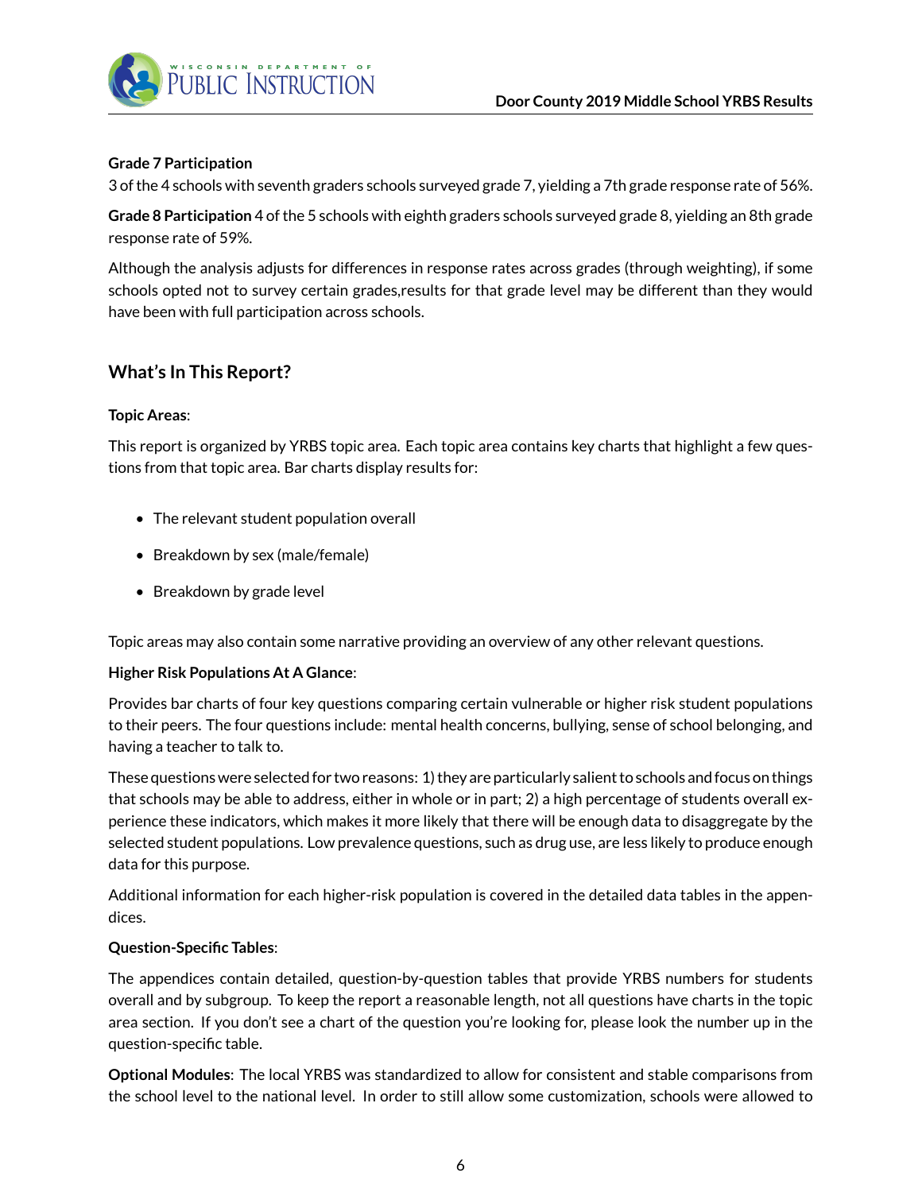**Grade 7 Participation**

3 of the 4 schools with seventh graders schools surveyed grade 7, yielding a 7th grade response rate of 56%.

**Grade 8 Participation** 4 of the 5 schools with eighth graders schools surveyed grade 8, yielding an 8th grade response rate of 59%.

Although the analysis adjusts for differences in response rates across grades (through weighting), if some schools opted not to survey certain grades,results for that grade level may be different than they would have been with full participation across schools.

## What's In This Report?

**Topic Areas**:

This report is organized by YRBS topic area. Each topic area contains key charts that highlight a few questions from that topic area. Bar charts display results for:

- The relevant student population overall
- Breakdown by sex (male/female)
- Breakdown by grade level

Topic areas may also contain some narrative providing an overview of any other relevant questions.

**Higher Risk Populations At A Glance**:

Provides bar charts of four key questions comparing certain vulnerable or higher risk student populations to their peers. The four questions include: mental health concerns, bullying, sense of school belonging, and having a teacher to talk to.

These questions were selected for two reasons: 1) they are particularly salient to schools and focus on things that schools may be able to address, either in whole or in part; 2) a high percentage of students overall experience these indicators, which makes it more likely that there will be enough data to disaggregate by the selected student populations. Low prevalence questions, such as drug use, are less likely to produce enough data for this purpose.

Additional information for each higher-risk population is covered in the detailed data tables in the appendices.

**Question-Specific Tables**:

The appendices contain detailed, question-by-question tables that provide YRBS numbers for students overall and by subgroup. To keep the report a reasonable length, not all questions have charts in the topic area section. If you don't see a chart of the question you're looking for, please look the number up in the question-specific table.

**Optional Modules**: The local YRBS was standardized to allow for consistent and stable comparisons from the school level to the national level. In order to still allow some customization, schools were allowed to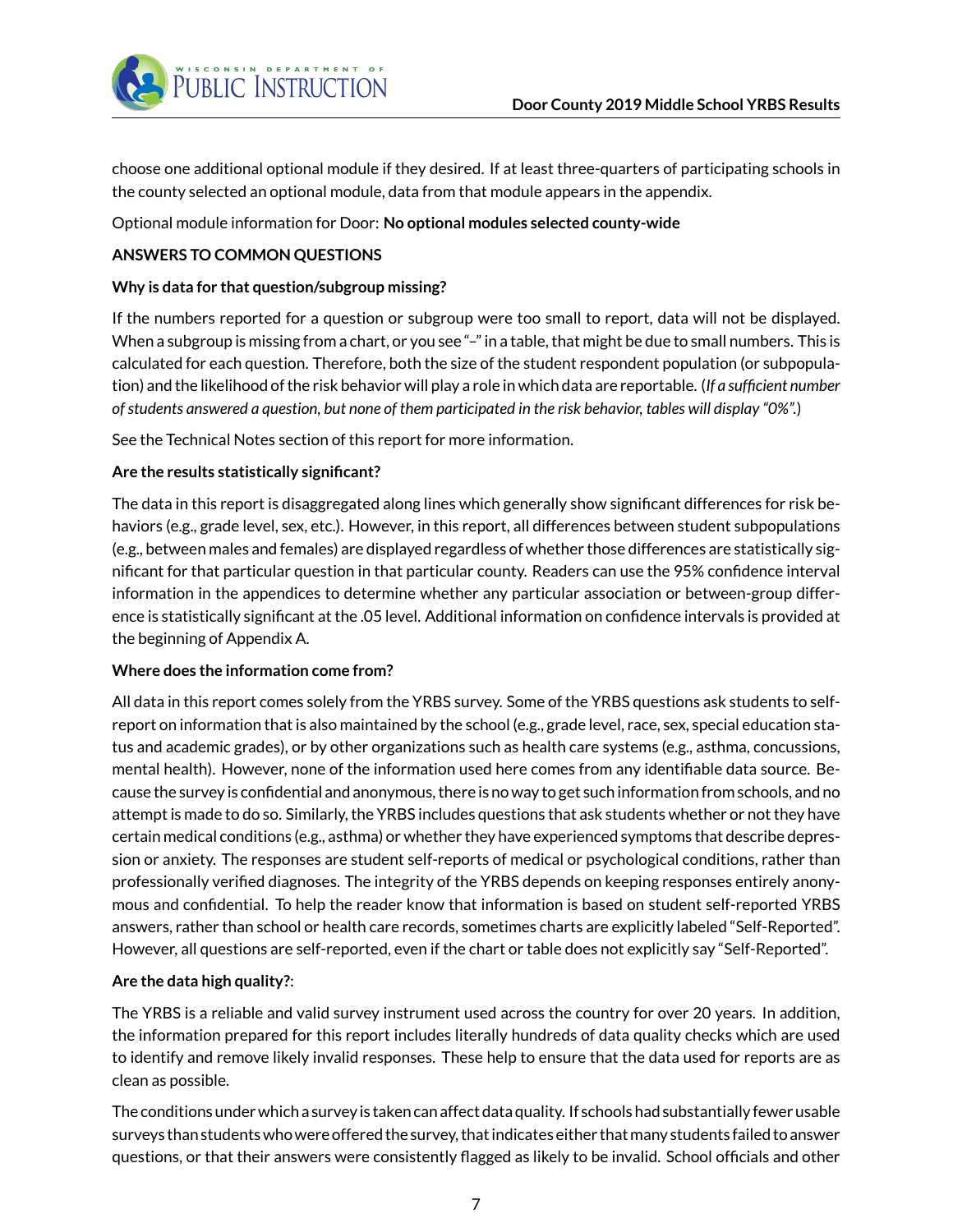choose one additional optional module if they desired. If at least three-quarters of participating schools in the county selected an optional module, data from that module appears in the appendix.

Optional module information for Door: **No optional modules selected county-wide**

**ANSWERS TO COMMON QUESTIONS**

**Why is data for that question/subgroup missing?**

If the numbers reported for a question or subgroup were too small to report, data will not be displayed. When a subgroup is missing from a chart, or you see "–" in a table, that might be due to small numbers. This is calculated for each question. Therefore, both the size of the student respondent population (or subpopulation) and the likelihood of the risk behavior will play a role in which data are reportable. (*If a sufficient number of students answered a question, but none of them participated in the risk behavior, tables will display "0%".*)

See the Technical Notes section of this report for more information.

**Are the results statistically significant?**

The data in this report is disaggregated along lines which generally show significant differences for risk behaviors (e.g., grade level, sex, etc.). However, in this report, all differences between student subpopulations (e.g., between males and females) are displayed regardless of whether those differences are statistically significant for that particular question in that particular county. Readers can use the 95% confidence interval information in the appendices to determine whether any particular association or between-group difference is statistically significant at the .05 level. Additional information on confidence intervals is provided at the beginning of Appendix A.

**Where does the information come from?**

All data in this report comes solely from the YRBS survey. Some of the YRBS questions ask students to self-report on information that is also maintained by the school (e.g., grade level, race, sex, special education status and academic grades), or by other organizations such as health care systems (e.g., asthma, concussions, mental health). However, none of the information used here comes from any identifiable data source. Because the survey is confidential and anonymous, there is no way to get such information from schools, and no attempt is made to do so. Similarly, the YRBS includes questions that ask students whether or not they have certain medical conditions (e.g., asthma) or whether they have experienced symptoms that describe depression or anxiety. The responses are student self-reports of medical or psychological conditions, rather than professionally verified diagnoses. The integrity of the YRBS depends on keeping responses entirely anonymous and confidential. To help the reader know that information is based on student self-reported YRBS answers, rather than school or health care records, sometimes charts are explicitly labeled "Self-Reported". However, all questions are self-reported, even if the chart or table does not explicitly say "Self-Reported".

**Are the data high quality?**:

The YRBS is a reliable and valid survey instrument used across the country for over 20 years. In addition, the information prepared for this report includes literally hundreds of data quality checks which are used to identify and remove likely invalid responses. These help to ensure that the data used for reports are as clean as possible.

The conditions under which a survey is taken can affect data quality. If schools had substantially fewer usable surveys than students who were offered the survey, that indicates either that many students failed to answer questions, or that their answers were consistently flagged as likely to be invalid. School officials and other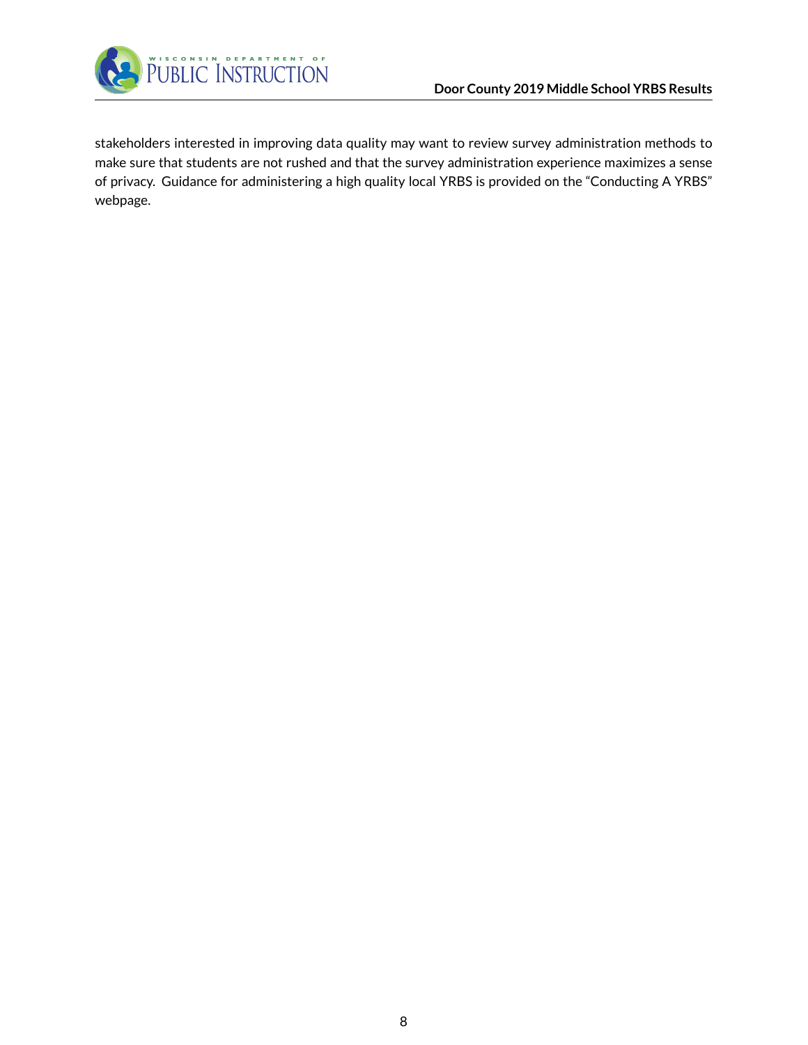stakeholders interested in improving data quality may want to review survey administration methods to make sure that students are not rushed and that the survey administration experience maximizes a sense of privacy. Guidance for administering a high quality local YRBS is provided on the "Conducting A YRBS" webpage.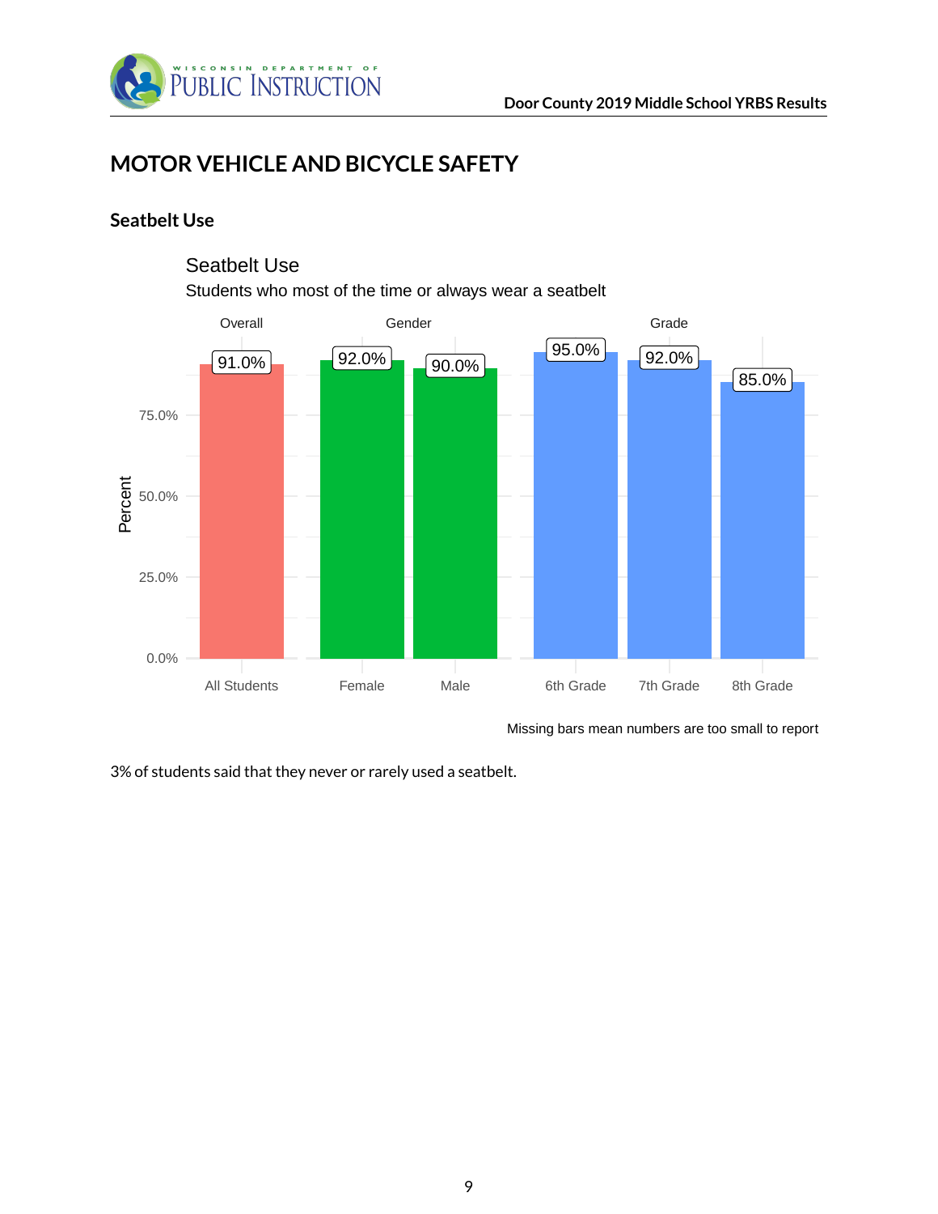# MOTOR VEHICLE AND BICYCLE SAFETY

## Seatbelt Use

Seatbelt Use

Students who most of the time or always wear a seatbelt

| Overall | Gender | | Grade | | |
|---|---|---|---|---|---|
| All Students | Female | Male | 6th Grade | 7th Grade | 8th Grade |
| 91.0% | 92.0% | 90.0% | 95.0% | 92.0% | 85.0% |

Missing bars mean numbers are too small to report

3% of students said that they never or rarely used a seatbelt.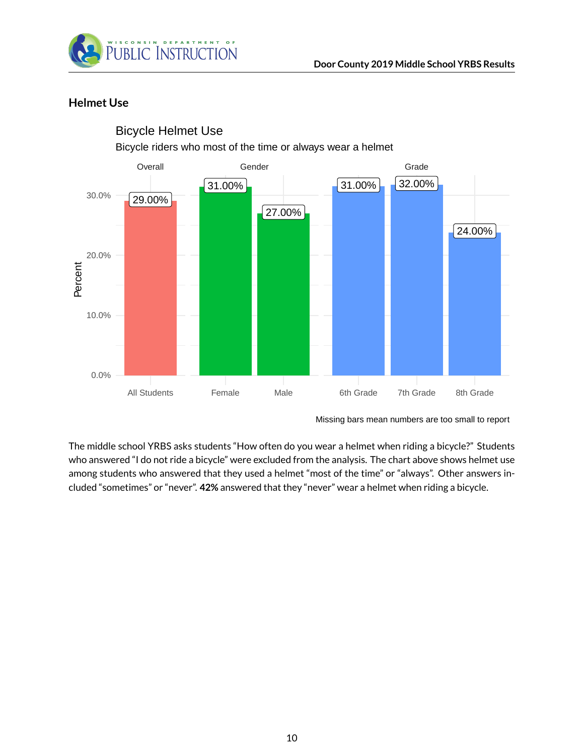## Helmet Use

Bicycle Helmet Use

Bicycle riders who most of the time or always wear a helmet

| Group | Category | Percent |
|---|---|---|
| Overall | All Students | 29.00% |
| Gender | Female | 31.00% |
| Gender | Male | 27.00% |
| Grade | 6th Grade | 31.00% |
| Grade | 7th Grade | 32.00% |
| Grade | 8th Grade | 24.00% |

Missing bars mean numbers are too small to report

The middle school YRBS asks students "How often do you wear a helmet when riding a bicycle?" Students who answered "I do not ride a bicycle" were excluded from the analysis. The chart above shows helmet use among students who answered that they used a helmet "most of the time" or "always". Other answers included "sometimes" or "never". **42%** answered that they "never" wear a helmet when riding a bicycle.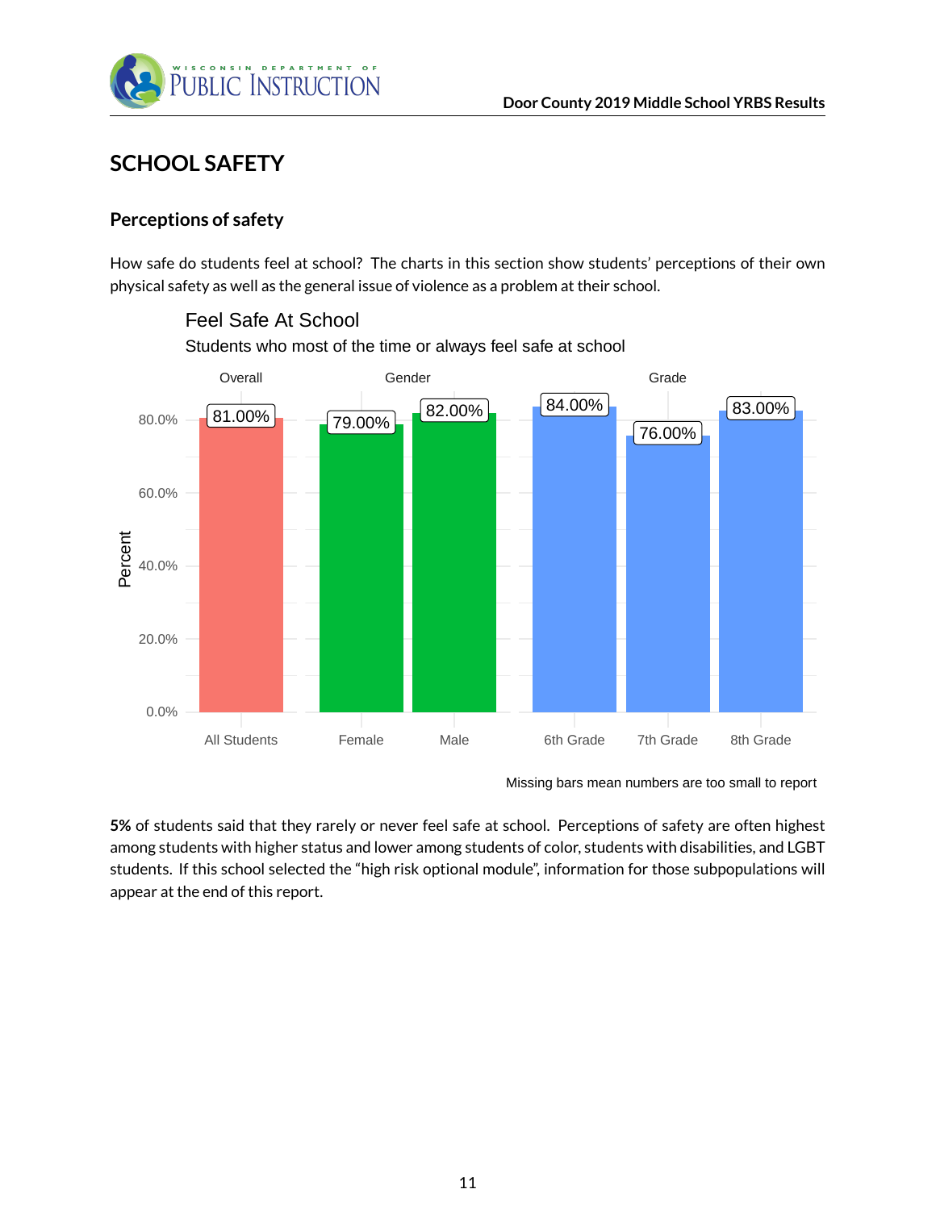## SCHOOL SAFETY

### Perceptions of safety

How safe do students feel at school? The charts in this section show students' perceptions of their own physical safety as well as the general issue of violence as a problem at their school.

**Feel Safe At School**

Students who most of the time or always feel safe at school

| Group | Category | Percent |
|---|---|---|
| Overall | All Students | 81.00% |
| Gender | Female | 79.00% |
| Gender | Male | 82.00% |
| Grade | 6th Grade | 84.00% |
| Grade | 7th Grade | 76.00% |
| Grade | 8th Grade | 83.00% |

Missing bars mean numbers are too small to report

**5%** of students said that they rarely or never feel safe at school. Perceptions of safety are often highest among students with higher status and lower among students of color, students with disabilities, and LGBT students. If this school selected the "high risk optional module", information for those subpopulations will appear at the end of this report.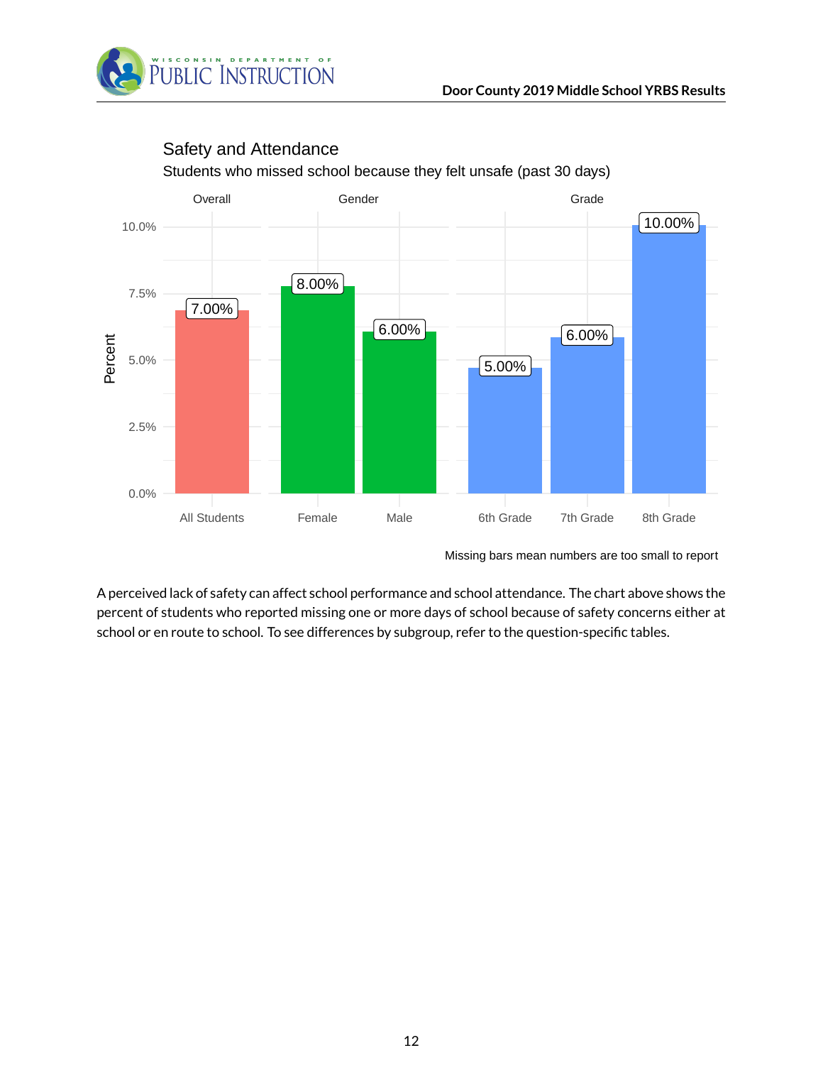## Safety and Attendance

Students who missed school because they felt unsafe (past 30 days)

| Group | Category | Percent |
|---|---|---|
| Overall | All Students | 7.00% |
| Gender | Female | 8.00% |
| Gender | Male | 6.00% |
| Grade | 6th Grade | 5.00% |
| Grade | 7th Grade | 6.00% |
| Grade | 8th Grade | 10.00% |

Missing bars mean numbers are too small to report

A perceived lack of safety can affect school performance and school attendance. The chart above shows the percent of students who reported missing one or more days of school because of safety concerns either at school or en route to school. To see differences by subgroup, refer to the question-specific tables.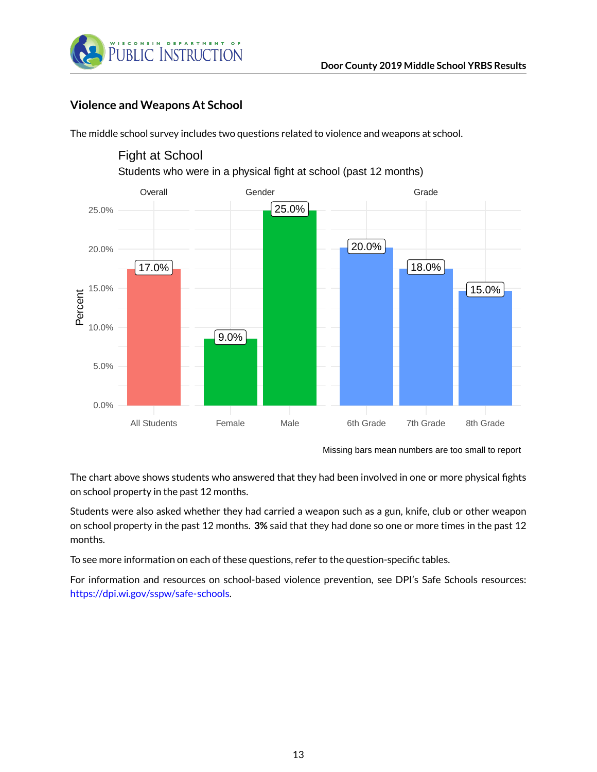## Violence and Weapons At School

The middle school survey includes two questions related to violence and weapons at school.

**Fight at School**

Students who were in a physical fight at school (past 12 months)

| Group | Category | Percent |
|---|---|---|
| Overall | All Students | 17.0% |
| Gender | Female | 9.0% |
| Gender | Male | 25.0% |
| Grade | 6th Grade | 20.0% |
| Grade | 7th Grade | 18.0% |
| Grade | 8th Grade | 15.0% |

Missing bars mean numbers are too small to report

The chart above shows students who answered that they had been involved in one or more physical fights on school property in the past 12 months.

Students were also asked whether they had carried a weapon such as a gun, knife, club or other weapon on school property in the past 12 months. **3%** said that they had done so one or more times in the past 12 months.

To see more information on each of these questions, refer to the question-specific tables.

For information and resources on school-based violence prevention, see DPI's Safe Schools resources: https://dpi.wi.gov/sspw/safe-schools.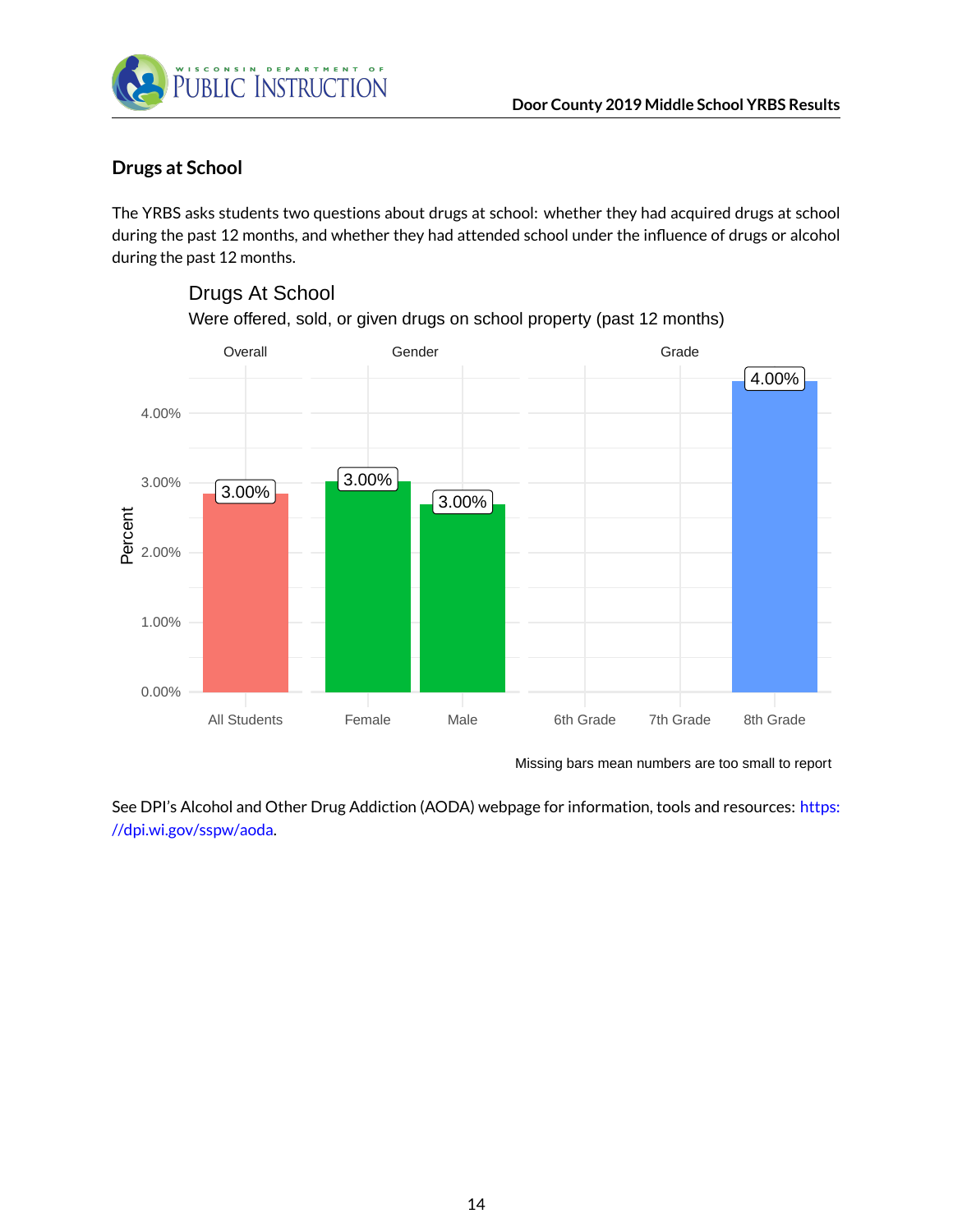## Drugs at School

The YRBS asks students two questions about drugs at school: whether they had acquired drugs at school during the past 12 months, and whether they had attended school under the influence of drugs or alcohol during the past 12 months.

Drugs At School

Were offered, sold, or given drugs on school property (past 12 months)

| Group | Category | Percent |
|---|---|---|
| Overall | All Students | 3.00% |
| Gender | Female | 3.00% |
| Gender | Male | 3.00% |
| Grade | 6th Grade | |
| Grade | 7th Grade | |
| Grade | 8th Grade | 4.00% |

Missing bars mean numbers are too small to report

See DPI's Alcohol and Other Drug Addiction (AODA) webpage for information, tools and resources: https://dpi.wi.gov/sspw/aoda.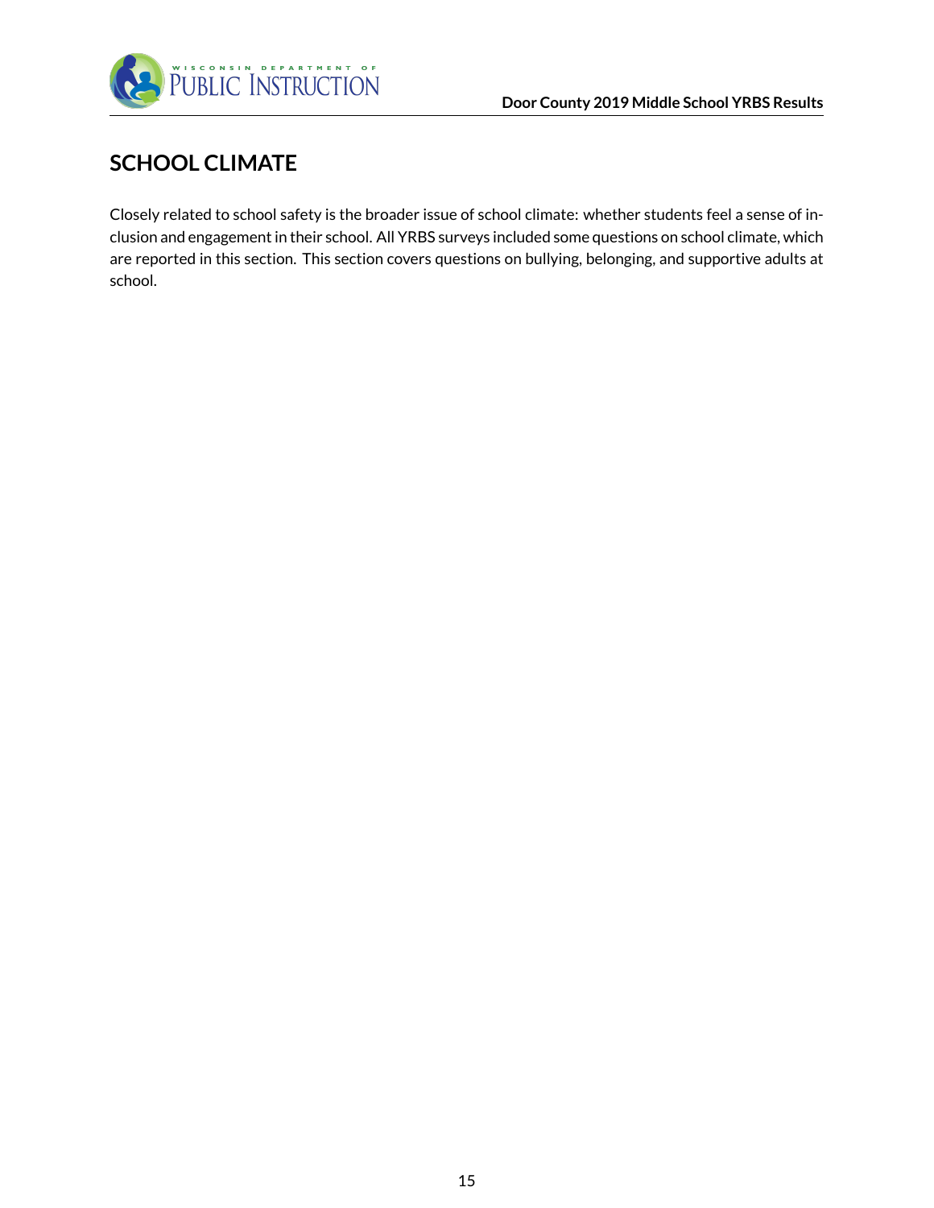# SCHOOL CLIMATE

Closely related to school safety is the broader issue of school climate: whether students feel a sense of inclusion and engagement in their school. All YRBS surveys included some questions on school climate, which are reported in this section. This section covers questions on bullying, belonging, and supportive adults at school.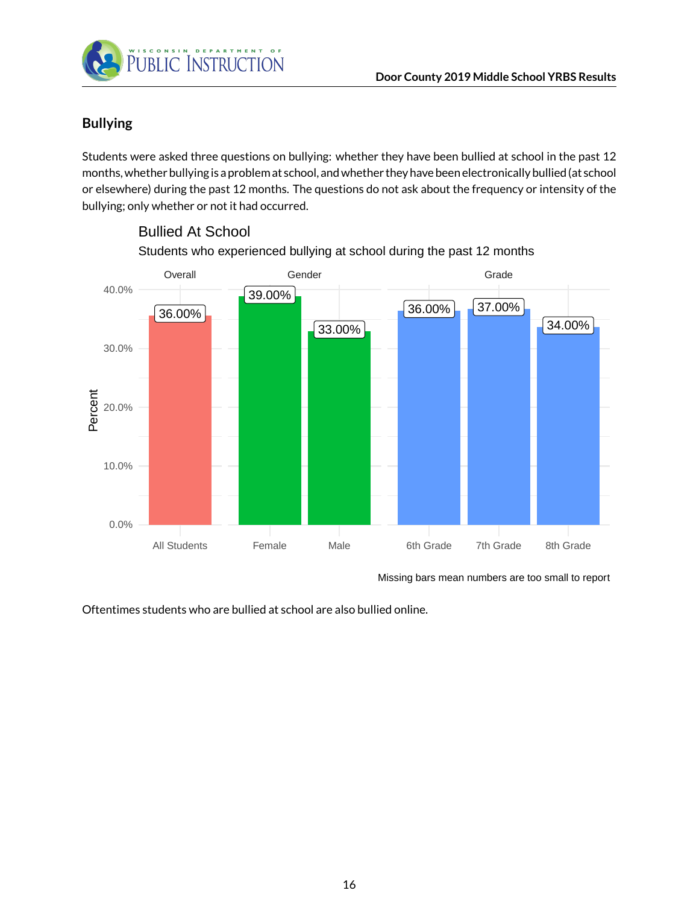## Bullying

Students were asked three questions on bullying: whether they have been bullied at school in the past 12 months, whether bullying is a problem at school, and whether they have been electronically bullied (at school or elsewhere) during the past 12 months. The questions do not ask about the frequency or intensity of the bullying; only whether or not it had occurred.

**Bullied At School**

Students who experienced bullying at school during the past 12 months

| Overall | Gender | | Grade | | |
|---|---|---|---|---|---|
| All Students | Female | Male | 6th Grade | 7th Grade | 8th Grade |
| 36.00% | 39.00% | 33.00% | 36.00% | 37.00% | 34.00% |

Missing bars mean numbers are too small to report

Oftentimes students who are bullied at school are also bullied online.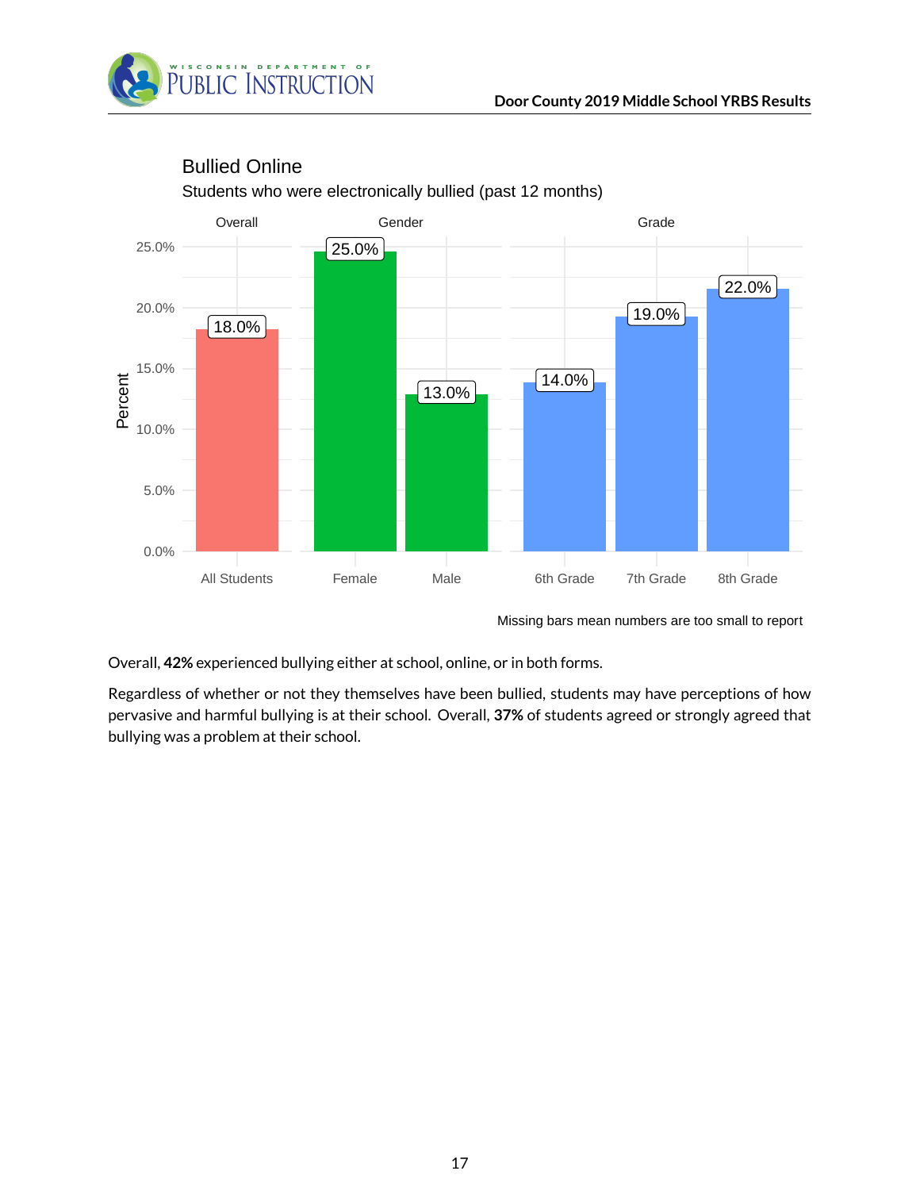## Bullied Online

Students who were electronically bullied (past 12 months)

| | Overall | Gender | | Grade | | |
|---|---|---|---|---|---|---|
| | All Students | Female | Male | 6th Grade | 7th Grade | 8th Grade |
| Percent | 18.0% | 25.0% | 13.0% | 14.0% | 19.0% | 22.0% |

Missing bars mean numbers are too small to report

Overall, **42%** experienced bullying either at school, online, or in both forms.

Regardless of whether or not they themselves have been bullied, students may have perceptions of how pervasive and harmful bullying is at their school. Overall, **37%** of students agreed or strongly agreed that bullying was a problem at their school.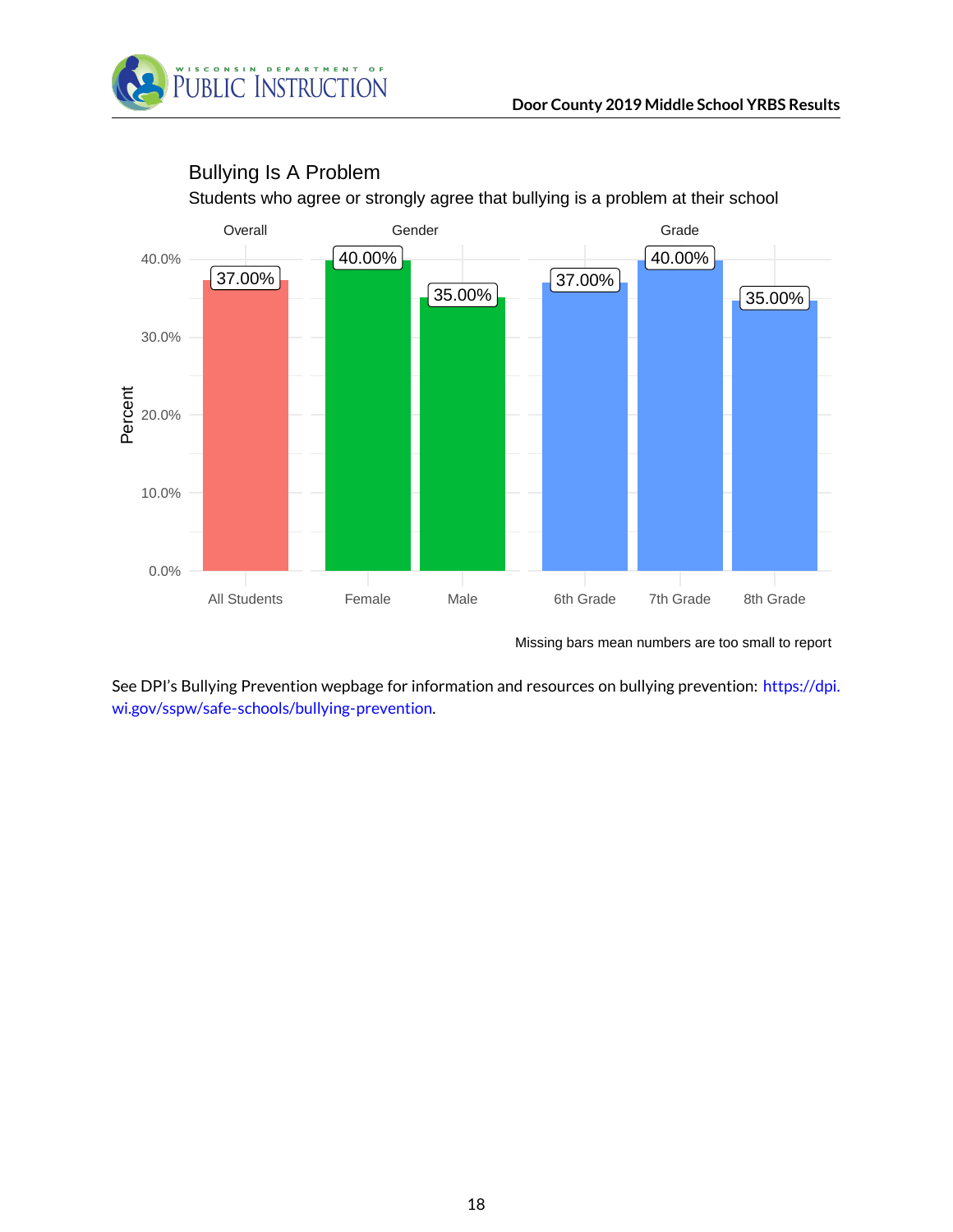## Bullying Is A Problem

Students who agree or strongly agree that bullying is a problem at their school

| Group | Category | Percent |
|---|---|---|
| Overall | All Students | 37.00% |
| Gender | Female | 40.00% |
| Gender | Male | 35.00% |
| Grade | 6th Grade | 37.00% |
| Grade | 7th Grade | 40.00% |
| Grade | 8th Grade | 35.00% |

Missing bars mean numbers are too small to report

See DPI's Bullying Prevention webpage for information and resources on bullying prevention: https://dpi.wi.gov/sspw/safe-schools/bullying-prevention.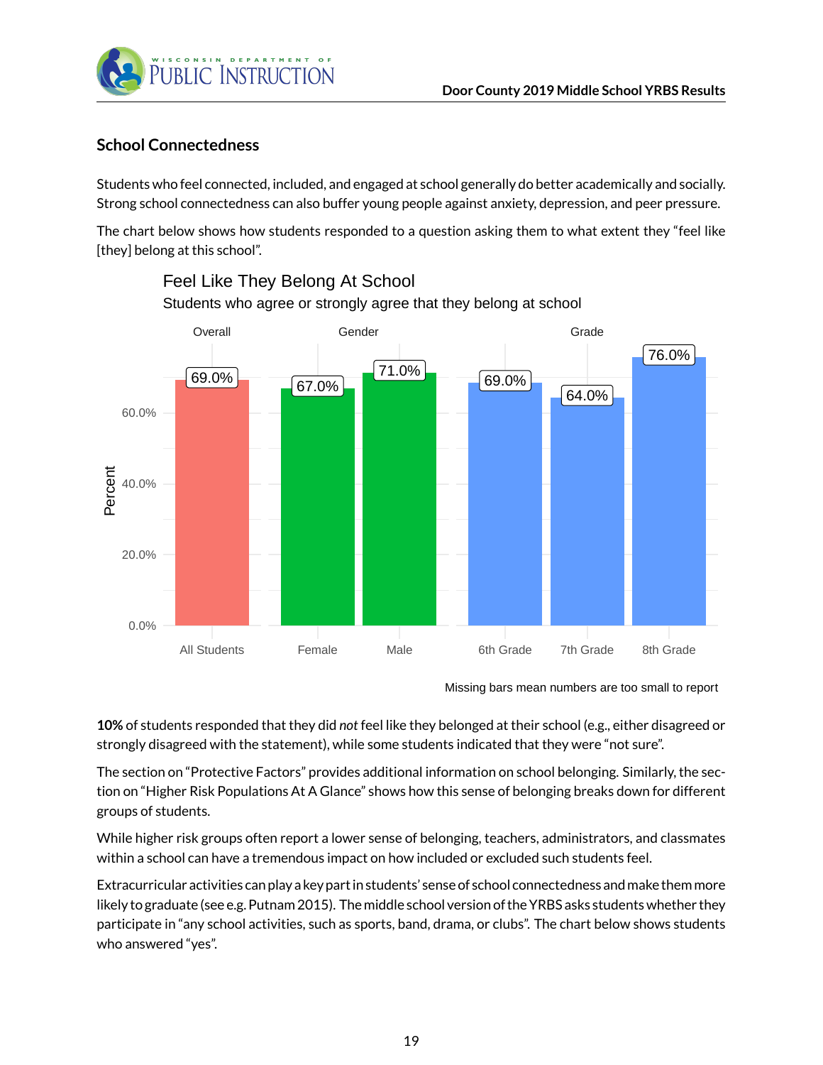## School Connectedness

Students who feel connected, included, and engaged at school generally do better academically and socially. Strong school connectedness can also buffer young people against anxiety, depression, and peer pressure.

The chart below shows how students responded to a question asking them to what extent they "feel like [they] belong at this school".

**Feel Like They Belong At School**

Students who agree or strongly agree that they belong at school

| Group | Category | Percent |
|---|---|---|
| Overall | All Students | 69.0% |
| Gender | Female | 67.0% |
| Gender | Male | 71.0% |
| Grade | 6th Grade | 69.0% |
| Grade | 7th Grade | 64.0% |
| Grade | 8th Grade | 76.0% |

Missing bars mean numbers are too small to report

**10%** of students responded that they did *not* feel like they belonged at their school (e.g., either disagreed or strongly disagreed with the statement), while some students indicated that they were "not sure".

The section on "Protective Factors" provides additional information on school belonging. Similarly, the section on "Higher Risk Populations At A Glance" shows how this sense of belonging breaks down for different groups of students.

While higher risk groups often report a lower sense of belonging, teachers, administrators, and classmates within a school can have a tremendous impact on how included or excluded such students feel.

Extracurricular activities can play a key part in students' sense of school connectedness and make them more likely to graduate (see e.g. Putnam 2015). The middle school version of the YRBS asks students whether they participate in "any school activities, such as sports, band, drama, or clubs". The chart below shows students who answered "yes".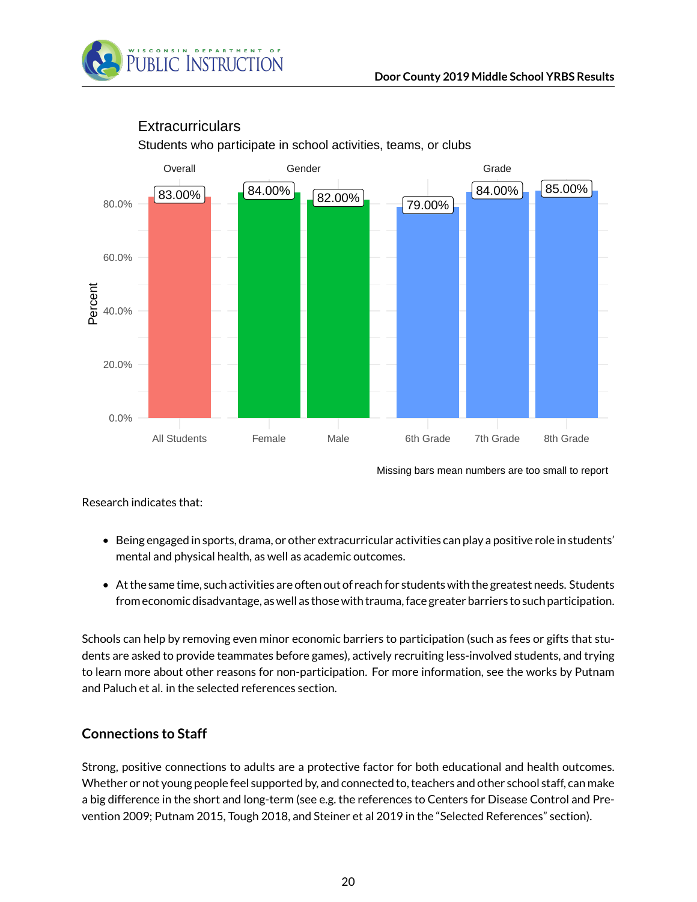## Extracurriculars

Students who participate in school activities, teams, or clubs

| Group | Category | Percent |
|---|---|---|
| Overall | All Students | 83.00% |
| Gender | Female | 84.00% |
| Gender | Male | 82.00% |
| Grade | 6th Grade | 79.00% |
| Grade | 7th Grade | 84.00% |
| Grade | 8th Grade | 85.00% |

Missing bars mean numbers are too small to report

Research indicates that:

- Being engaged in sports, drama, or other extracurricular activities can play a positive role in students' mental and physical health, as well as academic outcomes.
- At the same time, such activities are often out of reach for students with the greatest needs. Students from economic disadvantage, as well as those with trauma, face greater barriers to such participation.

Schools can help by removing even minor economic barriers to participation (such as fees or gifts that students are asked to provide teammates before games), actively recruiting less-involved students, and trying to learn more about other reasons for non-participation. For more information, see the works by Putnam and Paluch et al. in the selected references section.

## Connections to Staff

Strong, positive connections to adults are a protective factor for both educational and health outcomes. Whether or not young people feel supported by, and connected to, teachers and other school staff, can make a big difference in the short and long-term (see e.g. the references to Centers for Disease Control and Prevention 2009; Putnam 2015, Tough 2018, and Steiner et al 2019 in the "Selected References" section).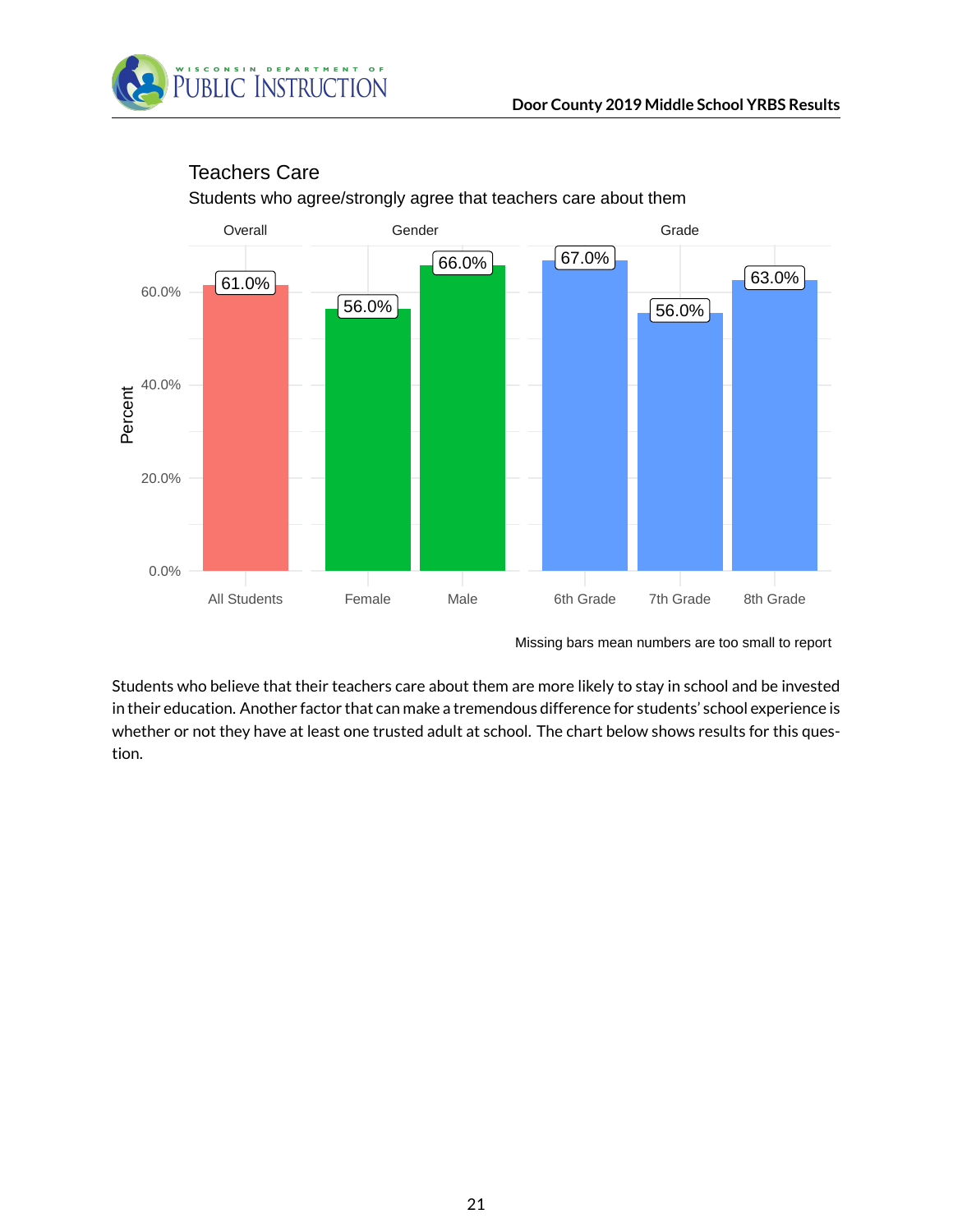## Teachers Care

Students who agree/strongly agree that teachers care about them

| Group | Category | Percent |
| --- | --- | --- |
| Overall | All Students | 61.0% |
| Gender | Female | 56.0% |
| Gender | Male | 66.0% |
| Grade | 6th Grade | 67.0% |
| Grade | 7th Grade | 56.0% |
| Grade | 8th Grade | 63.0% |

Missing bars mean numbers are too small to report

Students who believe that their teachers care about them are more likely to stay in school and be invested in their education. Another factor that can make a tremendous difference for students' school experience is whether or not they have at least one trusted adult at school. The chart below shows results for this question.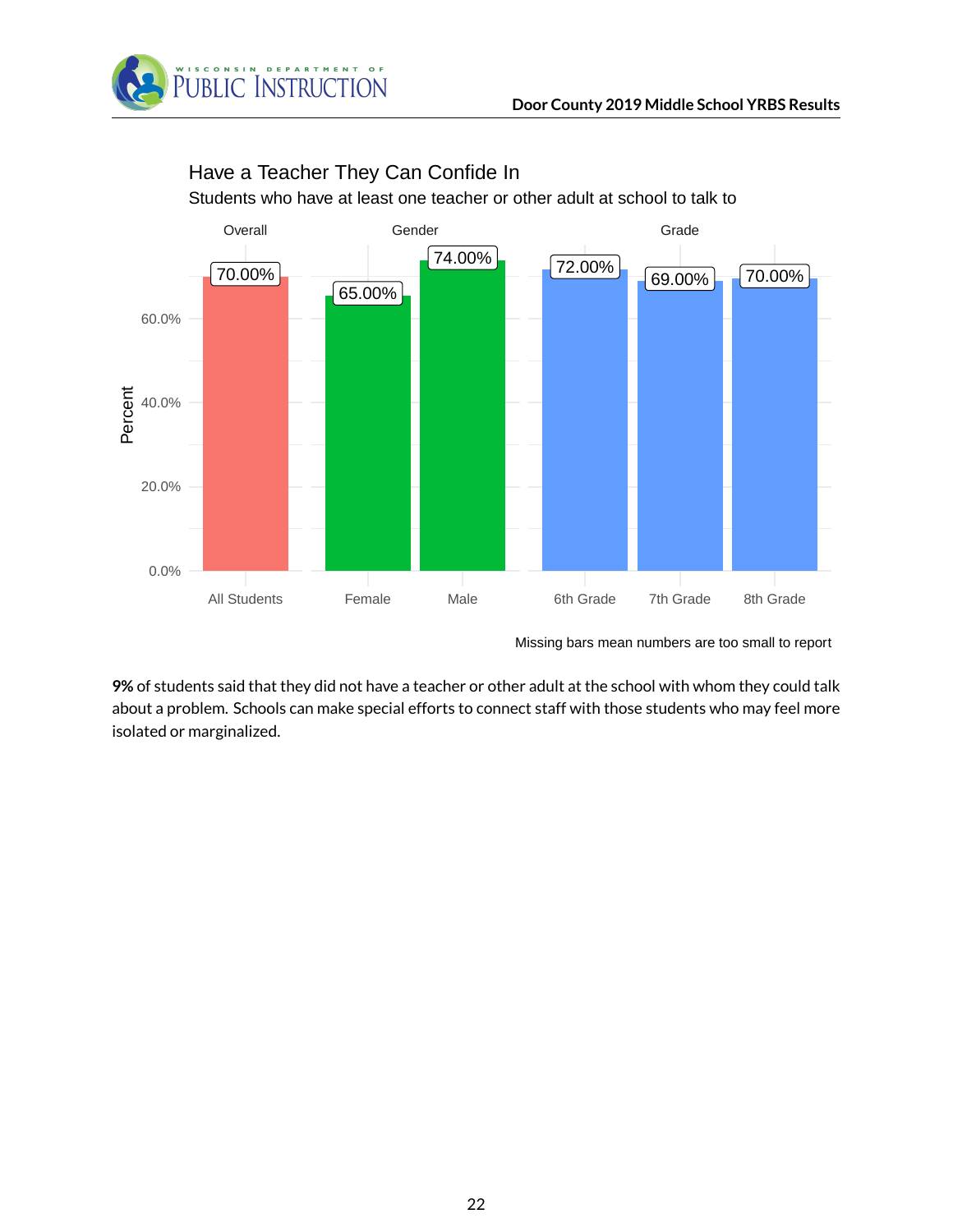## Have a Teacher They Can Confide In

Students who have at least one teacher or other adult at school to talk to

| Group | Category | Percent |
|---|---|---|
| Overall | All Students | 70.00% |
| Gender | Female | 65.00% |
| Gender | Male | 74.00% |
| Grade | 6th Grade | 72.00% |
| Grade | 7th Grade | 69.00% |
| Grade | 8th Grade | 70.00% |

Missing bars mean numbers are too small to report

**9%** of students said that they did not have a teacher or other adult at the school with whom they could talk about a problem. Schools can make special efforts to connect staff with those students who may feel more isolated or marginalized.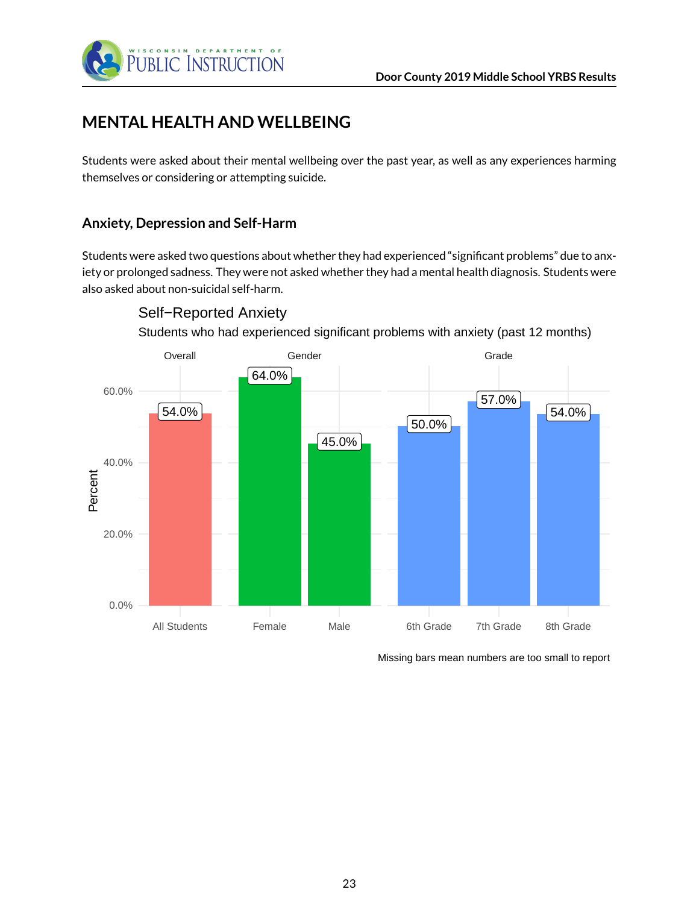# MENTAL HEALTH AND WELLBEING

Students were asked about their mental wellbeing over the past year, as well as any experiences harming themselves or considering or attempting suicide.

## Anxiety, Depression and Self-Harm

Students were asked two questions about whether they had experienced "significant problems" due to anxiety or prolonged sadness. They were not asked whether they had a mental health diagnosis. Students were also asked about non-suicidal self-harm.

**Self−Reported Anxiety**

Students who had experienced significant problems with anxiety (past 12 months)

| Group | Category | Percent |
|---|---|---|
| Overall | All Students | 54.0% |
| Gender | Female | 64.0% |
| Gender | Male | 45.0% |
| Grade | 6th Grade | 50.0% |
| Grade | 7th Grade | 57.0% |
| Grade | 8th Grade | 54.0% |

Missing bars mean numbers are too small to report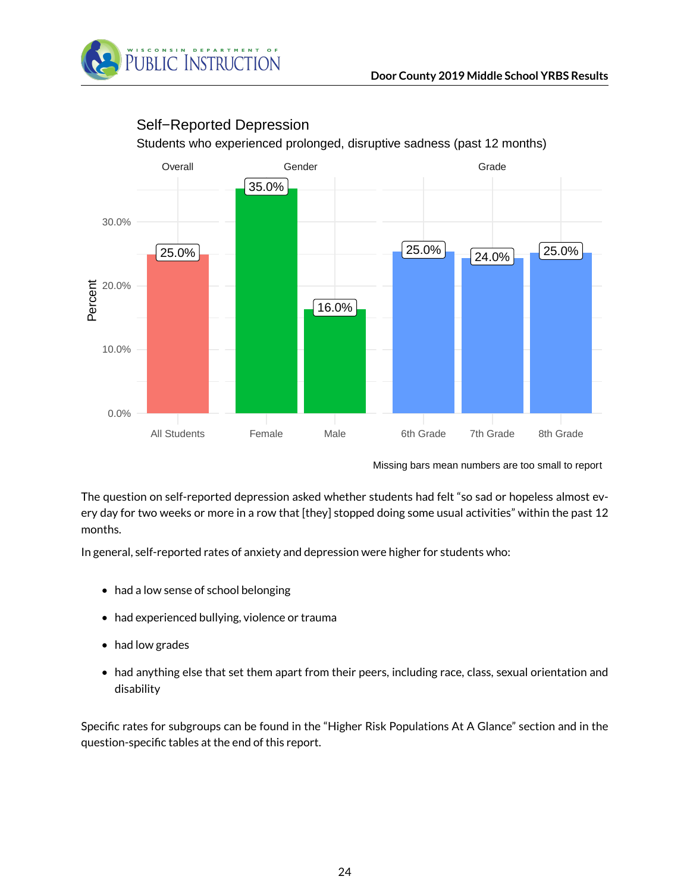## Self−Reported Depression

Students who experienced prolonged, disruptive sadness (past 12 months)

| Group | Category | Percent |
|---|---|---|
| Overall | All Students | 25.0% |
| Gender | Female | 35.0% |
| Gender | Male | 16.0% |
| Grade | 6th Grade | 25.0% |
| Grade | 7th Grade | 24.0% |
| Grade | 8th Grade | 25.0% |

Missing bars mean numbers are too small to report

The question on self-reported depression asked whether students had felt "so sad or hopeless almost every day for two weeks or more in a row that [they] stopped doing some usual activities" within the past 12 months.

In general, self-reported rates of anxiety and depression were higher for students who:

- had a low sense of school belonging
- had experienced bullying, violence or trauma
- had low grades
- had anything else that set them apart from their peers, including race, class, sexual orientation and disability

Specific rates for subgroups can be found in the "Higher Risk Populations At A Glance" section and in the question-specific tables at the end of this report.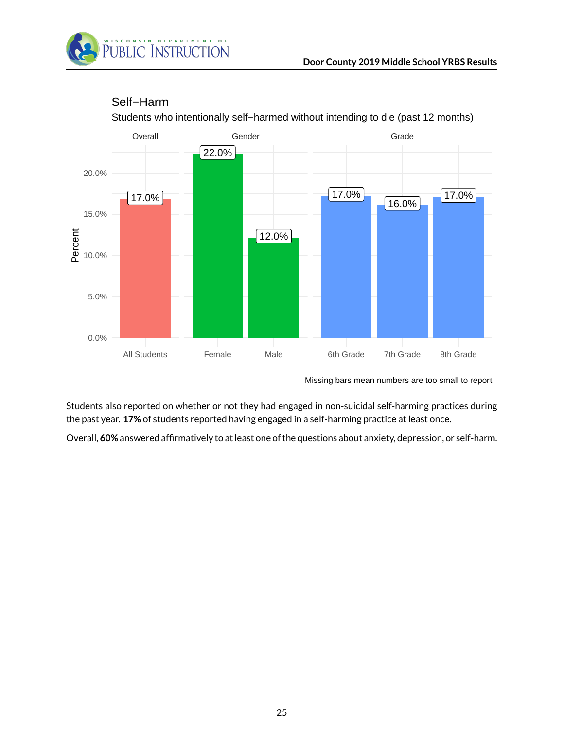## Self−Harm

Students who intentionally self−harmed without intending to die (past 12 months)

| | Overall | Gender | | Grade | | |
|---|---|---|---|---|---|---|
| | All Students | Female | Male | 6th Grade | 7th Grade | 8th Grade |
| Percent | 17.0% | 22.0% | 12.0% | 17.0% | 16.0% | 17.0% |

Missing bars mean numbers are too small to report

Students also reported on whether or not they had engaged in non-suicidal self-harming practices during the past year. **17%** of students reported having engaged in a self-harming practice at least once.

Overall, **60%** answered affirmatively to at least one of the questions about anxiety, depression, or self-harm.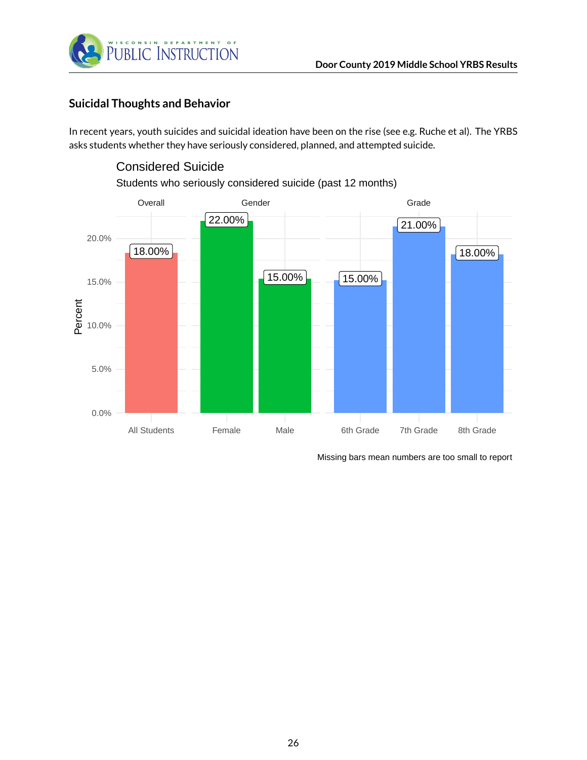## Suicidal Thoughts and Behavior

In recent years, youth suicides and suicidal ideation have been on the rise (see e.g. Ruche et al). The YRBS asks students whether they have seriously considered, planned, and attempted suicide.

### Considered Suicide

Students who seriously considered suicide (past 12 months)

| Group | Category | Percent |
|---|---|---|
| Overall | All Students | 18.00% |
| Gender | Female | 22.00% |
| Gender | Male | 15.00% |
| Grade | 6th Grade | 15.00% |
| Grade | 7th Grade | 21.00% |
| Grade | 8th Grade | 18.00% |

Missing bars mean numbers are too small to report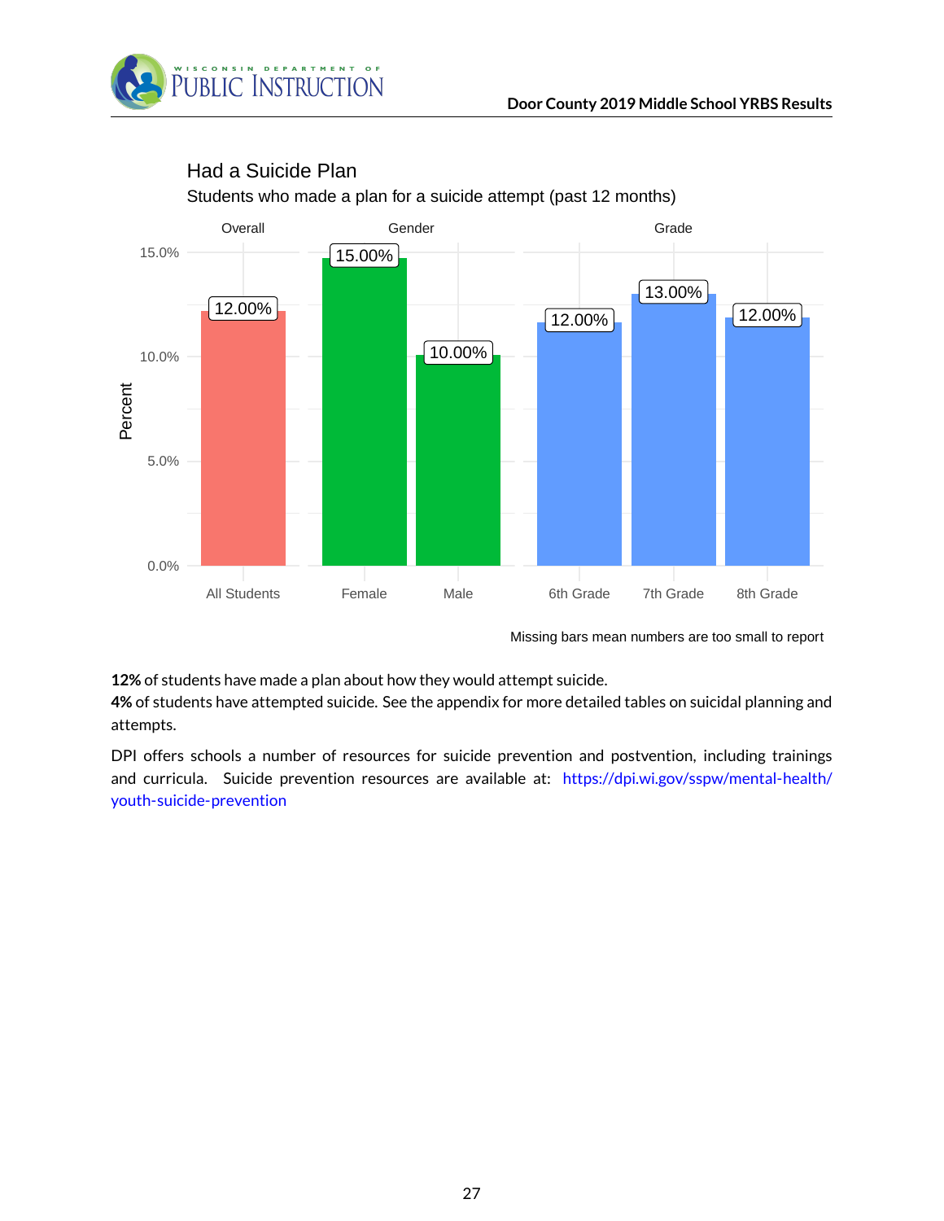## Had a Suicide Plan

Students who made a plan for a suicide attempt (past 12 months)

| Group | Category | Percent |
|---|---|---|
| Overall | All Students | 12.00% |
| Gender | Female | 15.00% |
| Gender | Male | 10.00% |
| Grade | 6th Grade | 12.00% |
| Grade | 7th Grade | 13.00% |
| Grade | 8th Grade | 12.00% |

Missing bars mean numbers are too small to report

**12%** of students have made a plan about how they would attempt suicide.
**4%** of students have attempted suicide. See the appendix for more detailed tables on suicidal planning and attempts.

DPI offers schools a number of resources for suicide prevention and postvention, including trainings and curricula. Suicide prevention resources are available at: https://dpi.wi.gov/sspw/mental-health/youth-suicide-prevention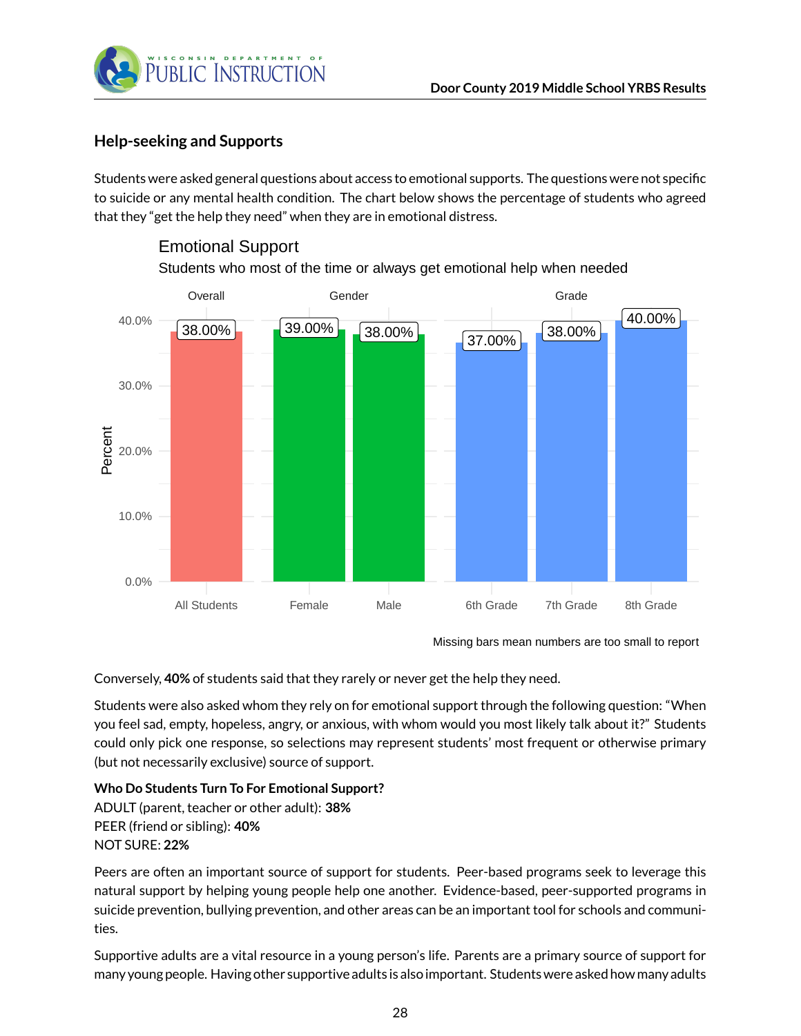## Help-seeking and Supports

Students were asked general questions about access to emotional supports. The questions were not specific to suicide or any mental health condition. The chart below shows the percentage of students who agreed that they "get the help they need" when they are in emotional distress.

**Emotional Support**

Students who most of the time or always get emotional help when needed

| Group | Category | Percent |
|---|---|---|
| Overall | All Students | 38.00% |
| Gender | Female | 39.00% |
| Gender | Male | 38.00% |
| Grade | 6th Grade | 37.00% |
| Grade | 7th Grade | 38.00% |
| Grade | 8th Grade | 40.00% |

Missing bars mean numbers are too small to report

Conversely, **40%** of students said that they rarely or never get the help they need.

Students were also asked whom they rely on for emotional support through the following question: "When you feel sad, empty, hopeless, angry, or anxious, with whom would you most likely talk about it?" Students could only pick one response, so selections may represent students' most frequent or otherwise primary (but not necessarily exclusive) source of support.

**Who Do Students Turn To For Emotional Support?**
ADULT (parent, teacher or other adult): **38%**
PEER (friend or sibling): **40%**
NOT SURE: **22%**

Peers are often an important source of support for students. Peer-based programs seek to leverage this natural support by helping young people help one another. Evidence-based, peer-supported programs in suicide prevention, bullying prevention, and other areas can be an important tool for schools and communities.

Supportive adults are a vital resource in a young person's life. Parents are a primary source of support for many young people. Having other supportive adults is also important. Students were asked how many adults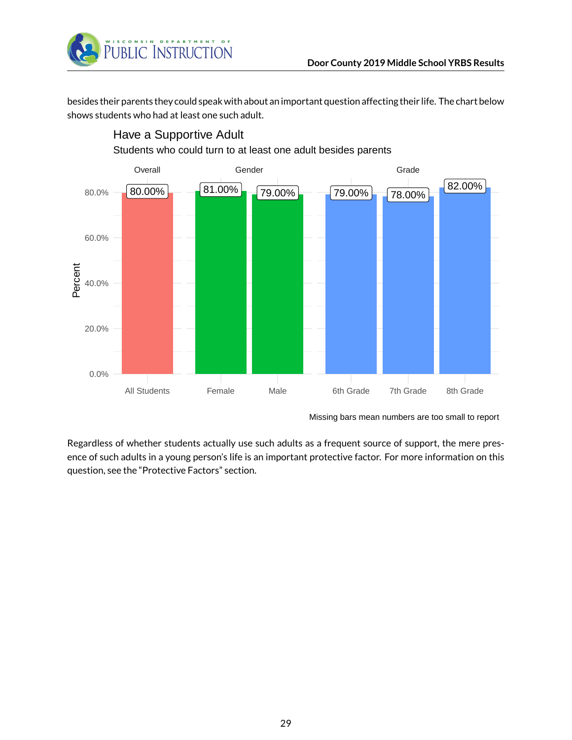besides their parents they could speak with about an important question affecting their life. The chart below shows students who had at least one such adult.

**Have a Supportive Adult**

Students who could turn to at least one adult besides parents

| Group | Category | Percent |
|---|---|---|
| Overall | All Students | 80.00% |
| Gender | Female | 81.00% |
| Gender | Male | 79.00% |
| Grade | 6th Grade | 79.00% |
| Grade | 7th Grade | 78.00% |
| Grade | 8th Grade | 82.00% |

Missing bars mean numbers are too small to report

Regardless of whether students actually use such adults as a frequent source of support, the mere presence of such adults in a young person's life is an important protective factor. For more information on this question, see the "Protective Factors" section.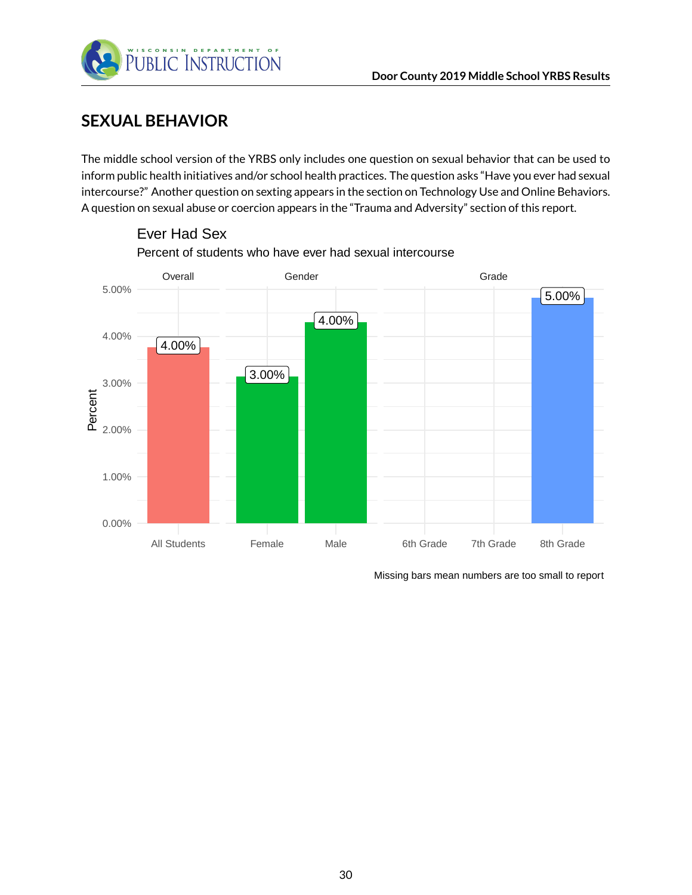## SEXUAL BEHAVIOR

The middle school version of the YRBS only includes one question on sexual behavior that can be used to inform public health initiatives and/or school health practices. The question asks "Have you ever had sexual intercourse?" Another question on sexting appears in the section on Technology Use and Online Behaviors. A question on sexual abuse or coercion appears in the "Trauma and Adversity" section of this report.

**Ever Had Sex**

Percent of students who have ever had sexual intercourse

| Group | Category | Percent |
|---|---|---|
| Overall | All Students | 4.00% |
| Gender | Female | 3.00% |
| Gender | Male | 4.00% |
| Grade | 6th Grade | |
| Grade | 7th Grade | |
| Grade | 8th Grade | 5.00% |

Missing bars mean numbers are too small to report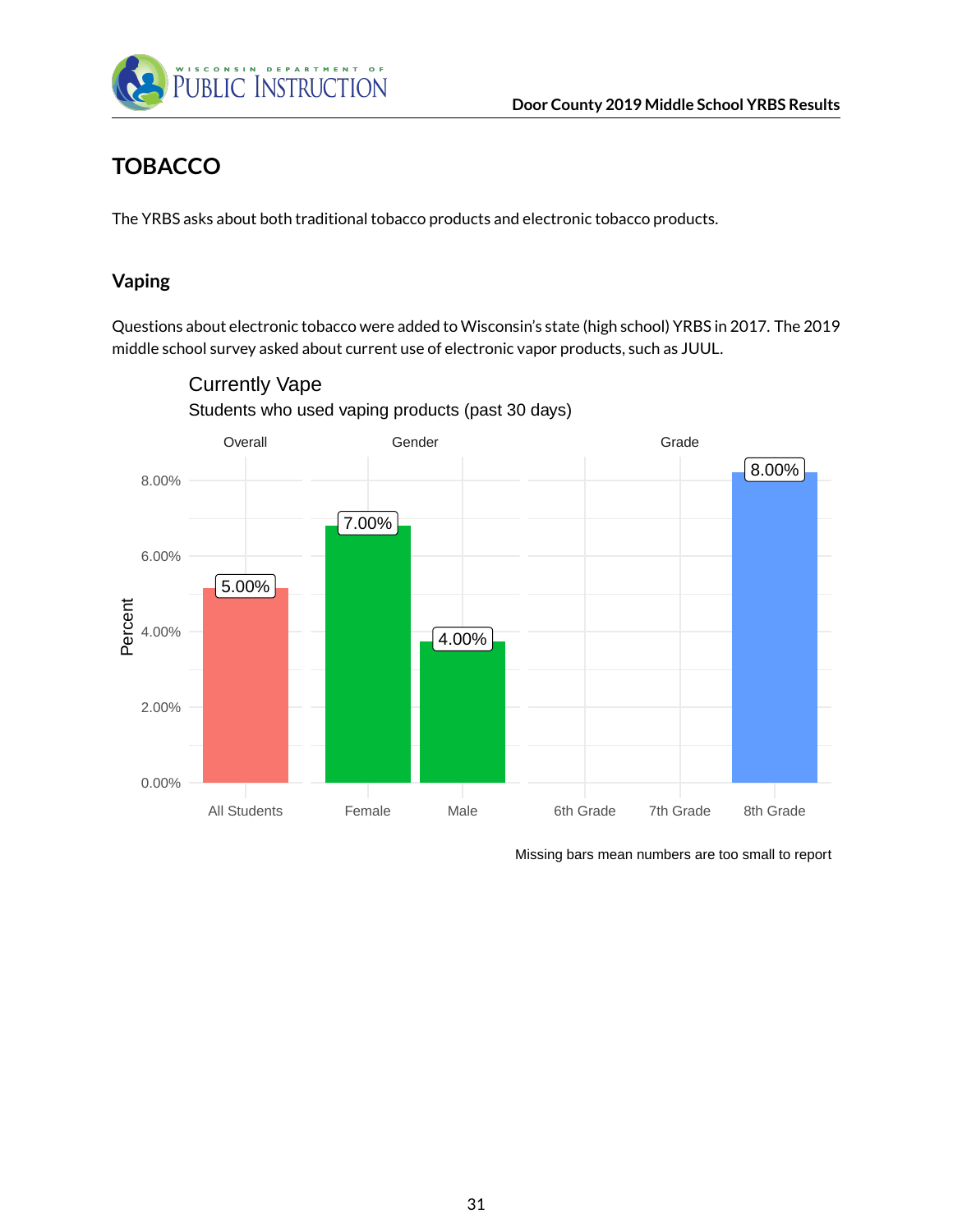# TOBACCO

The YRBS asks about both traditional tobacco products and electronic tobacco products.

## Vaping

Questions about electronic tobacco were added to Wisconsin's state (high school) YRBS in 2017. The 2019 middle school survey asked about current use of electronic vapor products, such as JUUL.

**Currently Vape**

Students who used vaping products (past 30 days)

| Category | Group | Percent |
|---|---|---|
| Overall | All Students | 5.00% |
| Gender | Female | 7.00% |
| Gender | Male | 4.00% |
| Grade | 6th Grade | |
| Grade | 7th Grade | |
| Grade | 8th Grade | 8.00% |

Missing bars mean numbers are too small to report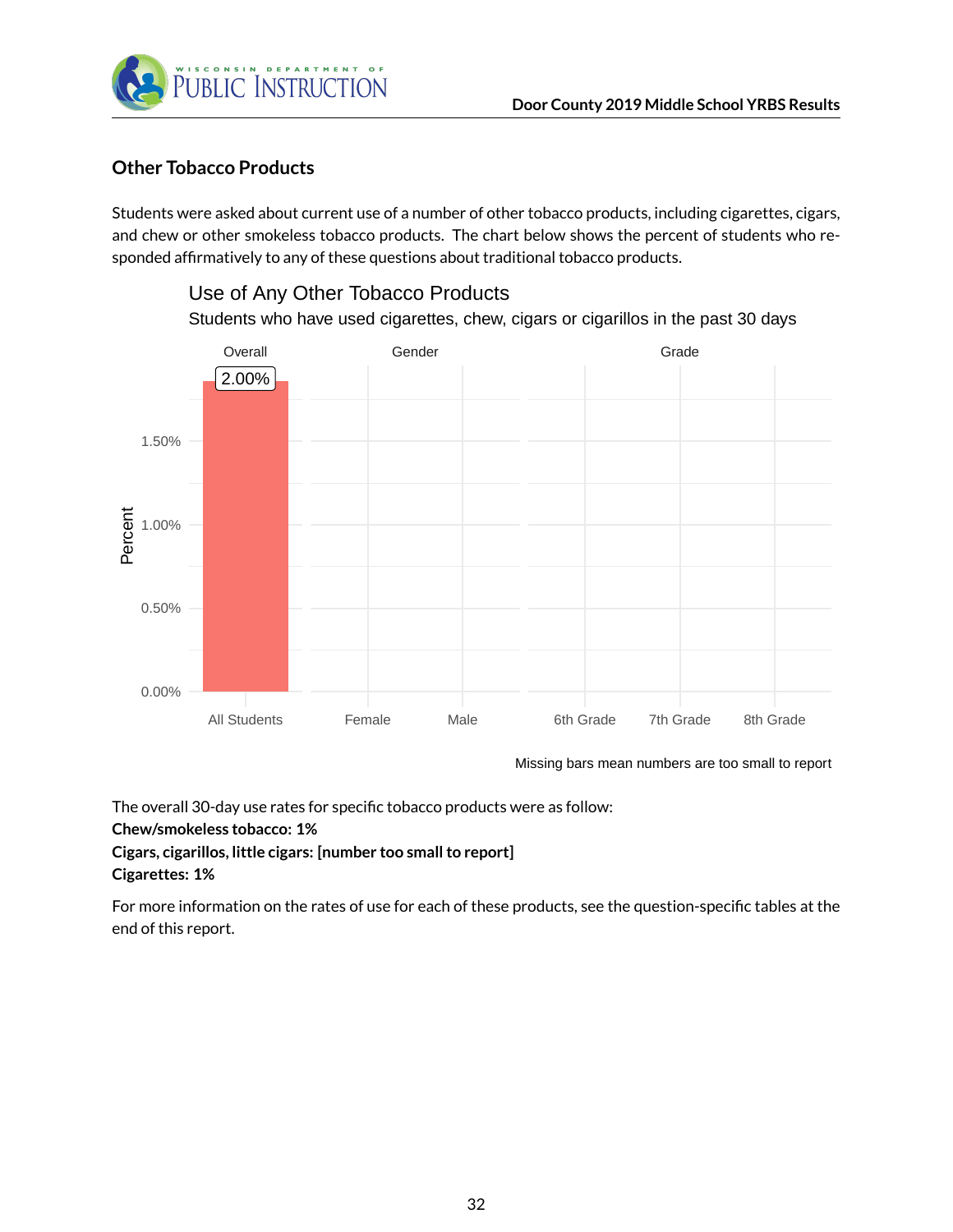## Other Tobacco Products

Students were asked about current use of a number of other tobacco products, including cigarettes, cigars, and chew or other smokeless tobacco products. The chart below shows the percent of students who responded affirmatively to any of these questions about traditional tobacco products.

**Use of Any Other Tobacco Products**

Students who have used cigarettes, chew, cigars or cigarillos in the past 30 days

| Overall | Gender | | Grade | | |
|---|---|---|---|---|---|
| All Students | Female | Male | 6th Grade | 7th Grade | 8th Grade |
| 2.00% | | | | | |

Missing bars mean numbers are too small to report

The overall 30-day use rates for specific tobacco products were as follow:
**Chew/smokeless tobacco: 1%**
**Cigars, cigarillos, little cigars: [number too small to report]**
**Cigarettes: 1%**

For more information on the rates of use for each of these products, see the question-specific tables at the end of this report.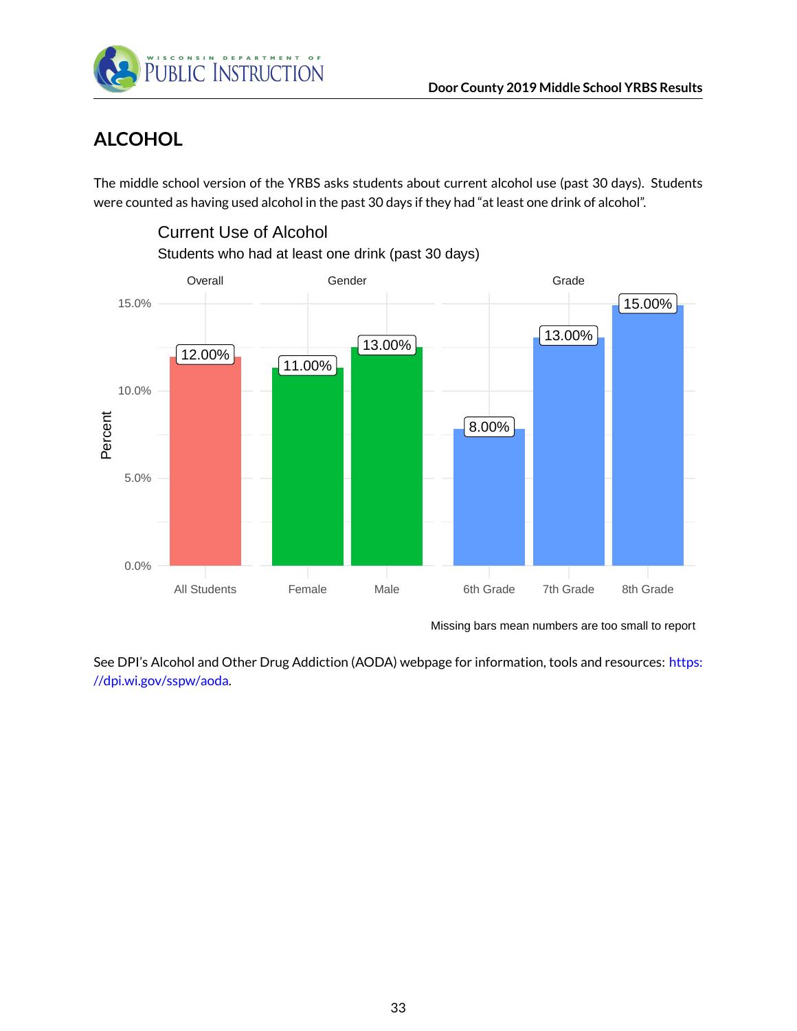## ALCOHOL

The middle school version of the YRBS asks students about current alcohol use (past 30 days). Students were counted as having used alcohol in the past 30 days if they had "at least one drink of alcohol".

**Current Use of Alcohol**

Students who had at least one drink (past 30 days)

| Group | Category | Percent |
|---|---|---|
| Overall | All Students | 12.00% |
| Gender | Female | 11.00% |
| Gender | Male | 13.00% |
| Grade | 6th Grade | 8.00% |
| Grade | 7th Grade | 13.00% |
| Grade | 8th Grade | 15.00% |

Missing bars mean numbers are too small to report

See DPI's Alcohol and Other Drug Addiction (AODA) webpage for information, tools and resources: https://dpi.wi.gov/sspw/aoda.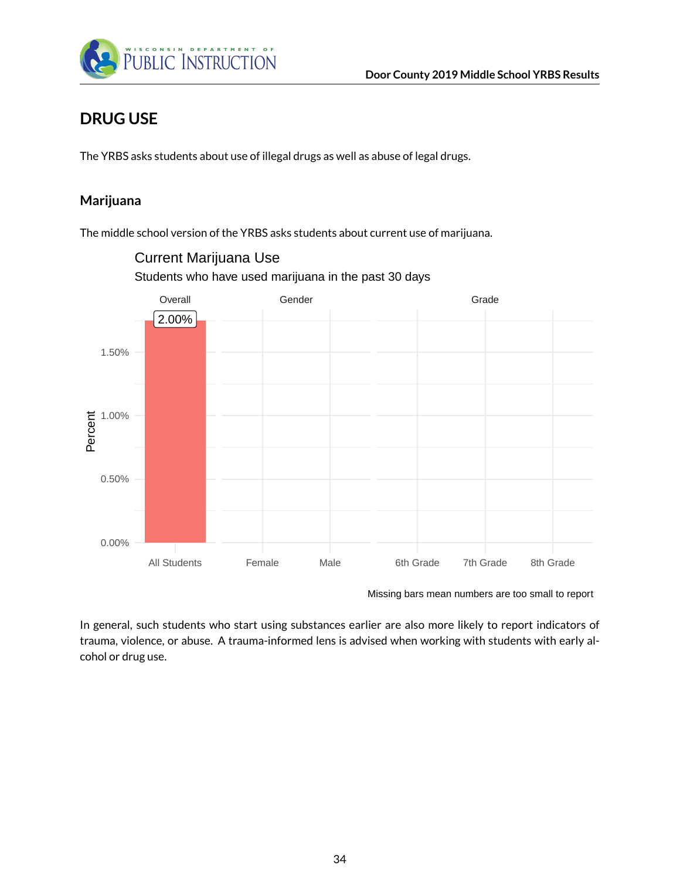# DRUG USE

The YRBS asks students about use of illegal drugs as well as abuse of legal drugs.

## Marijuana

The middle school version of the YRBS asks students about current use of marijuana.

Current Marijuana Use

Students who have used marijuana in the past 30 days

| | Overall | Gender | | Grade | | |
|---|---|---|---|---|---|---|
| | All Students | Female | Male | 6th Grade | 7th Grade | 8th Grade |
| Percent | 2.00% | | | | | |

Missing bars mean numbers are too small to report

In general, such students who start using substances earlier are also more likely to report indicators of trauma, violence, or abuse. A trauma-informed lens is advised when working with students with early alcohol or drug use.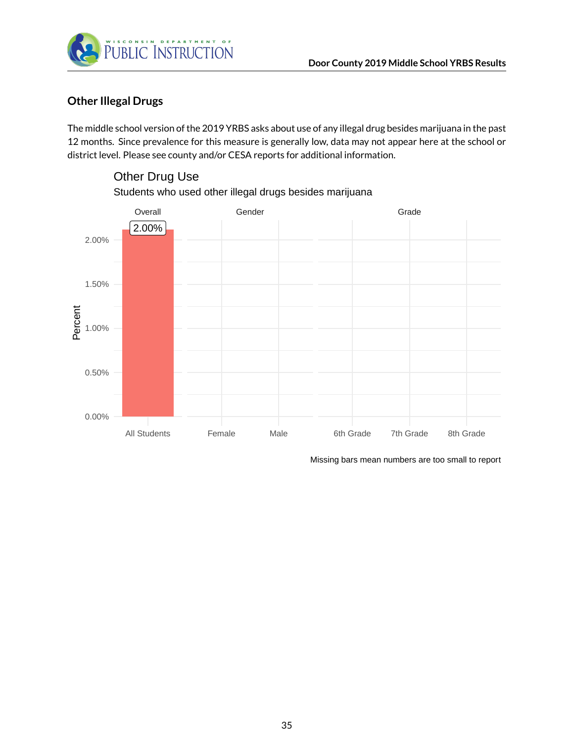## Other Illegal Drugs

The middle school version of the 2019 YRBS asks about use of any illegal drug besides marijuana in the past 12 months. Since prevalence for this measure is generally low, data may not appear here at the school or district level. Please see county and/or CESA reports for additional information.

**Other Drug Use**

Students who used other illegal drugs besides marijuana

| Overall | Gender | | Grade | | |
|---|---|---|---|---|---|
| All Students | Female | Male | 6th Grade | 7th Grade | 8th Grade |
| 2.00% | | | | | |

Missing bars mean numbers are too small to report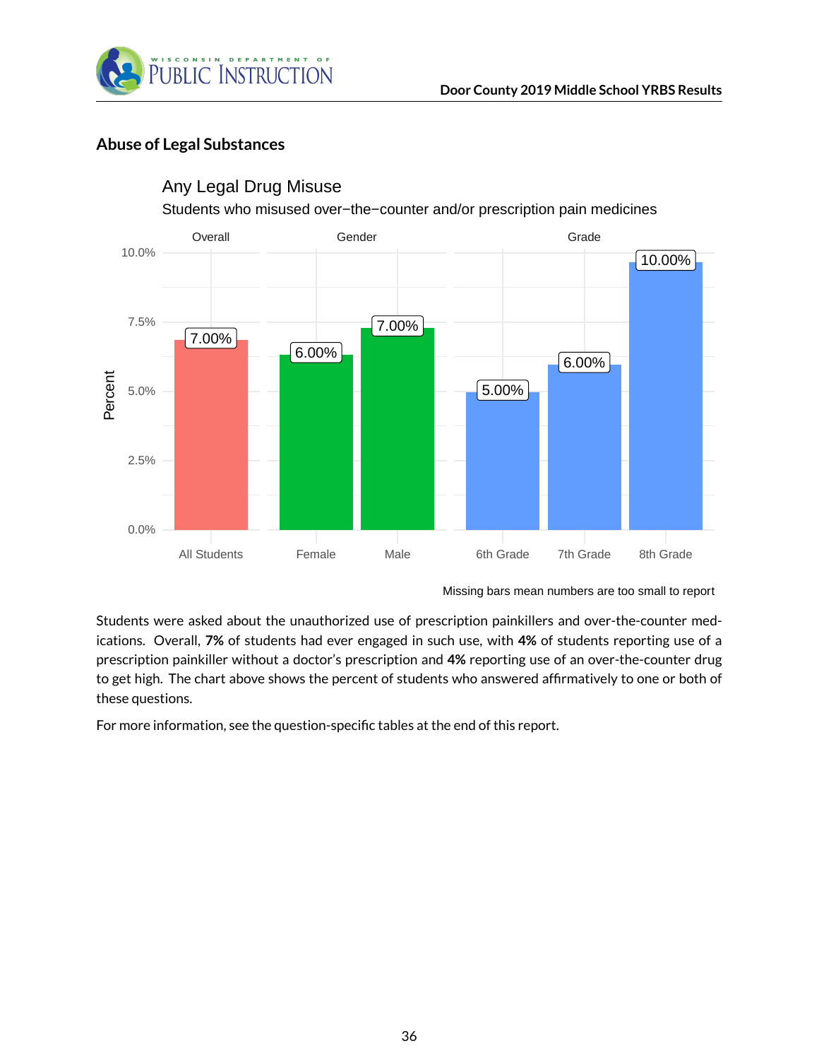## Abuse of Legal Substances

Any Legal Drug Misuse

Students who misused over−the−counter and/or prescription pain medicines

| Group | Category | Percent |
|---|---|---|
| Overall | All Students | 7.00% |
| Gender | Female | 6.00% |
| Gender | Male | 7.00% |
| Grade | 6th Grade | 5.00% |
| Grade | 7th Grade | 6.00% |
| Grade | 8th Grade | 10.00% |

Missing bars mean numbers are too small to report

Students were asked about the unauthorized use of prescription painkillers and over-the-counter medications. Overall, **7%** of students had ever engaged in such use, with **4%** of students reporting use of a prescription painkiller without a doctor's prescription and **4%** reporting use of an over-the-counter drug to get high. The chart above shows the percent of students who answered affirmatively to one or both of these questions.

For more information, see the question-specific tables at the end of this report.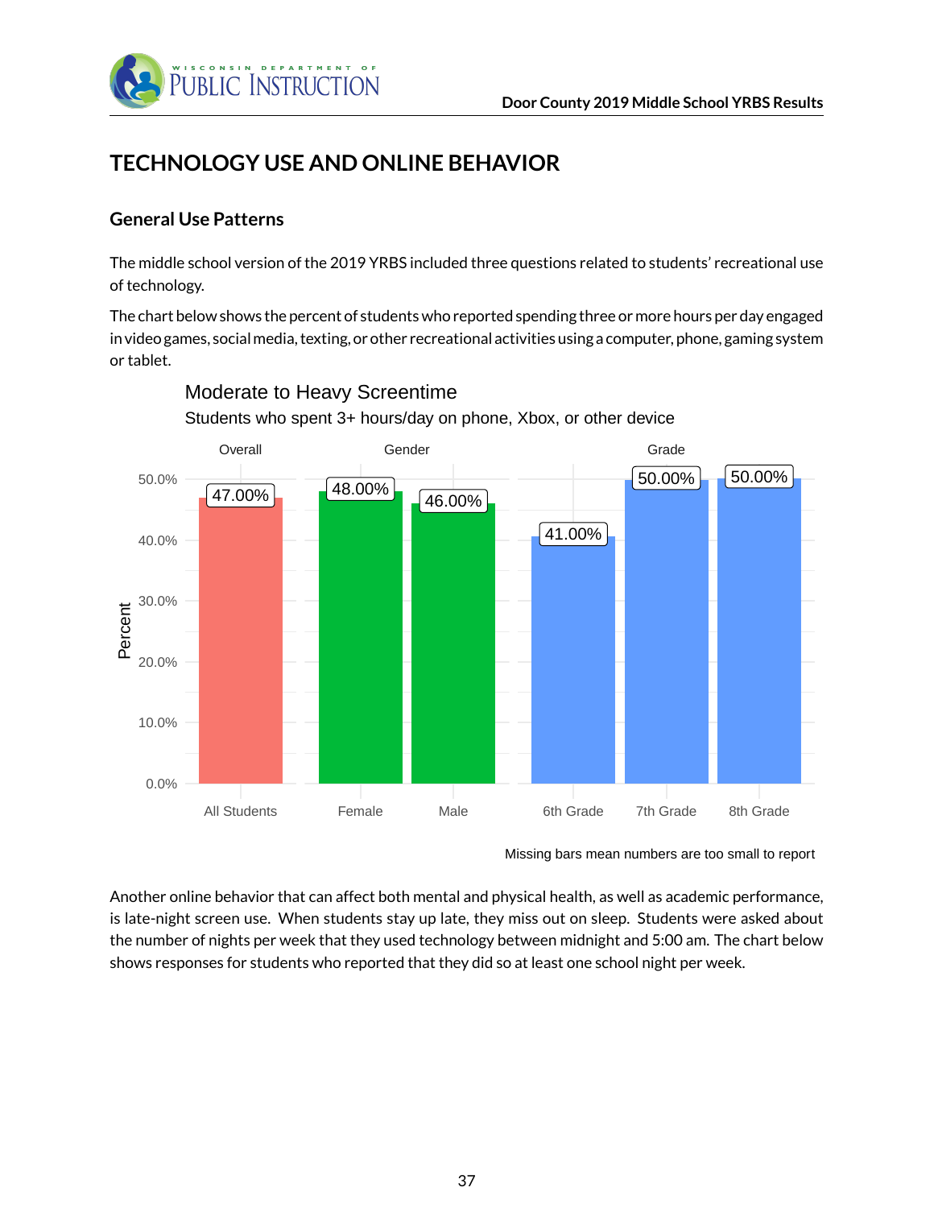# TECHNOLOGY USE AND ONLINE BEHAVIOR

## General Use Patterns

The middle school version of the 2019 YRBS included three questions related to students' recreational use of technology.

The chart below shows the percent of students who reported spending three or more hours per day engaged in video games, social media, texting, or other recreational activities using a computer, phone, gaming system or tablet.

**Moderate to Heavy Screentime**

Students who spent 3+ hours/day on phone, Xbox, or other device

| Group | Category | Percent |
|---|---|---|
| Overall | All Students | 47.00% |
| Gender | Female | 48.00% |
| Gender | Male | 46.00% |
| Grade | 6th Grade | 41.00% |
| Grade | 7th Grade | 50.00% |
| Grade | 8th Grade | 50.00% |

Missing bars mean numbers are too small to report

Another online behavior that can affect both mental and physical health, as well as academic performance, is late-night screen use. When students stay up late, they miss out on sleep. Students were asked about the number of nights per week that they used technology between midnight and 5:00 am. The chart below shows responses for students who reported that they did so at least one school night per week.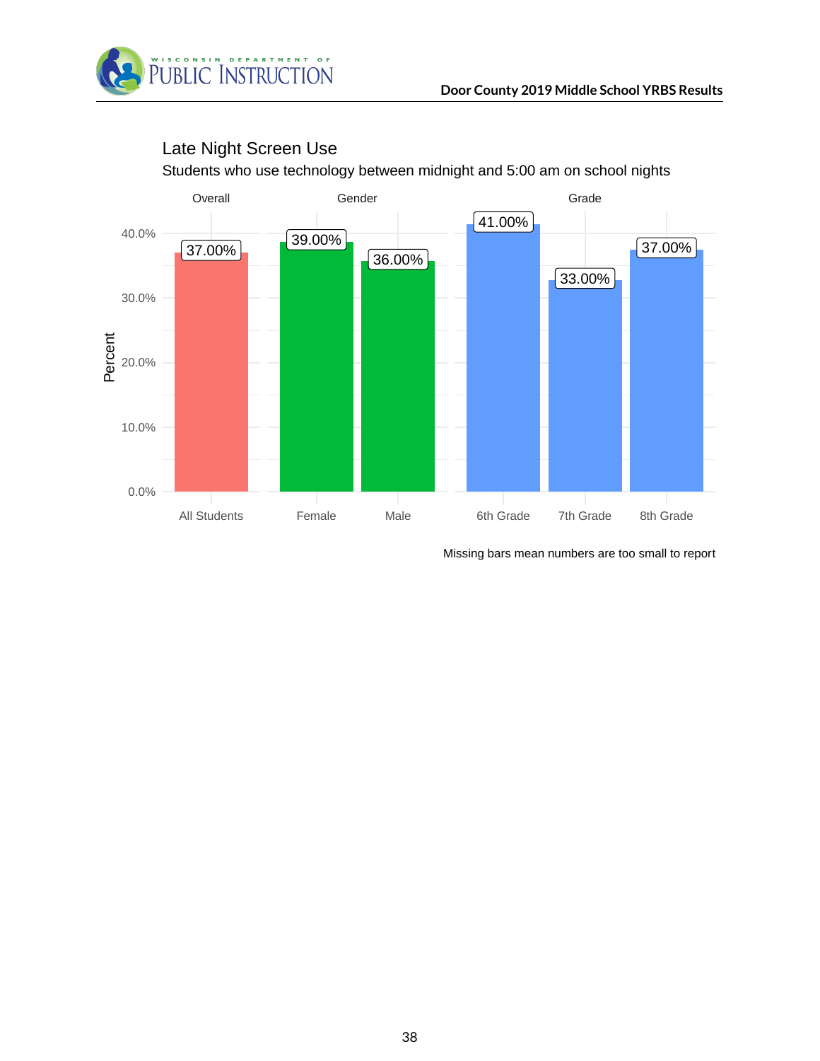## Late Night Screen Use

Students who use technology between midnight and 5:00 am on school nights

| Category | Group | Percent |
|---|---|---|
| Overall | All Students | 37.00% |
| Gender | Female | 39.00% |
| Gender | Male | 36.00% |
| Grade | 6th Grade | 41.00% |
| Grade | 7th Grade | 33.00% |
| Grade | 8th Grade | 37.00% |

Missing bars mean numbers are too small to report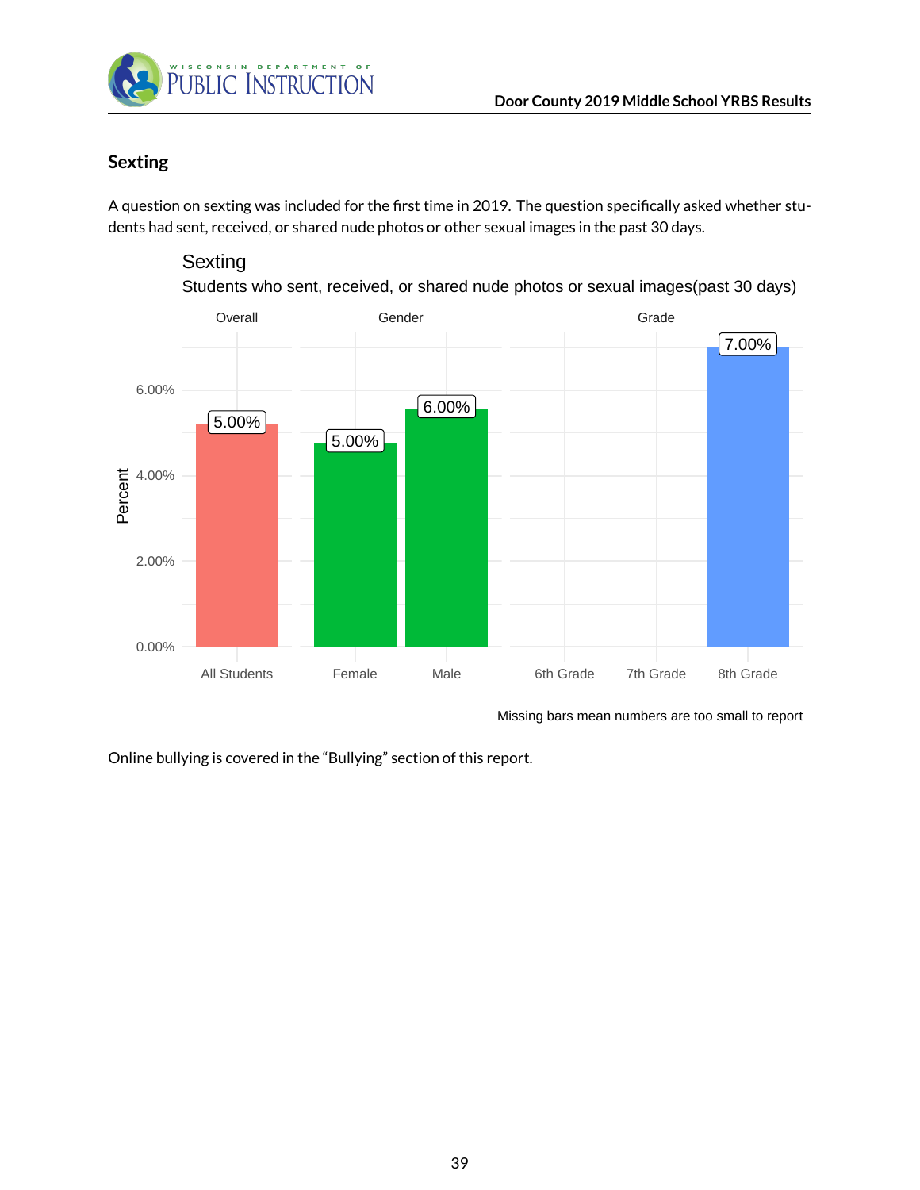## Sexting

A question on sexting was included for the first time in 2019. The question specifically asked whether students had sent, received, or shared nude photos or other sexual images in the past 30 days.

Sexting

Students who sent, received, or shared nude photos or sexual images(past 30 days)

| Group | Category | Percent |
| --- | --- | --- |
| Overall | All Students | 5.00% |
| Gender | Female | 5.00% |
| Gender | Male | 6.00% |
| Grade | 6th Grade | |
| Grade | 7th Grade | |
| Grade | 8th Grade | 7.00% |

Missing bars mean numbers are too small to report

Online bullying is covered in the "Bullying" section of this report.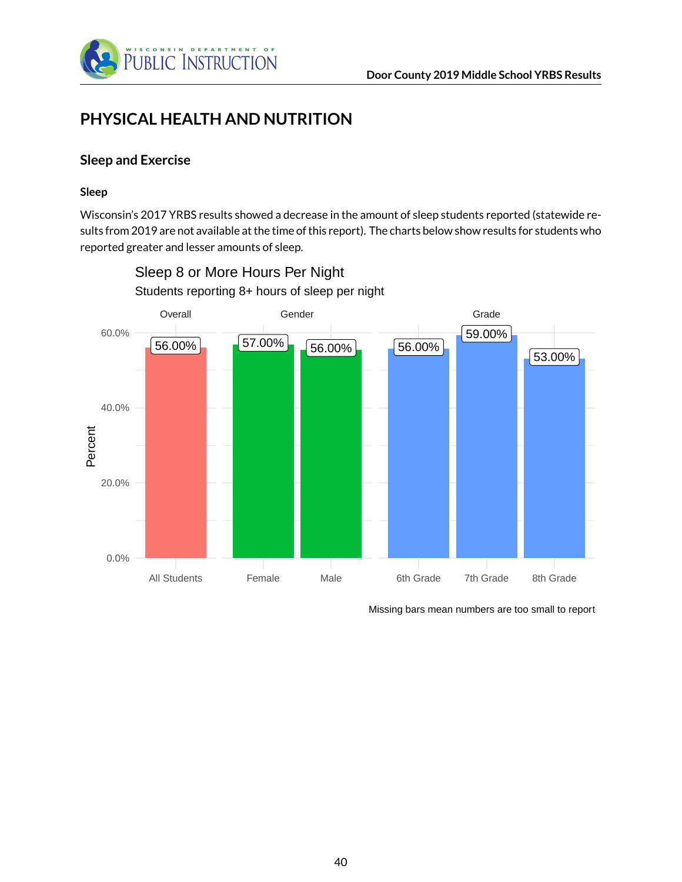# PHYSICAL HEALTH AND NUTRITION

## Sleep and Exercise

### Sleep

Wisconsin's 2017 YRBS results showed a decrease in the amount of sleep students reported (statewide results from 2019 are not available at the time of this report). The charts below show results for students who reported greater and lesser amounts of sleep.

**Sleep 8 or More Hours Per Night**

Students reporting 8+ hours of sleep per night

| Group | Category | Percent |
|---|---|---|
| Overall | All Students | 56.00% |
| Gender | Female | 57.00% |
| Gender | Male | 56.00% |
| Grade | 6th Grade | 56.00% |
| Grade | 7th Grade | 59.00% |
| Grade | 8th Grade | 53.00% |

Missing bars mean numbers are too small to report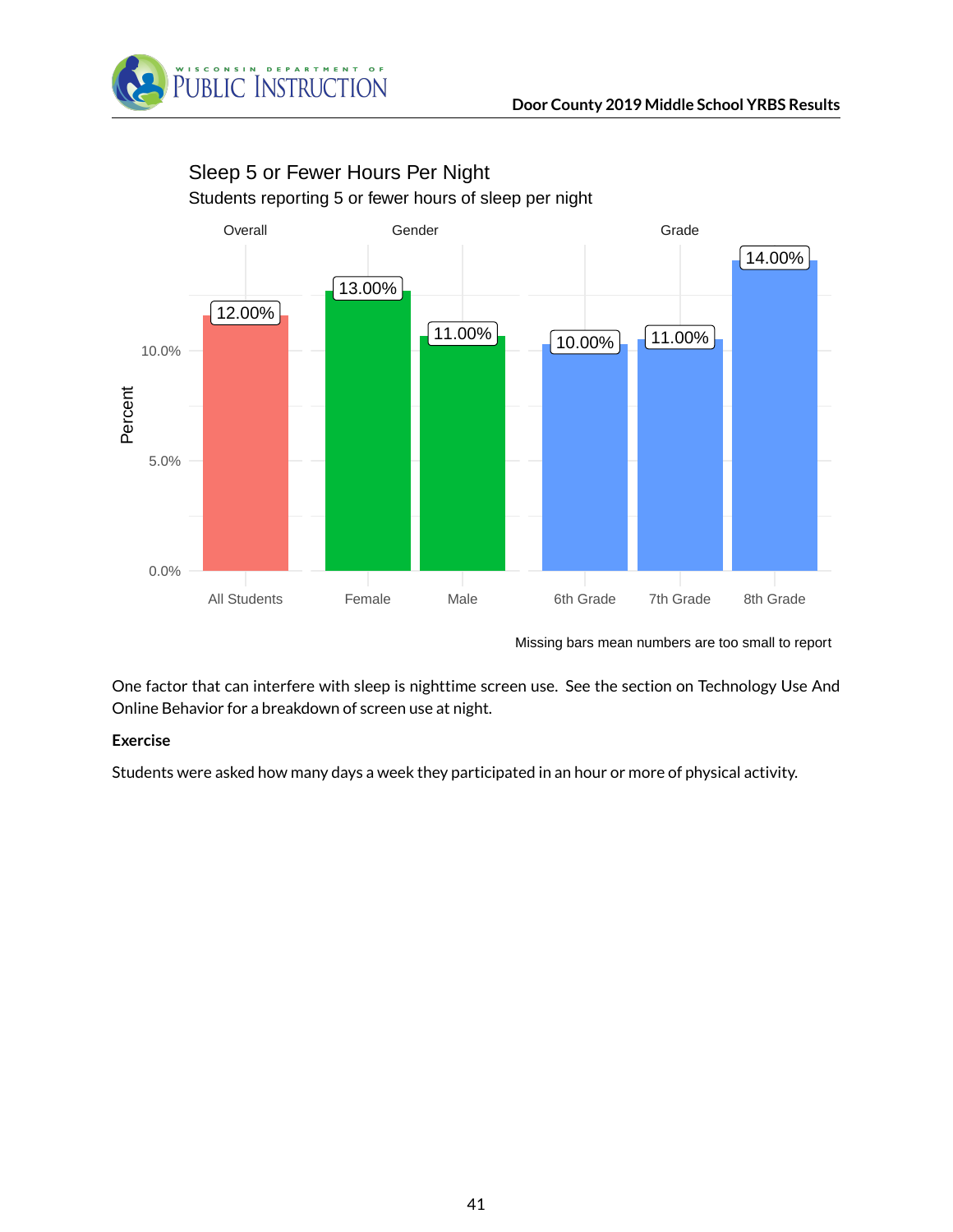## Sleep 5 or Fewer Hours Per Night

Students reporting 5 or fewer hours of sleep per night

| Group | Category | Percent |
|---|---|---|
| Overall | All Students | 12.00% |
| Gender | Female | 13.00% |
| Gender | Male | 11.00% |
| Grade | 6th Grade | 10.00% |
| Grade | 7th Grade | 11.00% |
| Grade | 8th Grade | 14.00% |

Missing bars mean numbers are too small to report

One factor that can interfere with sleep is nighttime screen use. See the section on Technology Use And Online Behavior for a breakdown of screen use at night.

**Exercise**

Students were asked how many days a week they participated in an hour or more of physical activity.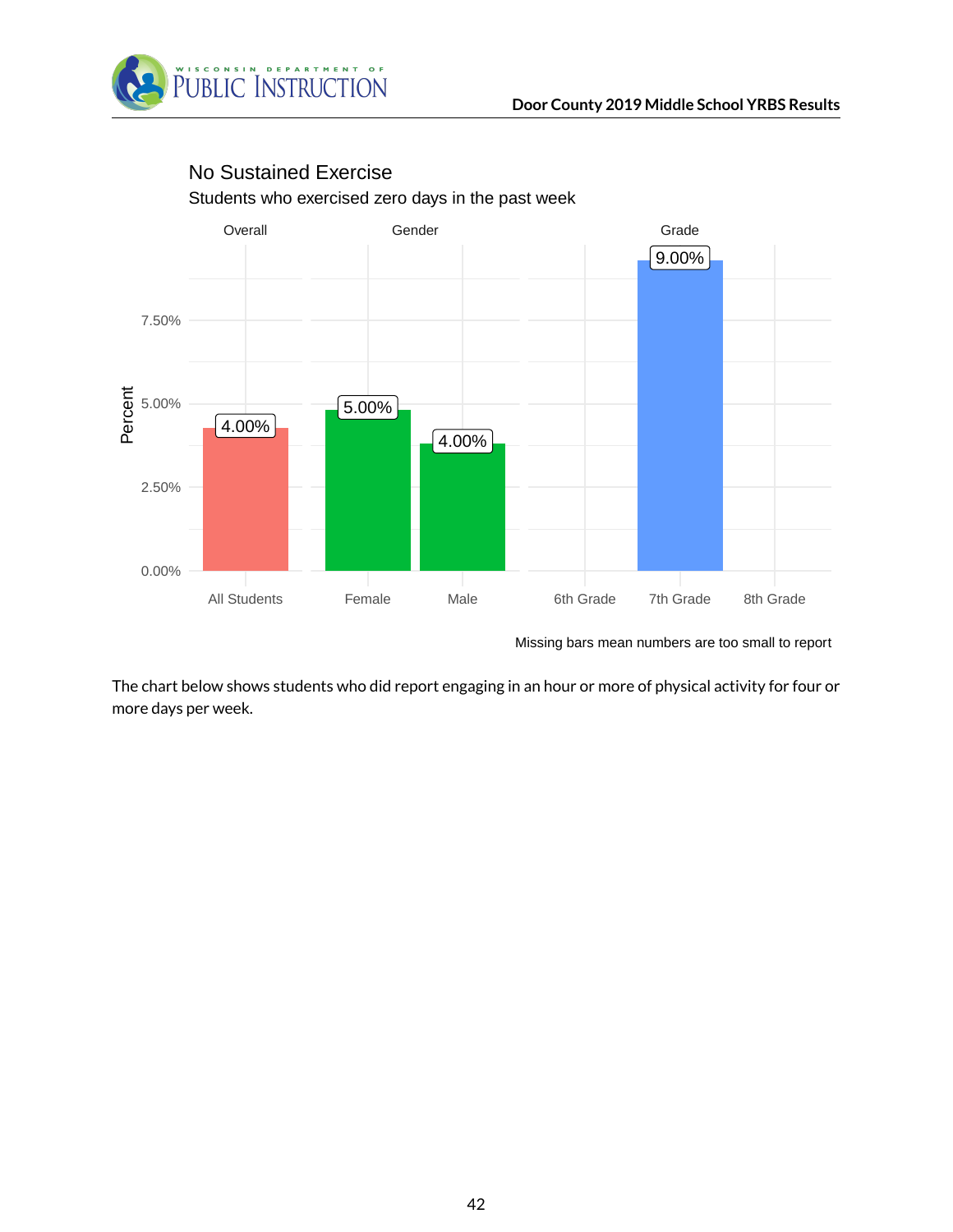## No Sustained Exercise

Students who exercised zero days in the past week

| Group | Category | Percent |
|---|---|---|
| Overall | All Students | 4.00% |
| Gender | Female | 5.00% |
| Gender | Male | 4.00% |
| Grade | 6th Grade | |
| Grade | 7th Grade | 9.00% |
| Grade | 8th Grade | |

Missing bars mean numbers are too small to report

The chart below shows students who did report engaging in an hour or more of physical activity for four or more days per week.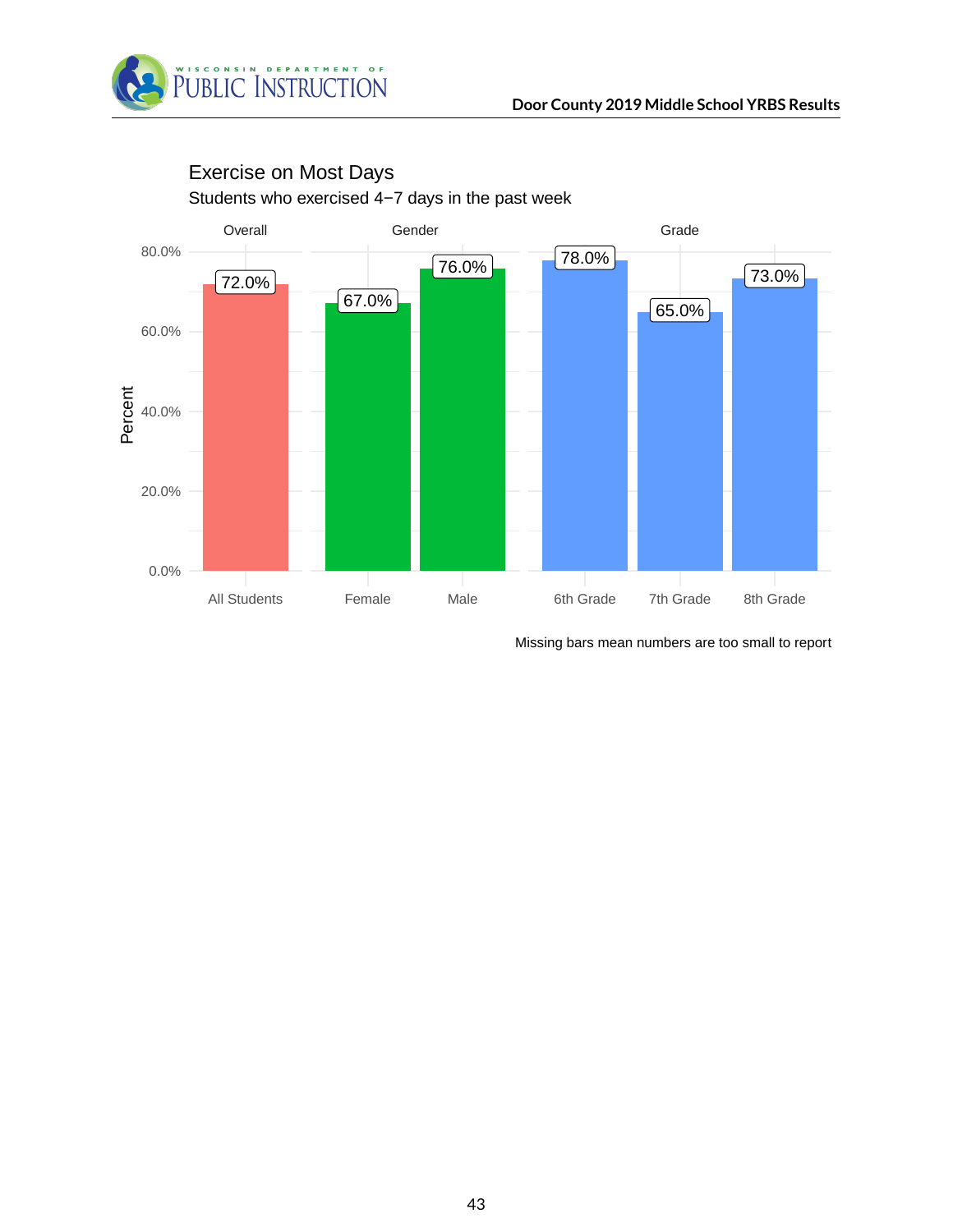## Exercise on Most Days

Students who exercised 4−7 days in the past week

| Group | Category | Percent |
|---|---|---|
| Overall | All Students | 72.0% |
| Gender | Female | 67.0% |
| Gender | Male | 76.0% |
| Grade | 6th Grade | 78.0% |
| Grade | 7th Grade | 65.0% |
| Grade | 8th Grade | 73.0% |

Missing bars mean numbers are too small to report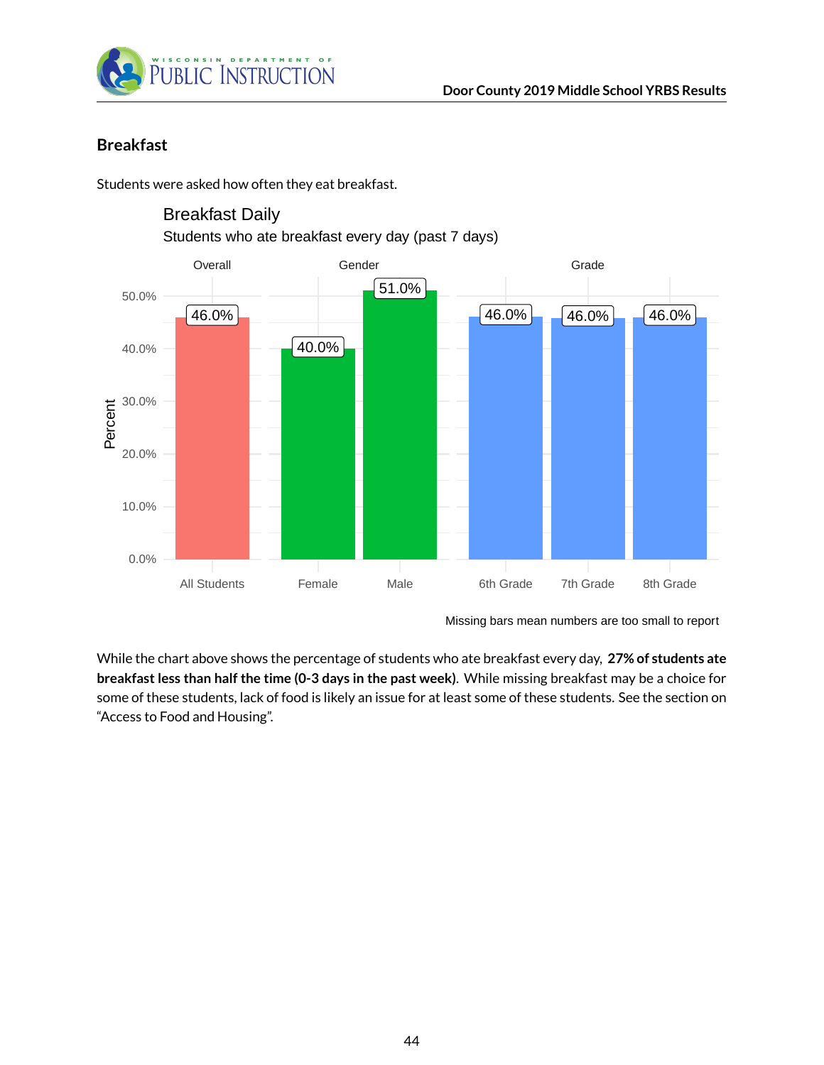## Breakfast

Students were asked how often they eat breakfast.

**Breakfast Daily**

Students who ate breakfast every day (past 7 days)

| Group | Category | Percent |
|---|---|---|
| Overall | All Students | 46.0% |
| Gender | Female | 40.0% |
| Gender | Male | 51.0% |
| Grade | 6th Grade | 46.0% |
| Grade | 7th Grade | 46.0% |
| Grade | 8th Grade | 46.0% |

Missing bars mean numbers are too small to report

While the chart above shows the percentage of students who ate breakfast every day, **27% of students ate breakfast less than half the time (0-3 days in the past week)**. While missing breakfast may be a choice for some of these students, lack of food is likely an issue for at least some of these students. See the section on "Access to Food and Housing".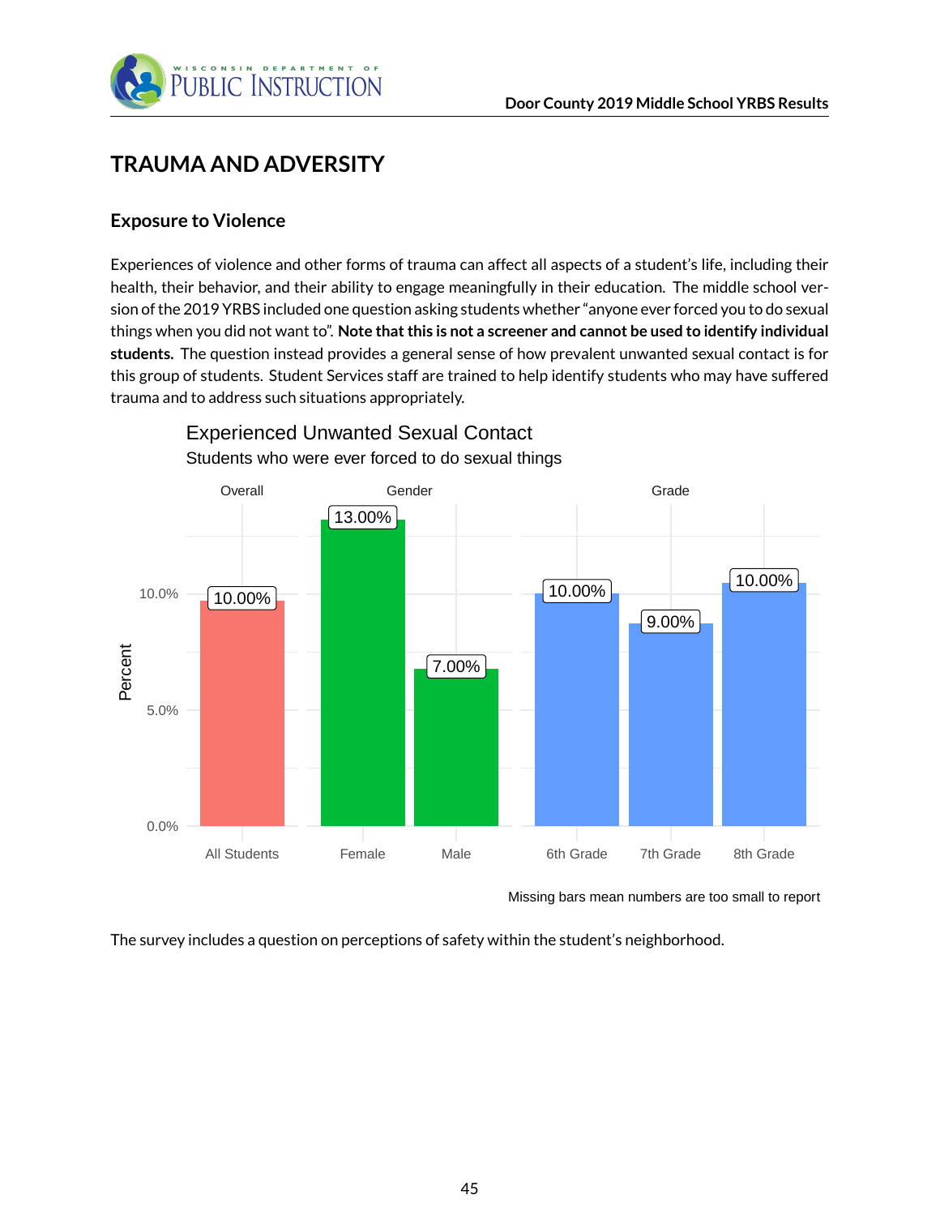## TRAUMA AND ADVERSITY

### Exposure to Violence

Experiences of violence and other forms of trauma can affect all aspects of a student's life, including their health, their behavior, and their ability to engage meaningfully in their education. The middle school version of the 2019 YRBS included one question asking students whether "anyone ever forced you to do sexual things when you did not want to". **Note that this is not a screener and cannot be used to identify individual students.** The question instead provides a general sense of how prevalent unwanted sexual contact is for this group of students. Student Services staff are trained to help identify students who may have suffered trauma and to address such situations appropriately.

**Experienced Unwanted Sexual Contact**

Students who were ever forced to do sexual things

| Group | Category | Percent |
|---|---|---|
| Overall | All Students | 10.00% |
| Gender | Female | 13.00% |
| Gender | Male | 7.00% |
| Grade | 6th Grade | 10.00% |
| Grade | 7th Grade | 9.00% |
| Grade | 8th Grade | 10.00% |

Missing bars mean numbers are too small to report

The survey includes a question on perceptions of safety within the student's neighborhood.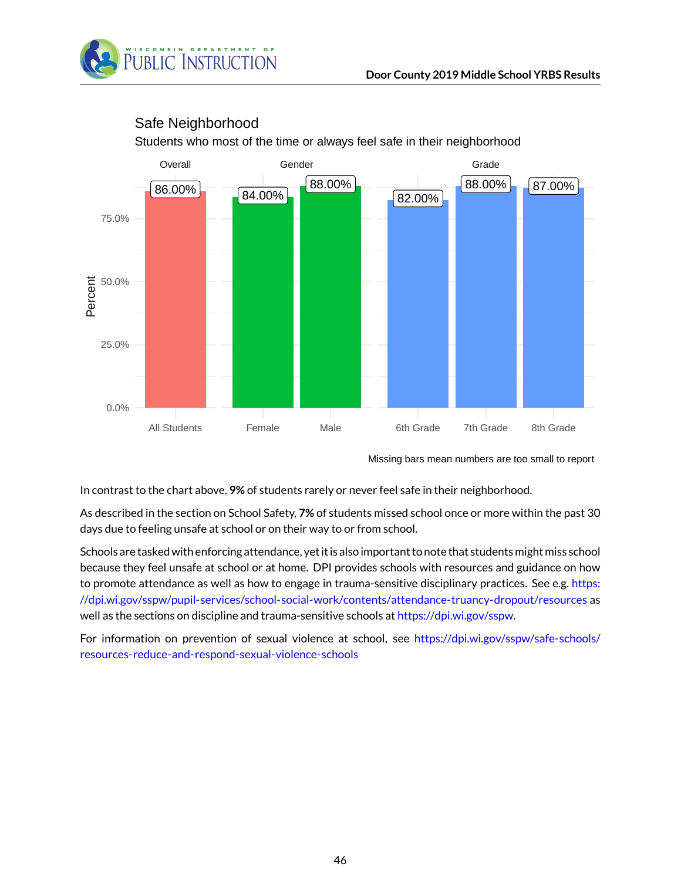## Safe Neighborhood

Students who most of the time or always feel safe in their neighborhood

| Group | Category | Percent |
|---|---|---|
| Overall | All Students | 86.00% |
| Gender | Female | 84.00% |
| Gender | Male | 88.00% |
| Grade | 6th Grade | 82.00% |
| Grade | 7th Grade | 88.00% |
| Grade | 8th Grade | 87.00% |

Missing bars mean numbers are too small to report

In contrast to the chart above, **9%** of students rarely or never feel safe in their neighborhood.

As described in the section on School Safety, **7%** of students missed school once or more within the past 30 days due to feeling unsafe at school or on their way to or from school.

Schools are tasked with enforcing attendance, yet it is also important to note that students might miss school because they feel unsafe at school or at home. DPI provides schools with resources and guidance on how to promote attendance as well as how to engage in trauma-sensitive disciplinary practices. See e.g. https://dpi.wi.gov/sspw/pupil-services/school-social-work/contents/attendance-truancy-dropout/resources as well as the sections on discipline and trauma-sensitive schools at https://dpi.wi.gov/sspw.

For information on prevention of sexual violence at school, see https://dpi.wi.gov/sspw/safe-schools/resources-reduce-and-respond-sexual-violence-schools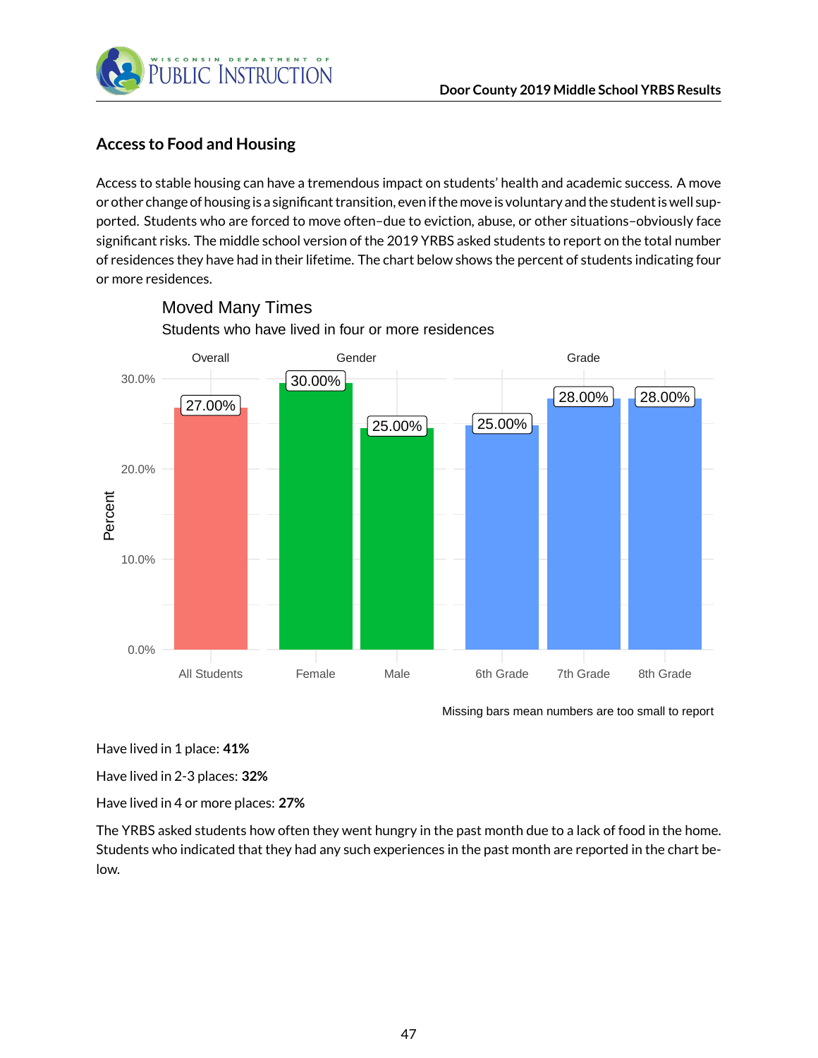## Access to Food and Housing

Access to stable housing can have a tremendous impact on students' health and academic success. A move or other change of housing is a significant transition, even if the move is voluntary and the student is well supported. Students who are forced to move often–due to eviction, abuse, or other situations–obviously face significant risks. The middle school version of the 2019 YRBS asked students to report on the total number of residences they have had in their lifetime. The chart below shows the percent of students indicating four or more residences.

**Moved Many Times**

Students who have lived in four or more residences

| Group | Category | Percent |
|---|---|---|
| Overall | All Students | 27.00% |
| Gender | Female | 30.00% |
| Gender | Male | 25.00% |
| Grade | 6th Grade | 25.00% |
| Grade | 7th Grade | 28.00% |
| Grade | 8th Grade | 28.00% |

Missing bars mean numbers are too small to report

Have lived in 1 place: **41%**

Have lived in 2-3 places: **32%**

Have lived in 4 or more places: **27%**

The YRBS asked students how often they went hungry in the past month due to a lack of food in the home. Students who indicated that they had any such experiences in the past month are reported in the chart below.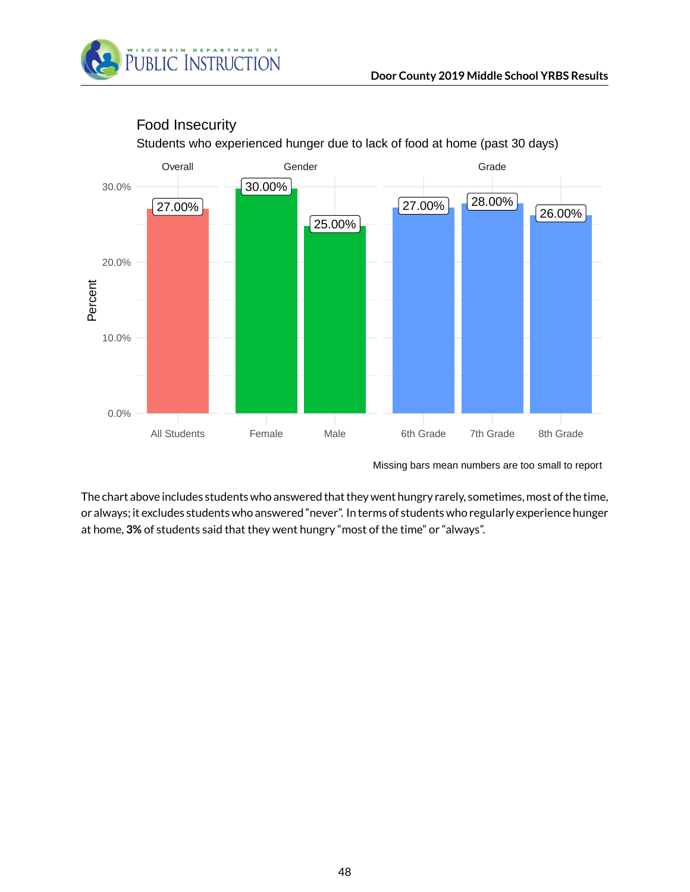## Food Insecurity

Students who experienced hunger due to lack of food at home (past 30 days)

| Group | Category | Percent |
|---|---|---|
| Overall | All Students | 27.00% |
| Gender | Female | 30.00% |
| Gender | Male | 25.00% |
| Grade | 6th Grade | 27.00% |
| Grade | 7th Grade | 28.00% |
| Grade | 8th Grade | 26.00% |

Missing bars mean numbers are too small to report

The chart above includes students who answered that they went hungry rarely, sometimes, most of the time, or always; it excludes students who answered "never". In terms of students who regularly experience hunger at home, **3%** of students said that they went hungry "most of the time" or "always".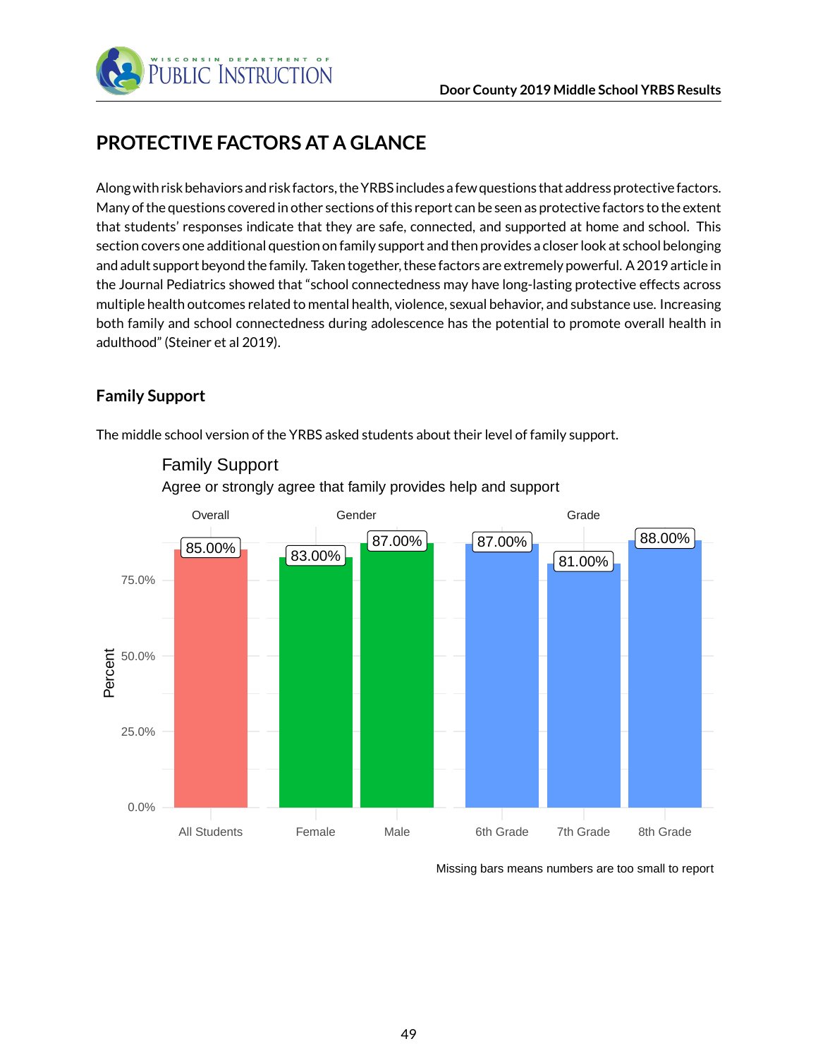## PROTECTIVE FACTORS AT A GLANCE

Along with risk behaviors and risk factors, the YRBS includes a few questions that address protective factors. Many of the questions covered in other sections of this report can be seen as protective factors to the extent that students' responses indicate that they are safe, connected, and supported at home and school. This section covers one additional question on family support and then provides a closer look at school belonging and adult support beyond the family. Taken together, these factors are extremely powerful. A 2019 article in the Journal Pediatrics showed that "school connectedness may have long-lasting protective effects across multiple health outcomes related to mental health, violence, sexual behavior, and substance use. Increasing both family and school connectedness during adolescence has the potential to promote overall health in adulthood" (Steiner et al 2019).

### Family Support

The middle school version of the YRBS asked students about their level of family support.

**Family Support**

Agree or strongly agree that family provides help and support

| Group | Category | Percent |
|---|---|---|
| Overall | All Students | 85.00% |
| Gender | Female | 83.00% |
| Gender | Male | 87.00% |
| Grade | 6th Grade | 87.00% |
| Grade | 7th Grade | 81.00% |
| Grade | 8th Grade | 88.00% |

Missing bars means numbers are too small to report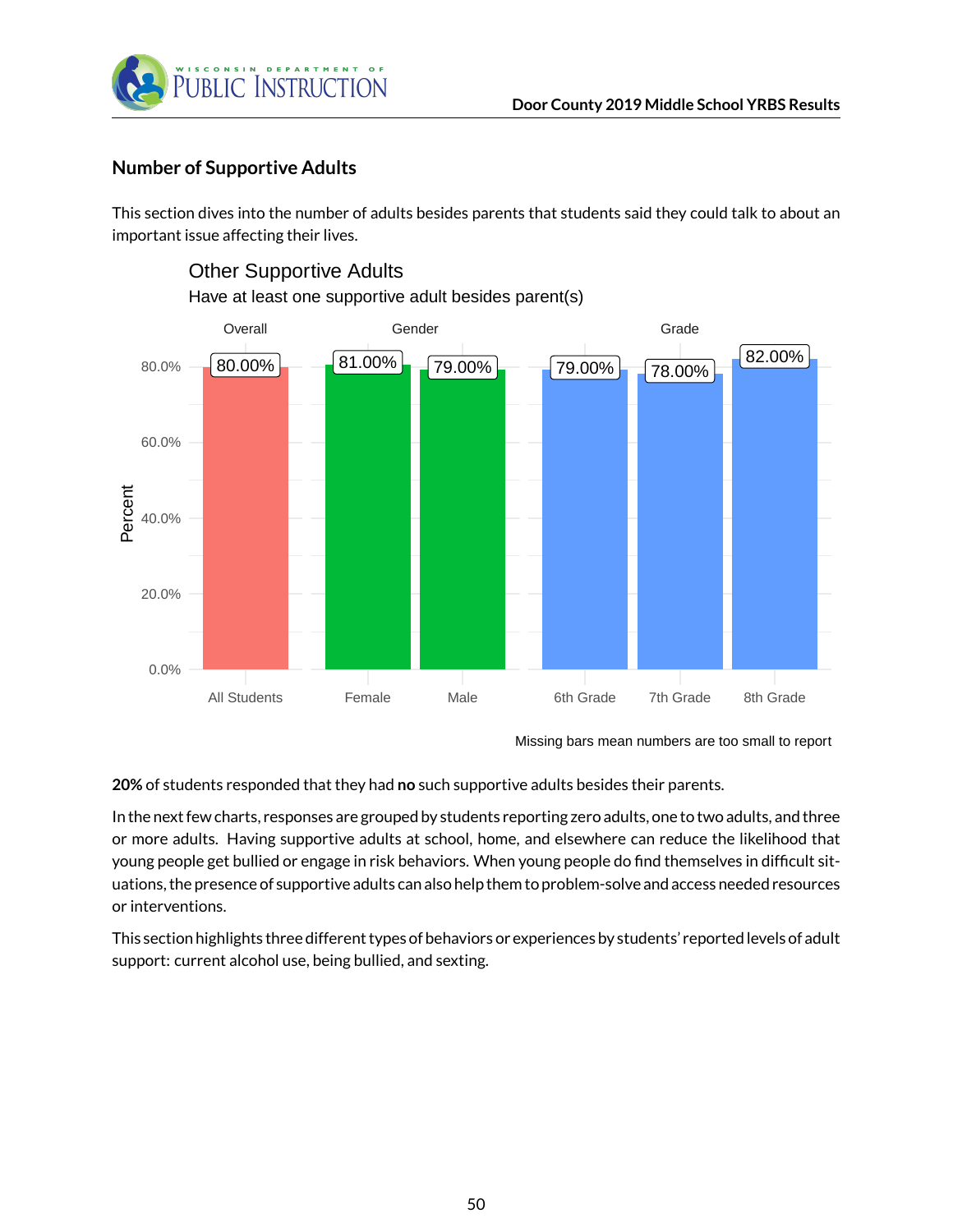## Number of Supportive Adults

This section dives into the number of adults besides parents that students said they could talk to about an important issue affecting their lives.

Other Supportive Adults

Have at least one supportive adult besides parent(s)

| Group | Category | Percent |
|---|---|---|
| Overall | All Students | 80.00% |
| Gender | Female | 81.00% |
| Gender | Male | 79.00% |
| Grade | 6th Grade | 79.00% |
| Grade | 7th Grade | 78.00% |
| Grade | 8th Grade | 82.00% |

Missing bars mean numbers are too small to report

**20%** of students responded that they had **no** such supportive adults besides their parents.

In the next few charts, responses are grouped by students reporting zero adults, one to two adults, and three or more adults. Having supportive adults at school, home, and elsewhere can reduce the likelihood that young people get bullied or engage in risk behaviors. When young people do find themselves in difficult situations, the presence of supportive adults can also help them to problem-solve and access needed resources or interventions.

This section highlights three different types of behaviors or experiences by students' reported levels of adult support: current alcohol use, being bullied, and sexting.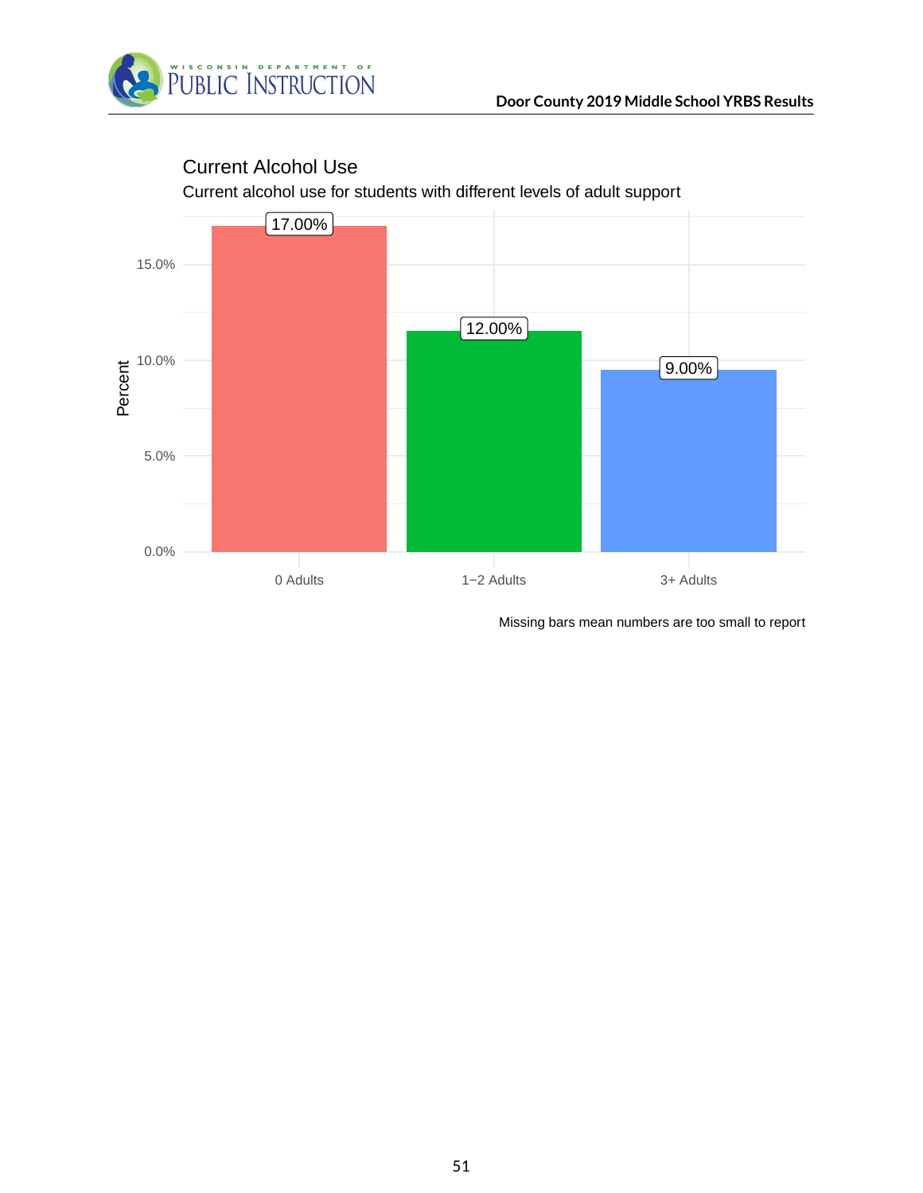## Current Alcohol Use

Current alcohol use for students with different levels of adult support

| Adult Support | Percent |
|---|---|
| 0 Adults | 17.00% |
| 1−2 Adults | 12.00% |
| 3+ Adults | 9.00% |

Missing bars mean numbers are too small to report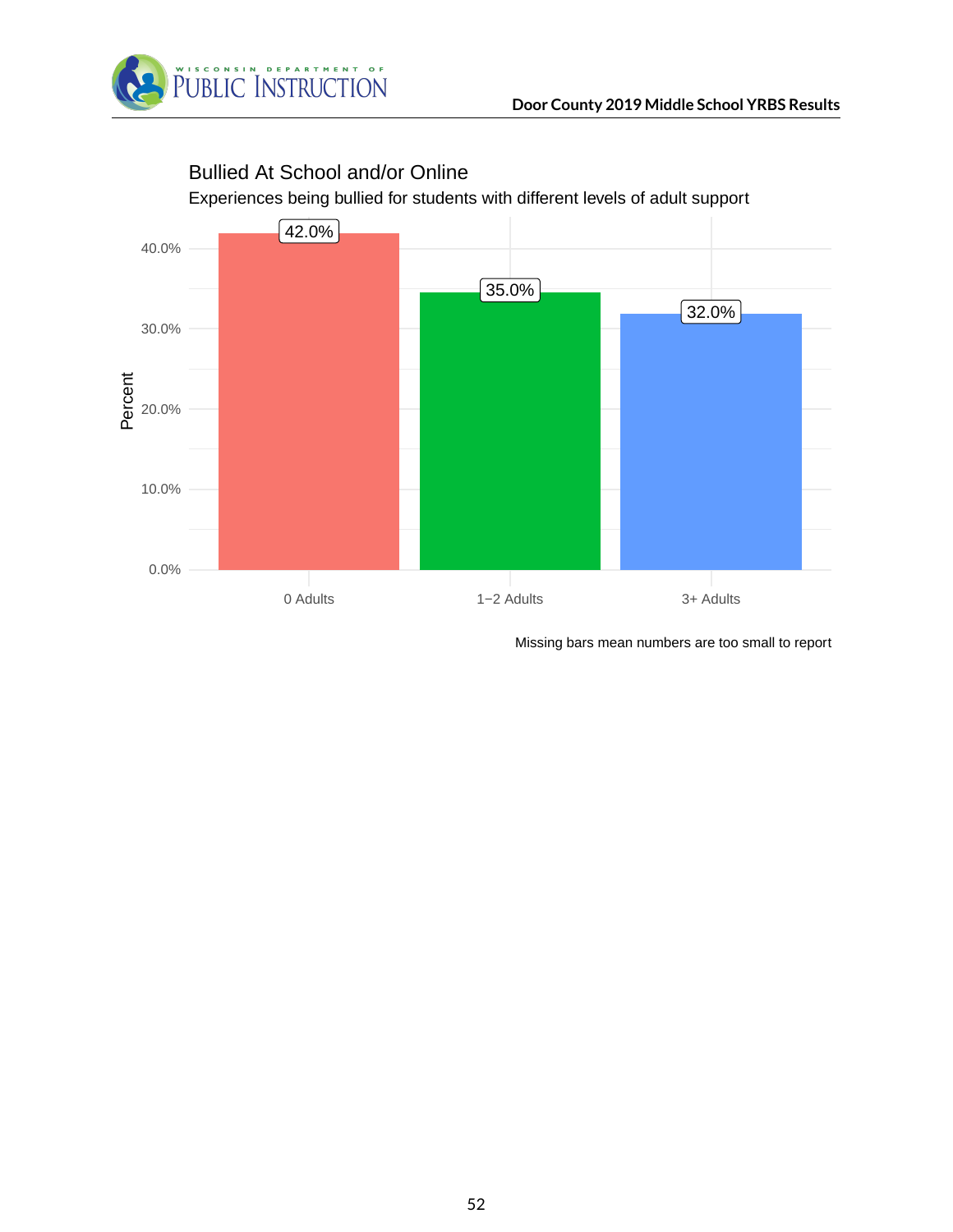## Bullied At School and/or Online

Experiences being bullied for students with different levels of adult support

| Adult Support | Percent |
|---|---|
| 0 Adults | 42.0% |
| 1−2 Adults | 35.0% |
| 3+ Adults | 32.0% |

Missing bars mean numbers are too small to report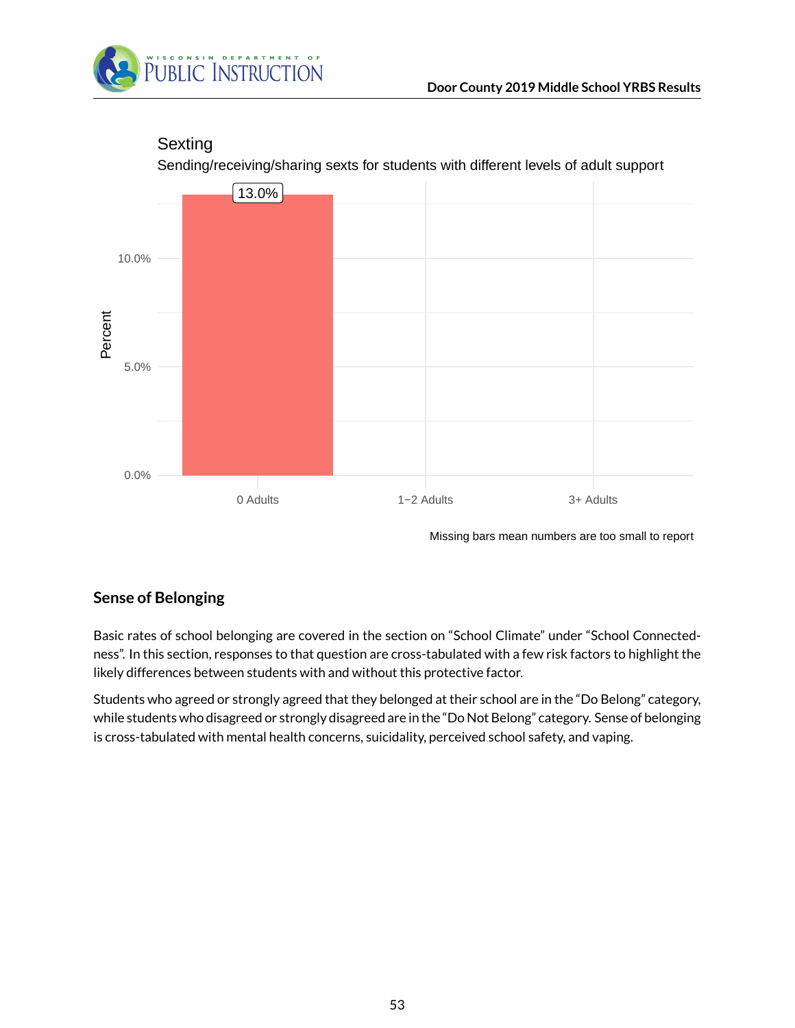Sexting

Sending/receiving/sharing sexts for students with different levels of adult support

| | 0 Adults | 1–2 Adults | 3+ Adults |
|---|---|---|---|
| Percent | 13.0% | | |

Missing bars mean numbers are too small to report

## Sense of Belonging

Basic rates of school belonging are covered in the section on "School Climate" under "School Connectedness". In this section, responses to that question are cross-tabulated with a few risk factors to highlight the likely differences between students with and without this protective factor.

Students who agreed or strongly agreed that they belonged at their school are in the "Do Belong" category, while students who disagreed or strongly disagreed are in the "Do Not Belong" category. Sense of belonging is cross-tabulated with mental health concerns, suicidality, perceived school safety, and vaping.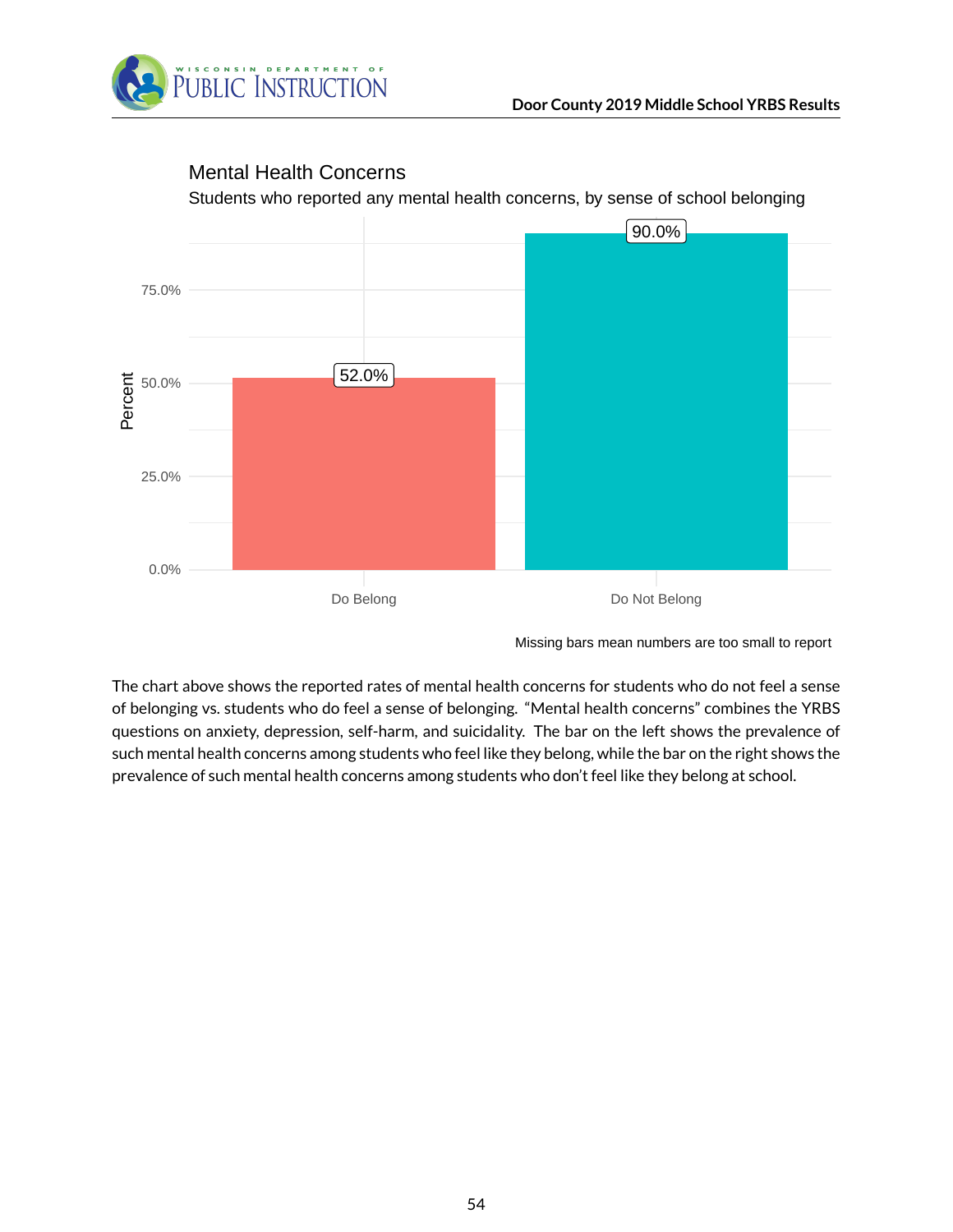## Mental Health Concerns

Students who reported any mental health concerns, by sense of school belonging

| Group | Percent |
|---|---|
| Do Belong | 52.0% |
| Do Not Belong | 90.0% |

Missing bars mean numbers are too small to report

The chart above shows the reported rates of mental health concerns for students who do not feel a sense of belonging vs. students who do feel a sense of belonging. "Mental health concerns" combines the YRBS questions on anxiety, depression, self-harm, and suicidality. The bar on the left shows the prevalence of such mental health concerns among students who feel like they belong, while the bar on the right shows the prevalence of such mental health concerns among students who don't feel like they belong at school.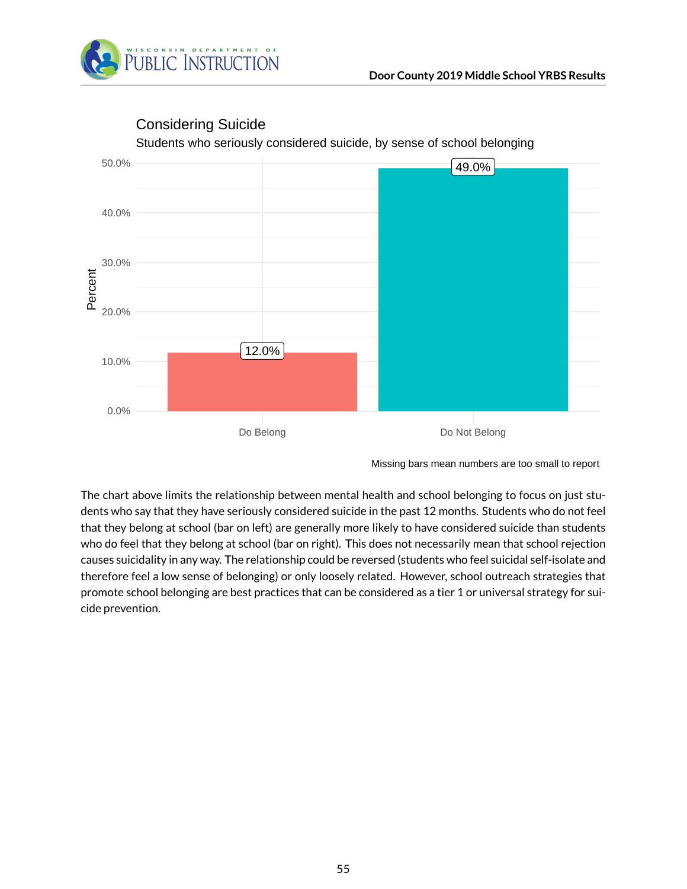## Considering Suicide

Students who seriously considered suicide, by sense of school belonging

| Group | Percent |
|---|---|
| Do Belong | 12.0% |
| Do Not Belong | 49.0% |

Missing bars mean numbers are too small to report

The chart above limits the relationship between mental health and school belonging to focus on just students who say that they have seriously considered suicide in the past 12 months. Students who do not feel that they belong at school (bar on left) are generally more likely to have considered suicide than students who do feel that they belong at school (bar on right). This does not necessarily mean that school rejection causes suicidality in any way. The relationship could be reversed (students who feel suicidal self-isolate and therefore feel a low sense of belonging) or only loosely related. However, school outreach strategies that promote school belonging are best practices that can be considered as a tier 1 or universal strategy for suicide prevention.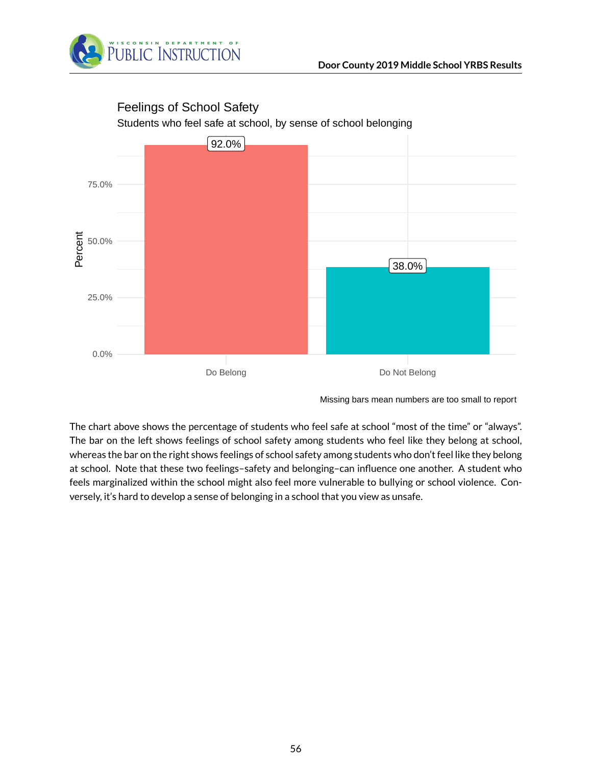## Feelings of School Safety

Students who feel safe at school, by sense of school belonging

| | Percent |
|---|---|
| Do Belong | 92.0% |
| Do Not Belong | 38.0% |

Missing bars mean numbers are too small to report

The chart above shows the percentage of students who feel safe at school "most of the time" or "always". The bar on the left shows feelings of school safety among students who feel like they belong at school, whereas the bar on the right shows feelings of school safety among students who don't feel like they belong at school. Note that these two feelings–safety and belonging–can influence one another. A student who feels marginalized within the school might also feel more vulnerable to bullying or school violence. Conversely, it's hard to develop a sense of belonging in a school that you view as unsafe.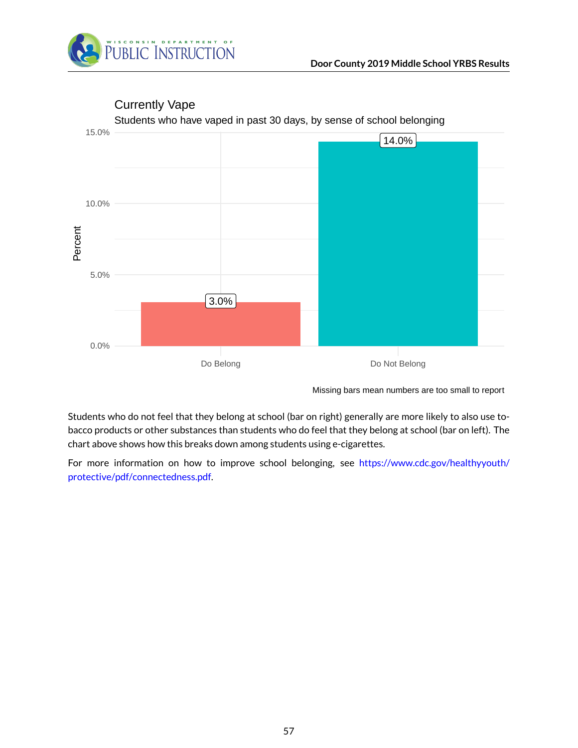## Currently Vape

Students who have vaped in past 30 days, by sense of school belonging

| Sense of school belonging | Percent |
|---|---|
| Do Belong | 3.0% |
| Do Not Belong | 14.0% |

Missing bars mean numbers are too small to report

Students who do not feel that they belong at school (bar on right) generally are more likely to also use tobacco products or other substances than students who do feel that they belong at school (bar on left). The chart above shows how this breaks down among students using e-cigarettes.

For more information on how to improve school belonging, see https://www.cdc.gov/healthyyouth/protective/pdf/connectedness.pdf.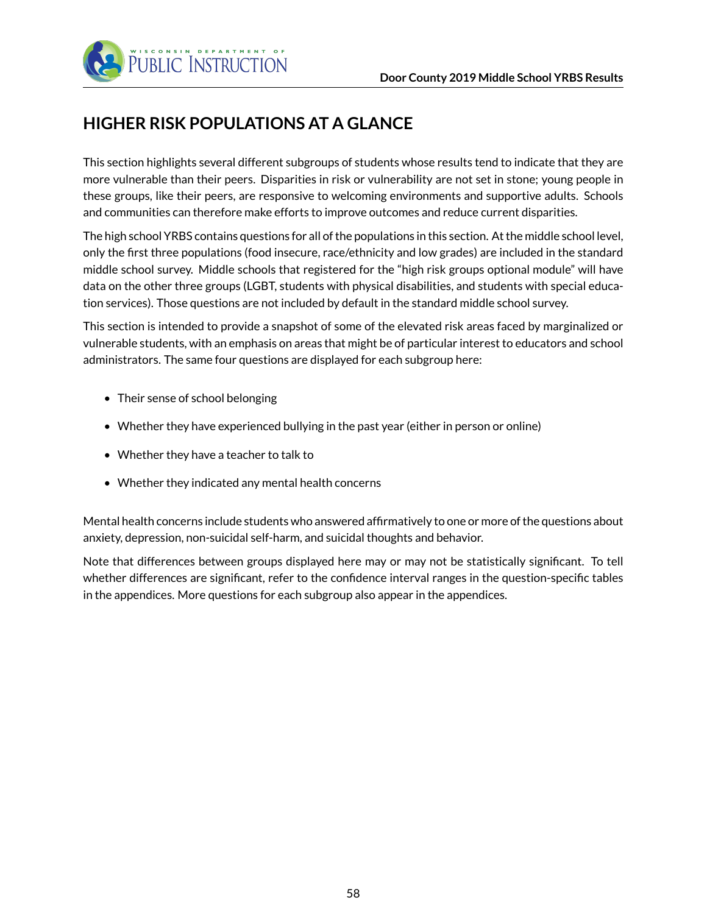## HIGHER RISK POPULATIONS AT A GLANCE

This section highlights several different subgroups of students whose results tend to indicate that they are more vulnerable than their peers. Disparities in risk or vulnerability are not set in stone; young people in these groups, like their peers, are responsive to welcoming environments and supportive adults. Schools and communities can therefore make efforts to improve outcomes and reduce current disparities.

The high school YRBS contains questions for all of the populations in this section. At the middle school level, only the first three populations (food insecure, race/ethnicity and low grades) are included in the standard middle school survey. Middle schools that registered for the "high risk groups optional module" will have data on the other three groups (LGBT, students with physical disabilities, and students with special education services). Those questions are not included by default in the standard middle school survey.

This section is intended to provide a snapshot of some of the elevated risk areas faced by marginalized or vulnerable students, with an emphasis on areas that might be of particular interest to educators and school administrators. The same four questions are displayed for each subgroup here:

- Their sense of school belonging
- Whether they have experienced bullying in the past year (either in person or online)
- Whether they have a teacher to talk to
- Whether they indicated any mental health concerns

Mental health concerns include students who answered affirmatively to one or more of the questions about anxiety, depression, non-suicidal self-harm, and suicidal thoughts and behavior.

Note that differences between groups displayed here may or may not be statistically significant. To tell whether differences are significant, refer to the confidence interval ranges in the question-specific tables in the appendices. More questions for each subgroup also appear in the appendices.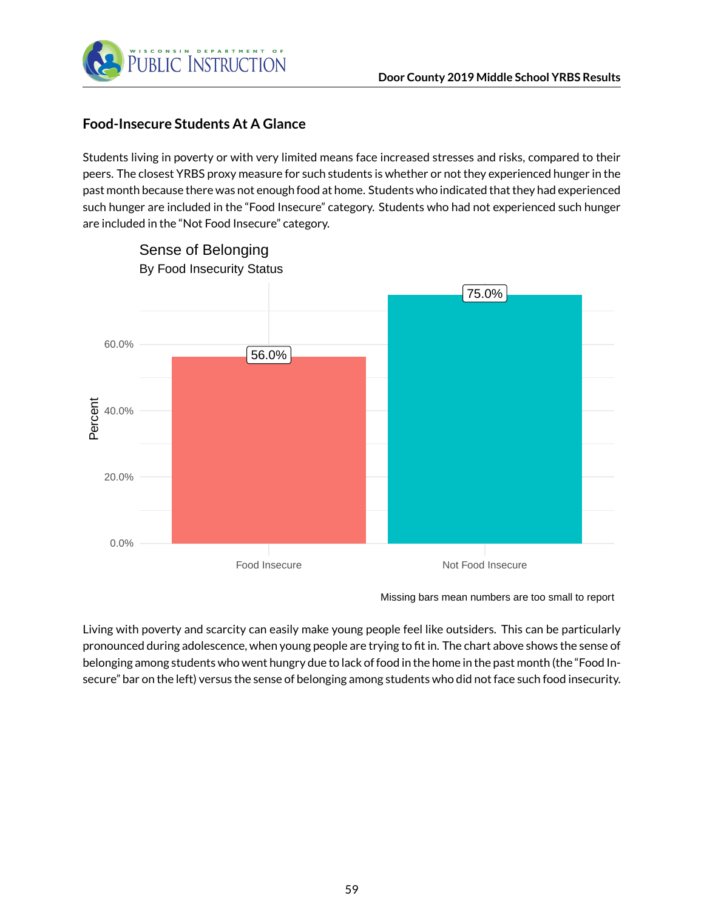## Food-Insecure Students At A Glance

Students living in poverty or with very limited means face increased stresses and risks, compared to their peers. The closest YRBS proxy measure for such students is whether or not they experienced hunger in the past month because there was not enough food at home. Students who indicated that they had experienced such hunger are included in the "Food Insecure" category. Students who had not experienced such hunger are included in the "Not Food Insecure" category.

**Sense of Belonging**
By Food Insecurity Status

| Food Insecurity Status | Percent |
|---|---|
| Food Insecure | 56.0% |
| Not Food Insecure | 75.0% |

Missing bars mean numbers are too small to report

Living with poverty and scarcity can easily make young people feel like outsiders. This can be particularly pronounced during adolescence, when young people are trying to fit in. The chart above shows the sense of belonging among students who went hungry due to lack of food in the home in the past month (the "Food Insecure" bar on the left) versus the sense of belonging among students who did not face such food insecurity.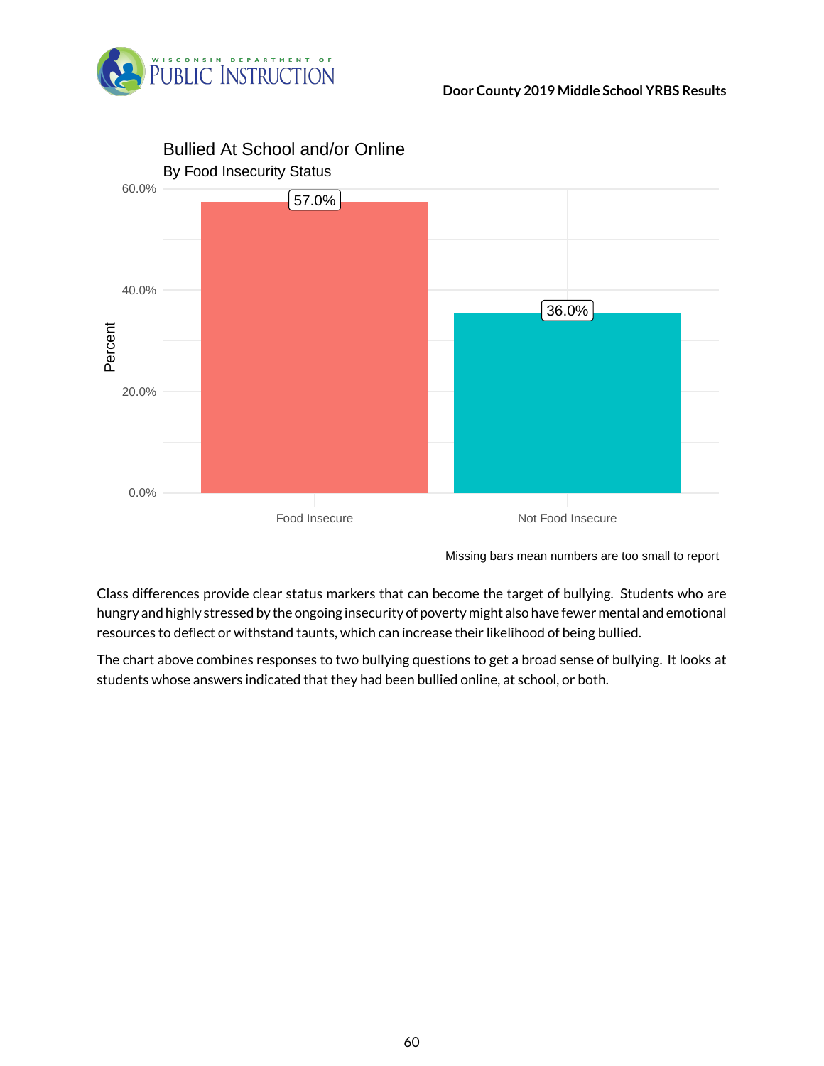## Bullied At School and/or Online

By Food Insecurity Status

| | Percent |
|---|---|
| Food Insecure | 57.0% |
| Not Food Insecure | 36.0% |

Missing bars mean numbers are too small to report

Class differences provide clear status markers that can become the target of bullying. Students who are hungry and highly stressed by the ongoing insecurity of poverty might also have fewer mental and emotional resources to deflect or withstand taunts, which can increase their likelihood of being bullied.

The chart above combines responses to two bullying questions to get a broad sense of bullying. It looks at students whose answers indicated that they had been bullied online, at school, or both.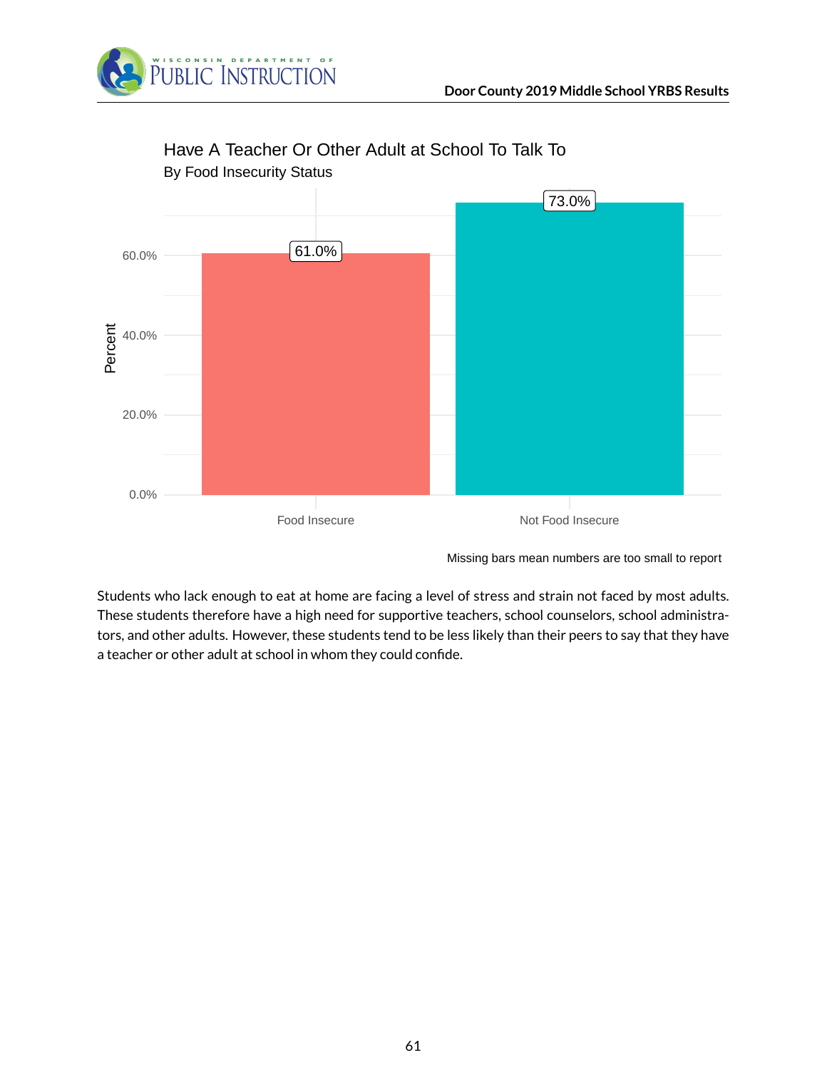## Have A Teacher Or Other Adult at School To Talk To

By Food Insecurity Status

| | Percent |
|---|---|
| Food Insecure | 61.0% |
| Not Food Insecure | 73.0% |

Missing bars mean numbers are too small to report

Students who lack enough to eat at home are facing a level of stress and strain not faced by most adults. These students therefore have a high need for supportive teachers, school counselors, school administrators, and other adults. However, these students tend to be less likely than their peers to say that they have a teacher or other adult at school in whom they could confide.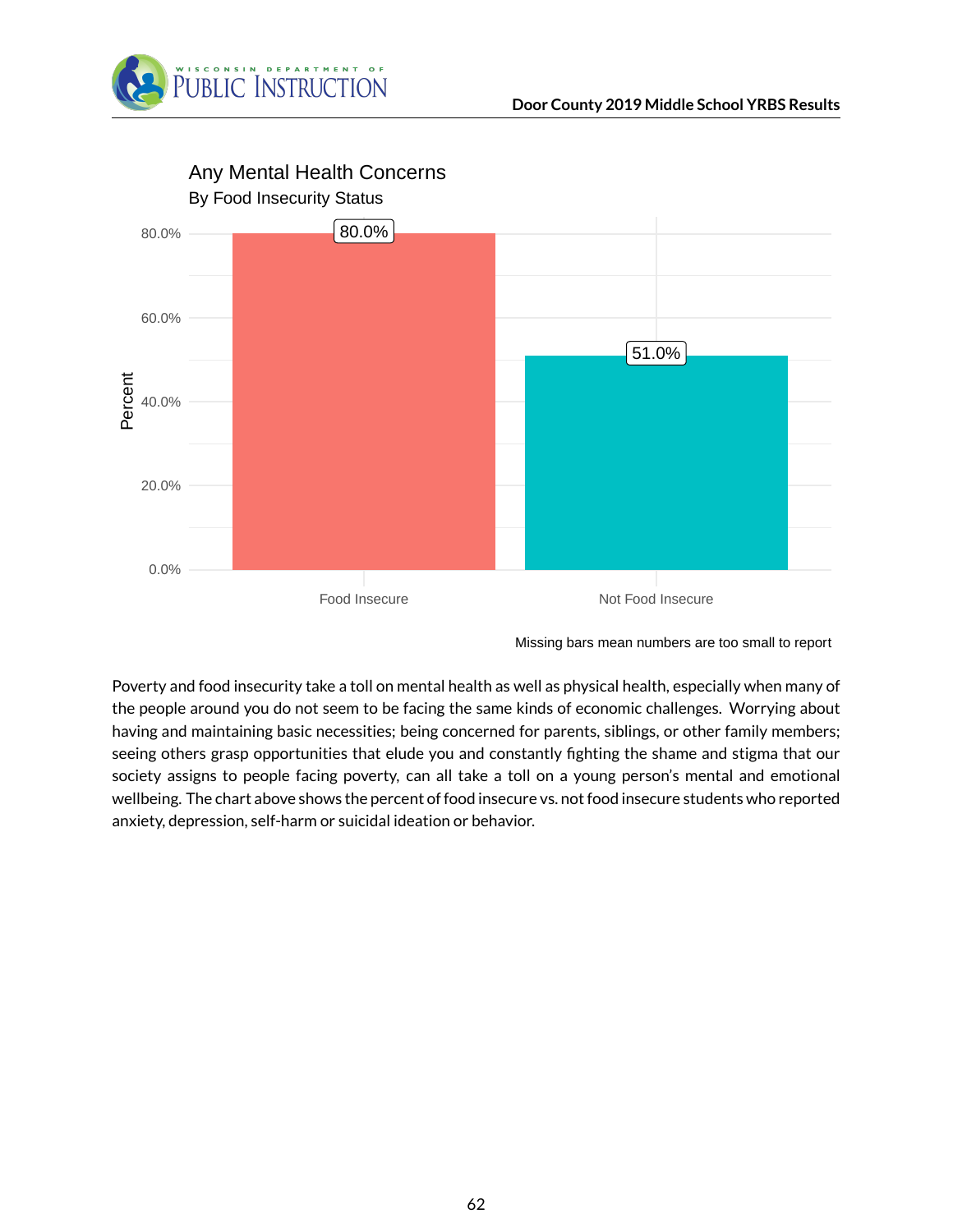## Any Mental Health Concerns

By Food Insecurity Status

| Food Insecurity Status | Percent |
|---|---|
| Food Insecure | 80.0% |
| Not Food Insecure | 51.0% |

Missing bars mean numbers are too small to report

Poverty and food insecurity take a toll on mental health as well as physical health, especially when many of the people around you do not seem to be facing the same kinds of economic challenges. Worrying about having and maintaining basic necessities; being concerned for parents, siblings, or other family members; seeing others grasp opportunities that elude you and constantly fighting the shame and stigma that our society assigns to people facing poverty, can all take a toll on a young person's mental and emotional wellbeing. The chart above shows the percent of food insecure vs. not food insecure students who reported anxiety, depression, self-harm or suicidal ideation or behavior.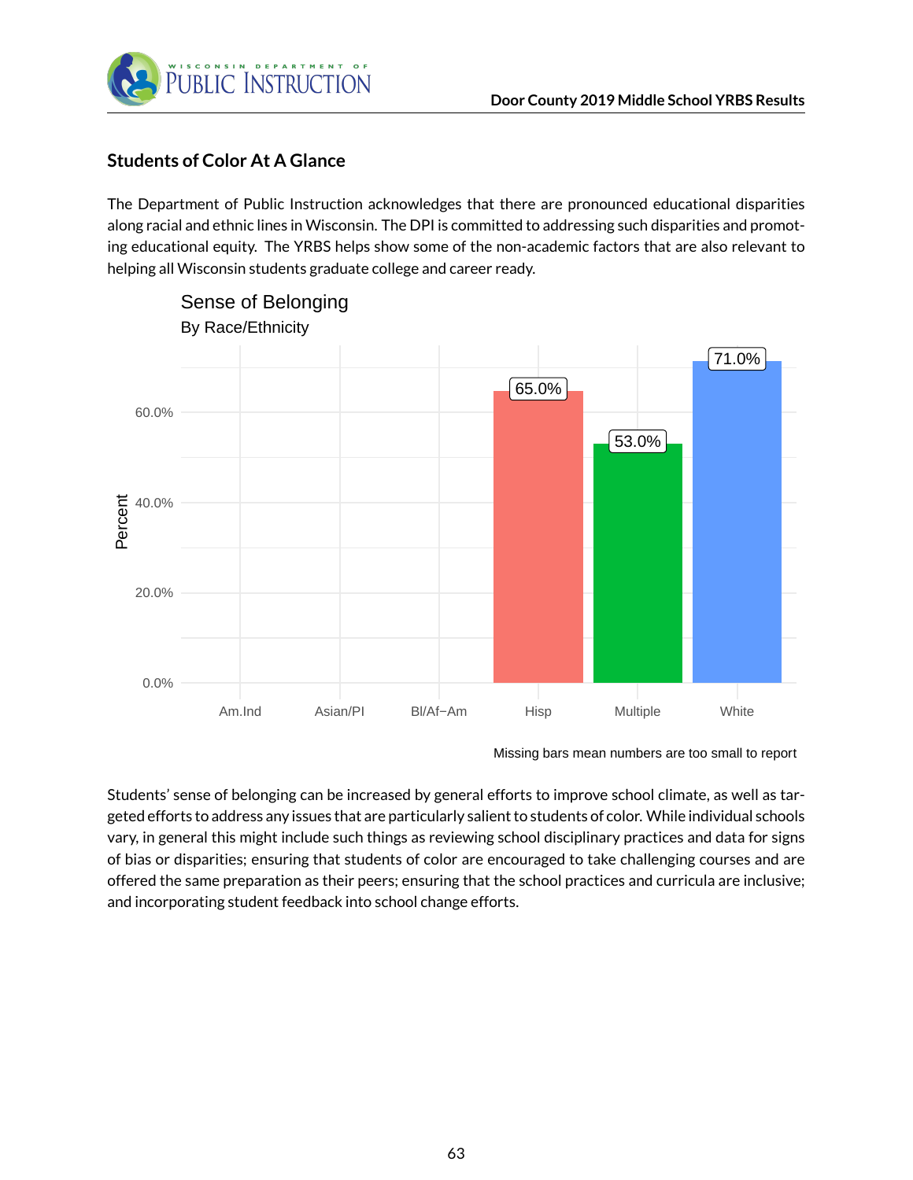## Students of Color At A Glance

The Department of Public Instruction acknowledges that there are pronounced educational disparities along racial and ethnic lines in Wisconsin. The DPI is committed to addressing such disparities and promoting educational equity. The YRBS helps show some of the non-academic factors that are also relevant to helping all Wisconsin students graduate college and career ready.

**Sense of Belonging**
By Race/Ethnicity

| Race/Ethnicity | Percent |
|---|---|
| Am.Ind | |
| Asian/PI | |
| Bl/Af−Am | |
| Hisp | 65.0% |
| Multiple | 53.0% |
| White | 71.0% |

Missing bars mean numbers are too small to report

Students' sense of belonging can be increased by general efforts to improve school climate, as well as targeted efforts to address any issues that are particularly salient to students of color. While individual schools vary, in general this might include such things as reviewing school disciplinary practices and data for signs of bias or disparities; ensuring that students of color are encouraged to take challenging courses and are offered the same preparation as their peers; ensuring that the school practices and curricula are inclusive; and incorporating student feedback into school change efforts.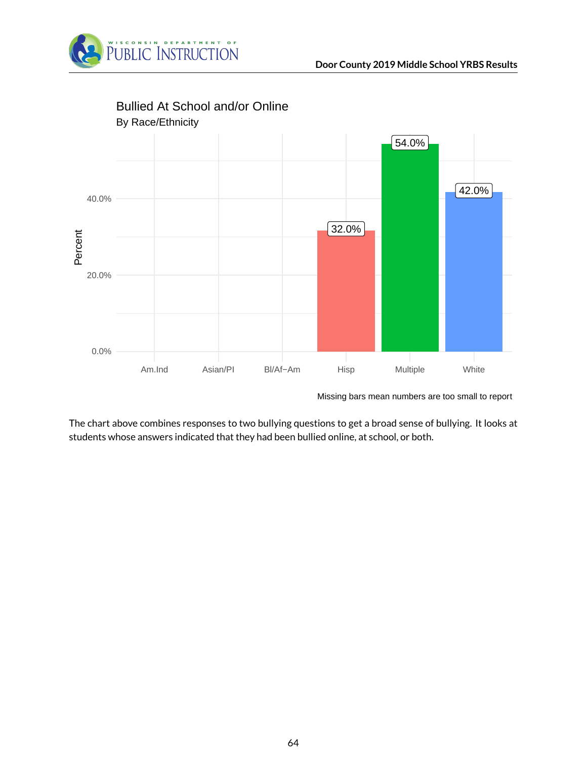## Bullied At School and/or Online

By Race/Ethnicity

| Race/Ethnicity | Percent |
|---|---|
| Am.Ind | |
| Asian/PI | |
| Bl/Af−Am | |
| Hisp | 32.0% |
| Multiple | 54.0% |
| White | 42.0% |

Missing bars mean numbers are too small to report

The chart above combines responses to two bullying questions to get a broad sense of bullying. It looks at students whose answers indicated that they had been bullied online, at school, or both.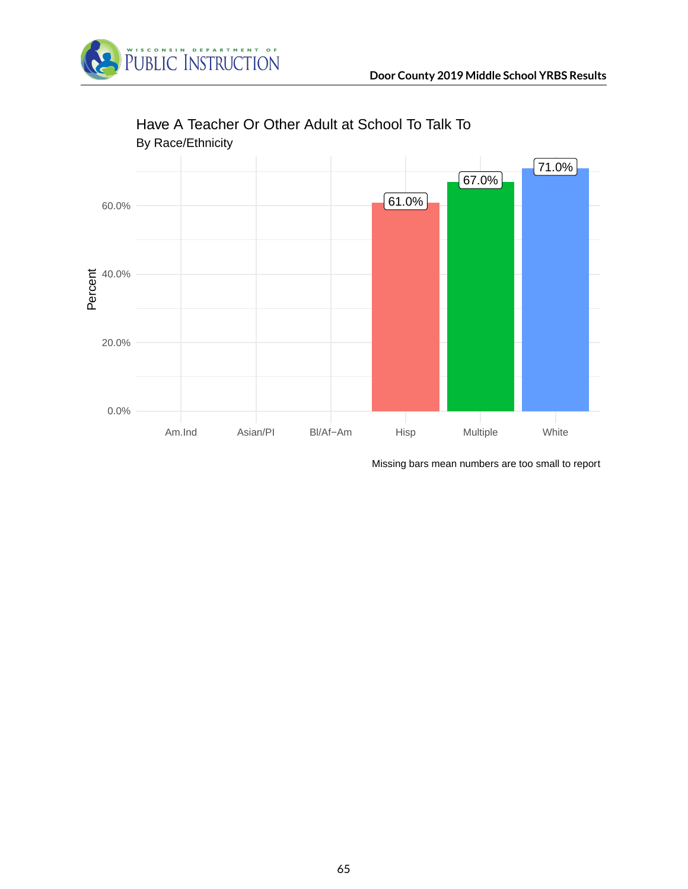## Have A Teacher Or Other Adult at School To Talk To

By Race/Ethnicity

| Race/Ethnicity | Percent |
|---|---|
| Am.Ind | |
| Asian/PI | |
| Bl/Af−Am | |
| Hisp | 61.0% |
| Multiple | 67.0% |
| White | 71.0% |

Missing bars mean numbers are too small to report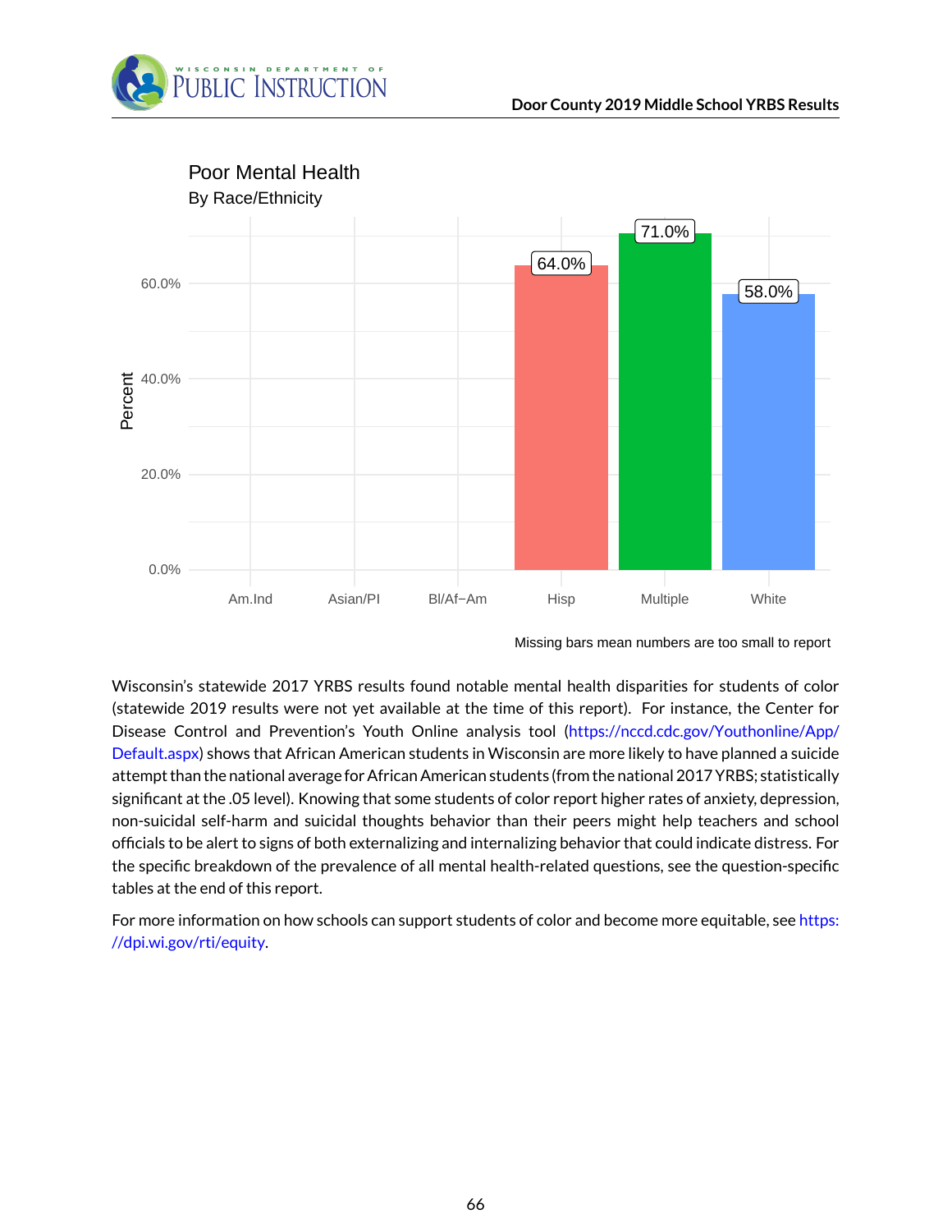## Poor Mental Health

By Race/Ethnicity

| Race/Ethnicity | Percent |
|---|---|
| Am.Ind | |
| Asian/PI | |
| Bl/Af−Am | |
| Hisp | 64.0% |
| Multiple | 71.0% |
| White | 58.0% |

Missing bars mean numbers are too small to report

Wisconsin's statewide 2017 YRBS results found notable mental health disparities for students of color (statewide 2019 results were not yet available at the time of this report). For instance, the Center for Disease Control and Prevention's Youth Online analysis tool (https://nccd.cdc.gov/Youthonline/App/Default.aspx) shows that African American students in Wisconsin are more likely to have planned a suicide attempt than the national average for African American students (from the national 2017 YRBS; statistically significant at the .05 level). Knowing that some students of color report higher rates of anxiety, depression, non-suicidal self-harm and suicidal thoughts behavior than their peers might help teachers and school officials to be alert to signs of both externalizing and internalizing behavior that could indicate distress. For the specific breakdown of the prevalence of all mental health-related questions, see the question-specific tables at the end of this report.

For more information on how schools can support students of color and become more equitable, see https://dpi.wi.gov/rti/equity.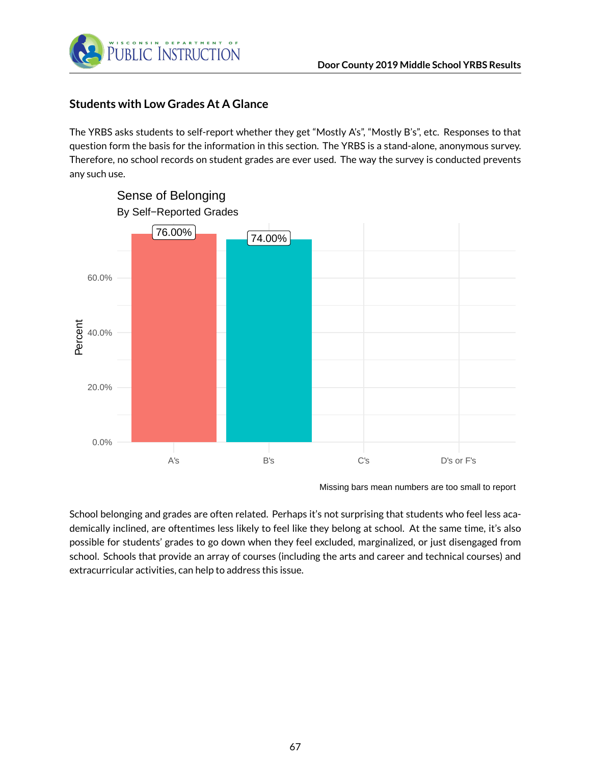## Students with Low Grades At A Glance

The YRBS asks students to self-report whether they get "Mostly A's", "Mostly B's", etc. Responses to that question form the basis for the information in this section. The YRBS is a stand-alone, anonymous survey. Therefore, no school records on student grades are ever used. The way the survey is conducted prevents any such use.

Sense of Belonging
By Self−Reported Grades

| Grades | Percent |
|---|---|
| A's | 76.00% |
| B's | 74.00% |
| C's | |
| D's or F's | |

Missing bars mean numbers are too small to report

School belonging and grades are often related. Perhaps it's not surprising that students who feel less academically inclined, are oftentimes less likely to feel like they belong at school. At the same time, it's also possible for students' grades to go down when they feel excluded, marginalized, or just disengaged from school. Schools that provide an array of courses (including the arts and career and technical courses) and extracurricular activities, can help to address this issue.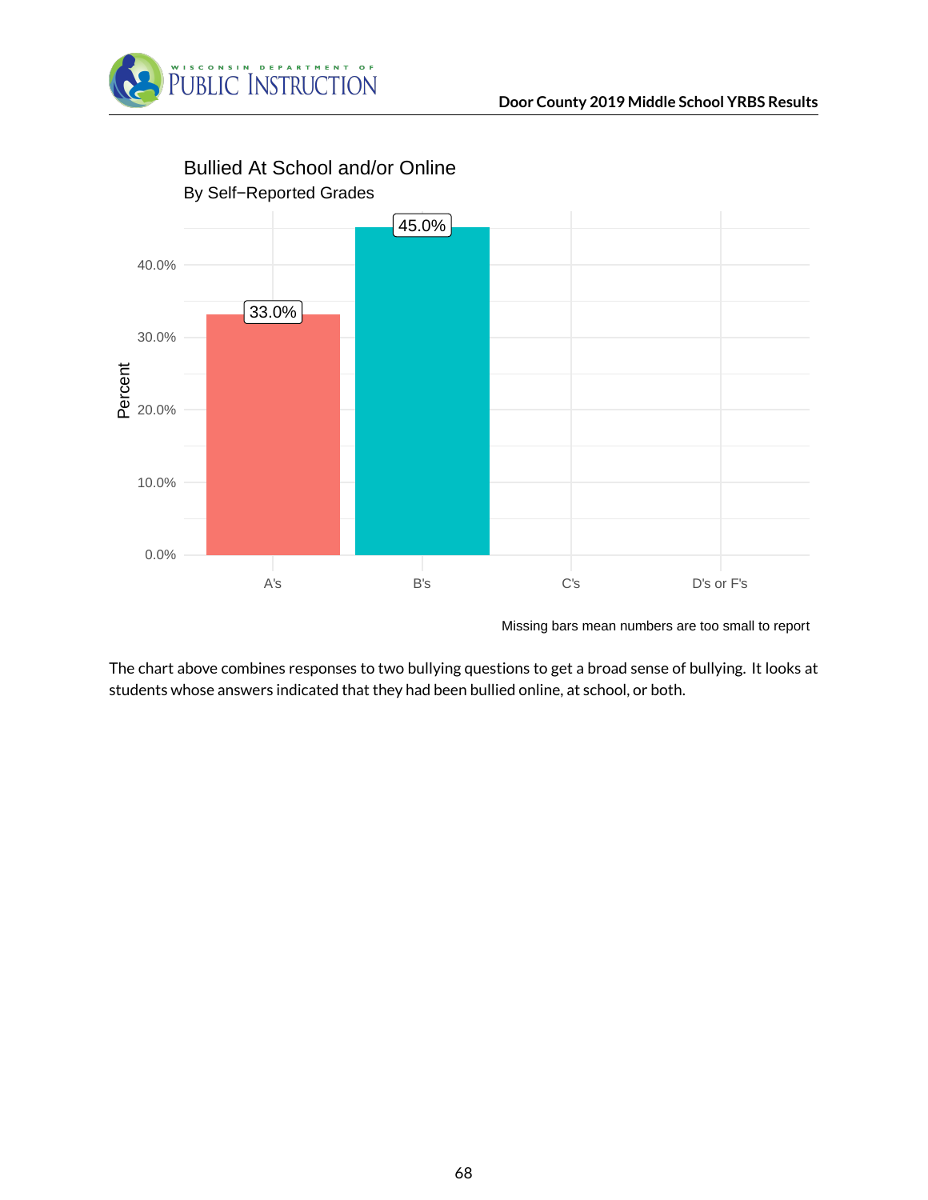## Bullied At School and/or Online

By Self−Reported Grades

| Grades | Percent |
|---|---|
| A's | 33.0% |
| B's | 45.0% |
| C's | |
| D's or F's | |

Missing bars mean numbers are too small to report

The chart above combines responses to two bullying questions to get a broad sense of bullying. It looks at students whose answers indicated that they had been bullied online, at school, or both.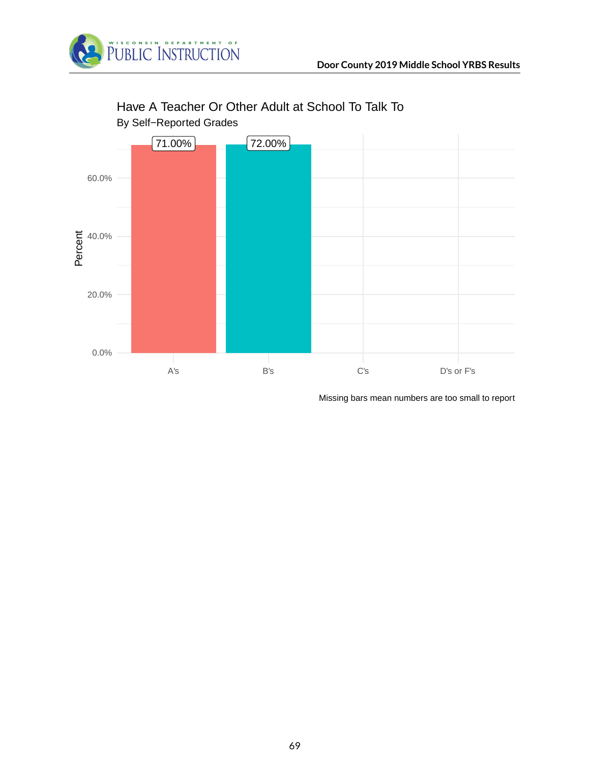## Have A Teacher Or Other Adult at School To Talk To

By Self−Reported Grades

| Grades | Percent |
|---|---|
| A's | 71.00% |
| B's | 72.00% |
| C's | |
| D's or F's | |

Missing bars mean numbers are too small to report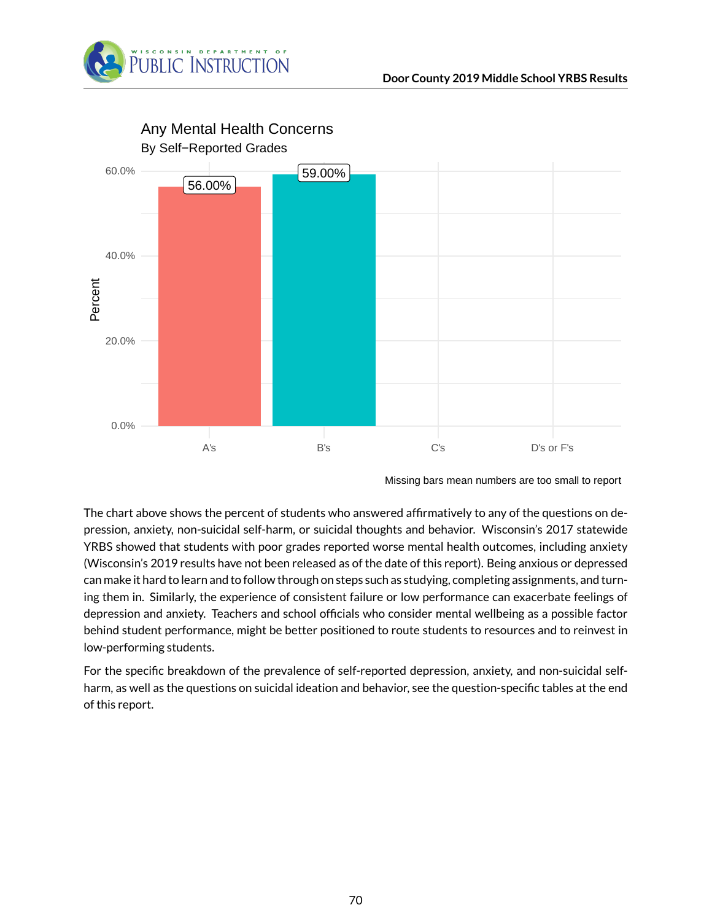## Any Mental Health Concerns

By Self−Reported Grades

| Grades | Percent |
|---|---|
| A's | 56.00% |
| B's | 59.00% |
| C's | |
| D's or F's | |

Missing bars mean numbers are too small to report

The chart above shows the percent of students who answered affirmatively to any of the questions on depression, anxiety, non-suicidal self-harm, or suicidal thoughts and behavior. Wisconsin's 2017 statewide YRBS showed that students with poor grades reported worse mental health outcomes, including anxiety (Wisconsin's 2019 results have not been released as of the date of this report). Being anxious or depressed can make it hard to learn and to follow through on steps such as studying, completing assignments, and turning them in. Similarly, the experience of consistent failure or low performance can exacerbate feelings of depression and anxiety. Teachers and school officials who consider mental wellbeing as a possible factor behind student performance, might be better positioned to route students to resources and to reinvest in low-performing students.

For the specific breakdown of the prevalence of self-reported depression, anxiety, and non-suicidal self-harm, as well as the questions on suicidal ideation and behavior, see the question-specific tables at the end of this report.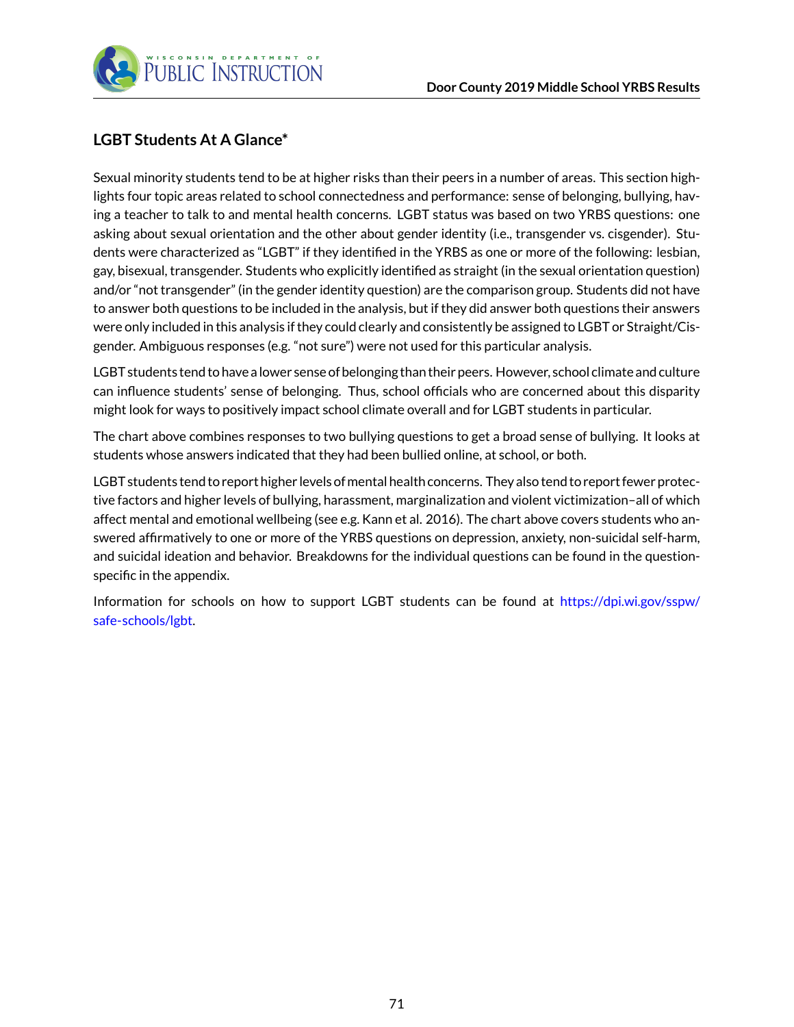## LGBT Students At A Glance*

Sexual minority students tend to be at higher risks than their peers in a number of areas. This section highlights four topic areas related to school connectedness and performance: sense of belonging, bullying, having a teacher to talk to and mental health concerns. LGBT status was based on two YRBS questions: one asking about sexual orientation and the other about gender identity (i.e., transgender vs. cisgender). Students were characterized as "LGBT" if they identified in the YRBS as one or more of the following: lesbian, gay, bisexual, transgender. Students who explicitly identified as straight (in the sexual orientation question) and/or "not transgender" (in the gender identity question) are the comparison group. Students did not have to answer both questions to be included in the analysis, but if they did answer both questions their answers were only included in this analysis if they could clearly and consistently be assigned to LGBT or Straight/Cisgender. Ambiguous responses (e.g. "not sure") were not used for this particular analysis.

LGBT students tend to have a lower sense of belonging than their peers. However, school climate and culture can influence students' sense of belonging. Thus, school officials who are concerned about this disparity might look for ways to positively impact school climate overall and for LGBT students in particular.

The chart above combines responses to two bullying questions to get a broad sense of bullying. It looks at students whose answers indicated that they had been bullied online, at school, or both.

LGBT students tend to report higher levels of mental health concerns. They also tend to report fewer protective factors and higher levels of bullying, harassment, marginalization and violent victimization–all of which affect mental and emotional wellbeing (see e.g. Kann et al. 2016). The chart above covers students who answered affirmatively to one or more of the YRBS questions on depression, anxiety, non-suicidal self-harm, and suicidal ideation and behavior. Breakdowns for the individual questions can be found in the question-specific in the appendix.

Information for schools on how to support LGBT students can be found at https://dpi.wi.gov/sspw/safe-schools/lgbt.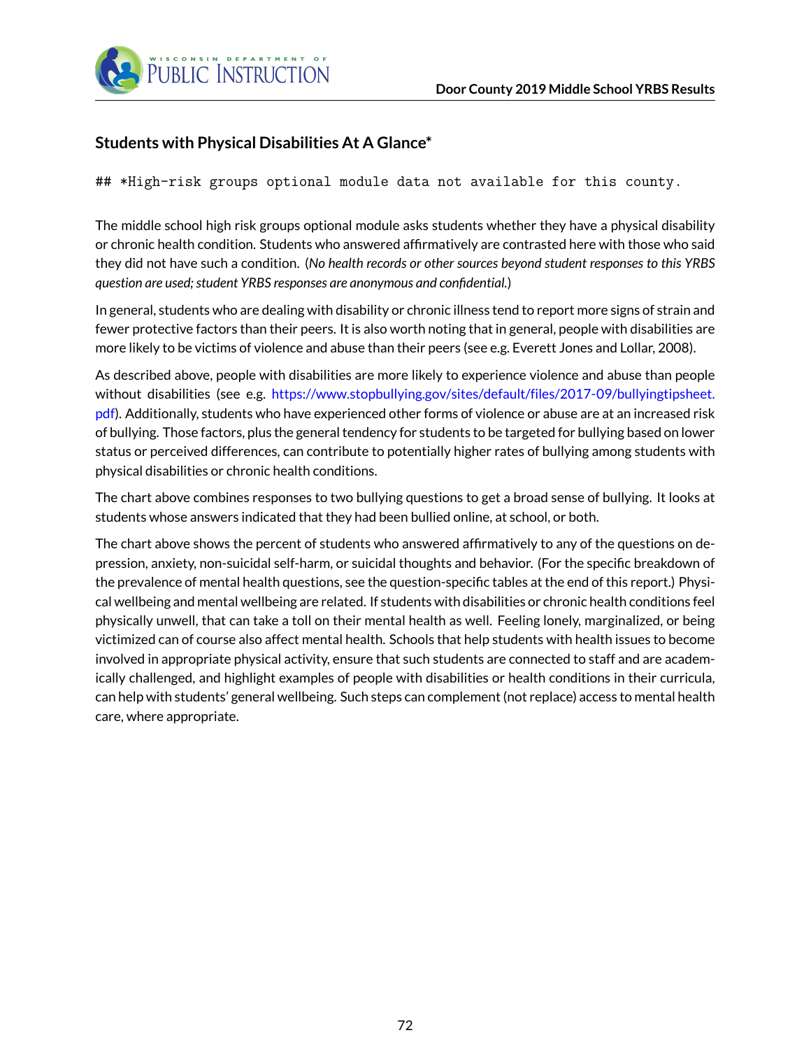## Students with Physical Disabilities At A Glance*

```
## *High-risk groups optional module data not available for this county.
```

The middle school high risk groups optional module asks students whether they have a physical disability or chronic health condition. Students who answered affirmatively are contrasted here with those who said they did not have such a condition. (*No health records or other sources beyond student responses to this YRBS question are used; student YRBS responses are anonymous and confidential.*)

In general, students who are dealing with disability or chronic illness tend to report more signs of strain and fewer protective factors than their peers. It is also worth noting that in general, people with disabilities are more likely to be victims of violence and abuse than their peers (see e.g. Everett Jones and Lollar, 2008).

As described above, people with disabilities are more likely to experience violence and abuse than people without disabilities (see e.g. https://www.stopbullying.gov/sites/default/files/2017-09/bullyingtipsheet.pdf). Additionally, students who have experienced other forms of violence or abuse are at an increased risk of bullying. Those factors, plus the general tendency for students to be targeted for bullying based on lower status or perceived differences, can contribute to potentially higher rates of bullying among students with physical disabilities or chronic health conditions.

The chart above combines responses to two bullying questions to get a broad sense of bullying. It looks at students whose answers indicated that they had been bullied online, at school, or both.

The chart above shows the percent of students who answered affirmatively to any of the questions on depression, anxiety, non-suicidal self-harm, or suicidal thoughts and behavior. (For the specific breakdown of the prevalence of mental health questions, see the question-specific tables at the end of this report.) Physical wellbeing and mental wellbeing are related. If students with disabilities or chronic health conditions feel physically unwell, that can take a toll on their mental health as well. Feeling lonely, marginalized, or being victimized can of course also affect mental health. Schools that help students with health issues to become involved in appropriate physical activity, ensure that such students are connected to staff and are academically challenged, and highlight examples of people with disabilities or health conditions in their curricula, can help with students' general wellbeing. Such steps can complement (not replace) access to mental health care, where appropriate.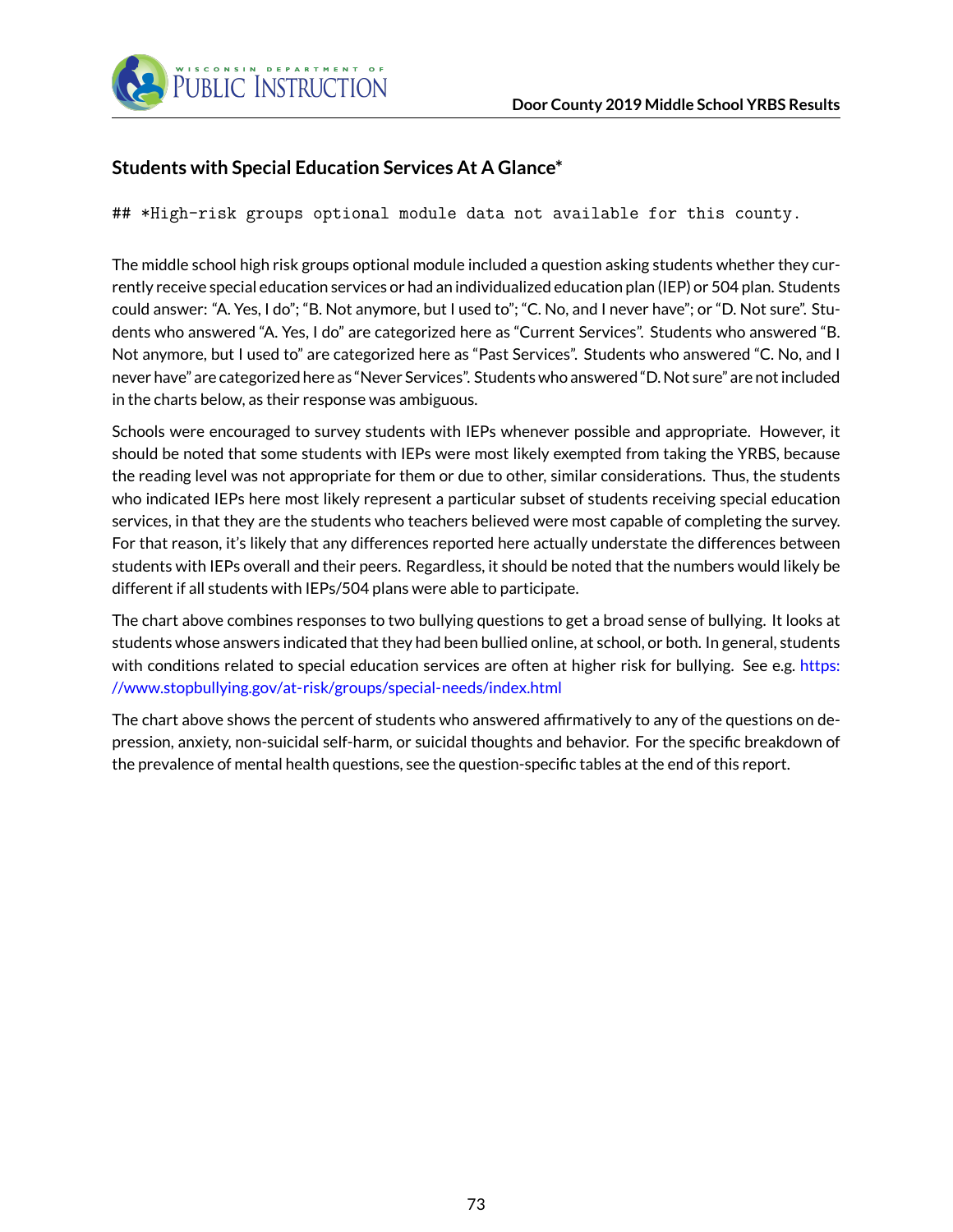### Students with Special Education Services At A Glance*

```
## *High-risk groups optional module data not available for this county.
```

The middle school high risk groups optional module included a question asking students whether they currently receive special education services or had an individualized education plan (IEP) or 504 plan. Students could answer: “A. Yes, I do”; “B. Not anymore, but I used to”; “C. No, and I never have”; or “D. Not sure”. Students who answered “A. Yes, I do” are categorized here as “Current Services”. Students who answered “B. Not anymore, but I used to” are categorized here as “Past Services”. Students who answered “C. No, and I never have” are categorized here as “Never Services”. Students who answered “D. Not sure” are not included in the charts below, as their response was ambiguous.

Schools were encouraged to survey students with IEPs whenever possible and appropriate. However, it should be noted that some students with IEPs were most likely exempted from taking the YRBS, because the reading level was not appropriate for them or due to other, similar considerations. Thus, the students who indicated IEPs here most likely represent a particular subset of students receiving special education services, in that they are the students who teachers believed were most capable of completing the survey. For that reason, it’s likely that any differences reported here actually understate the differences between students with IEPs overall and their peers. Regardless, it should be noted that the numbers would likely be different if all students with IEPs/504 plans were able to participate.

The chart above combines responses to two bullying questions to get a broad sense of bullying. It looks at students whose answers indicated that they had been bullied online, at school, or both. In general, students with conditions related to special education services are often at higher risk for bullying. See e.g. https://www.stopbullying.gov/at-risk/groups/special-needs/index.html

The chart above shows the percent of students who answered affirmatively to any of the questions on depression, anxiety, non-suicidal self-harm, or suicidal thoughts and behavior. For the specific breakdown of the prevalence of mental health questions, see the question-specific tables at the end of this report.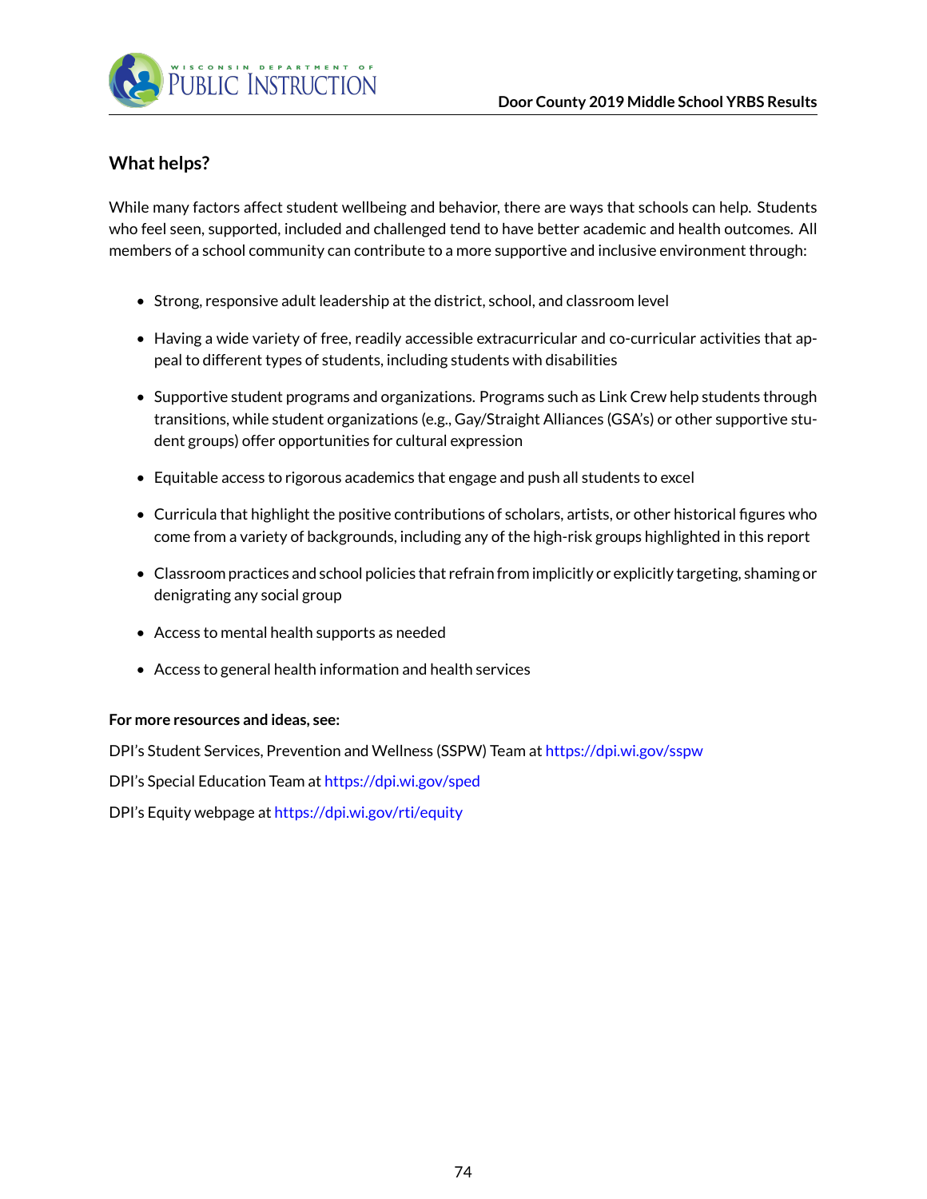## What helps?

While many factors affect student wellbeing and behavior, there are ways that schools can help. Students who feel seen, supported, included and challenged tend to have better academic and health outcomes. All members of a school community can contribute to a more supportive and inclusive environment through:

- Strong, responsive adult leadership at the district, school, and classroom level
- Having a wide variety of free, readily accessible extracurricular and co-curricular activities that appeal to different types of students, including students with disabilities
- Supportive student programs and organizations. Programs such as Link Crew help students through transitions, while student organizations (e.g., Gay/Straight Alliances (GSA's) or other supportive student groups) offer opportunities for cultural expression
- Equitable access to rigorous academics that engage and push all students to excel
- Curricula that highlight the positive contributions of scholars, artists, or other historical figures who come from a variety of backgrounds, including any of the high-risk groups highlighted in this report
- Classroom practices and school policies that refrain from implicitly or explicitly targeting, shaming or denigrating any social group
- Access to mental health supports as needed
- Access to general health information and health services

**For more resources and ideas, see:**

DPI's Student Services, Prevention and Wellness (SSPW) Team at https://dpi.wi.gov/sspw

DPI's Special Education Team at https://dpi.wi.gov/sped

DPI's Equity webpage at https://dpi.wi.gov/rti/equity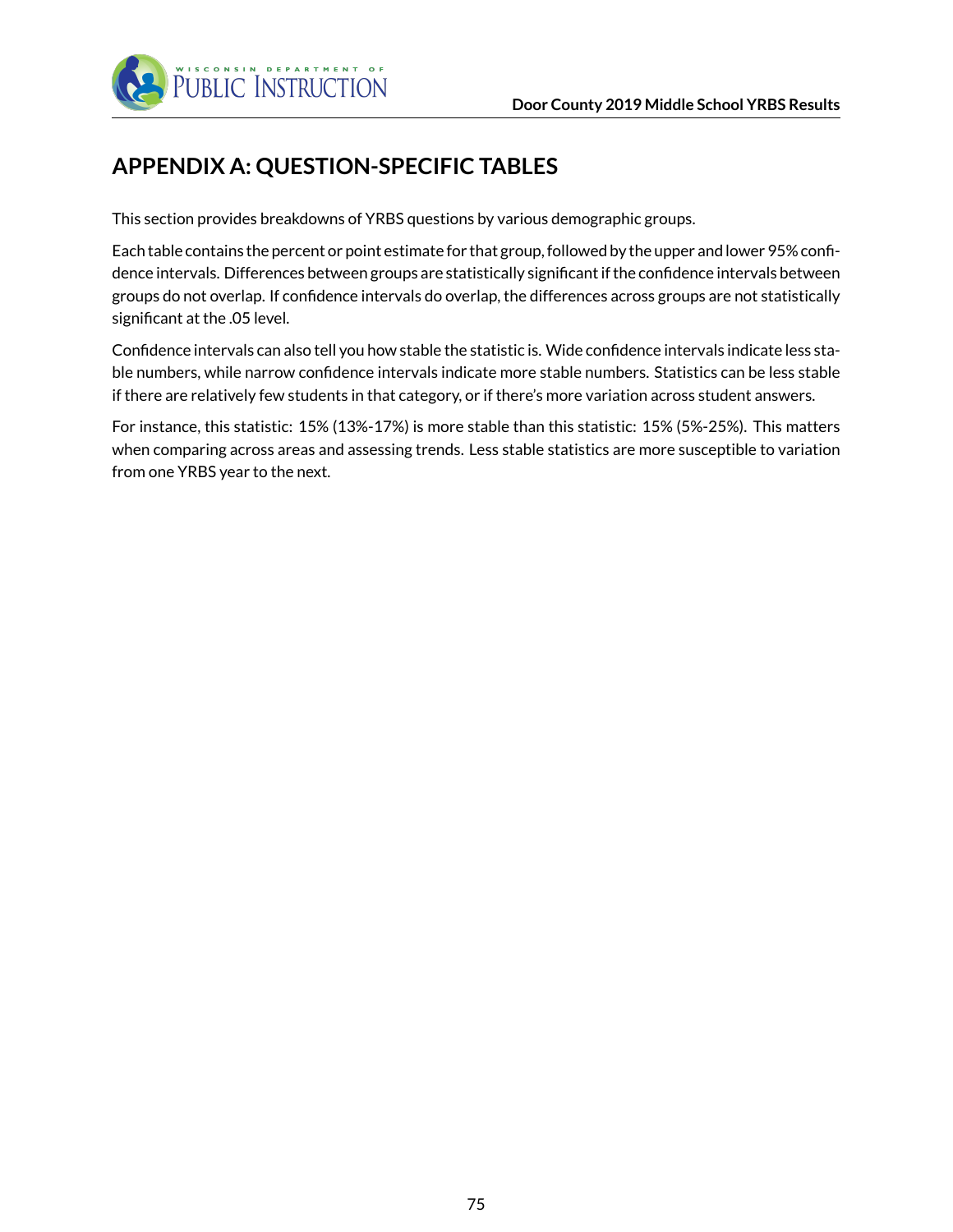# APPENDIX A: QUESTION-SPECIFIC TABLES

This section provides breakdowns of YRBS questions by various demographic groups.

Each table contains the percent or point estimate for that group, followed by the upper and lower 95% confidence intervals. Differences between groups are statistically significant if the confidence intervals between groups do not overlap. If confidence intervals do overlap, the differences across groups are not statistically significant at the .05 level.

Confidence intervals can also tell you how stable the statistic is. Wide confidence intervals indicate less stable numbers, while narrow confidence intervals indicate more stable numbers. Statistics can be less stable if there are relatively few students in that category, or if there's more variation across student answers.

For instance, this statistic: 15% (13%-17%) is more stable than this statistic: 15% (5%-25%). This matters when comparing across areas and assessing trends. Less stable statistics are more susceptible to variation from one YRBS year to the next.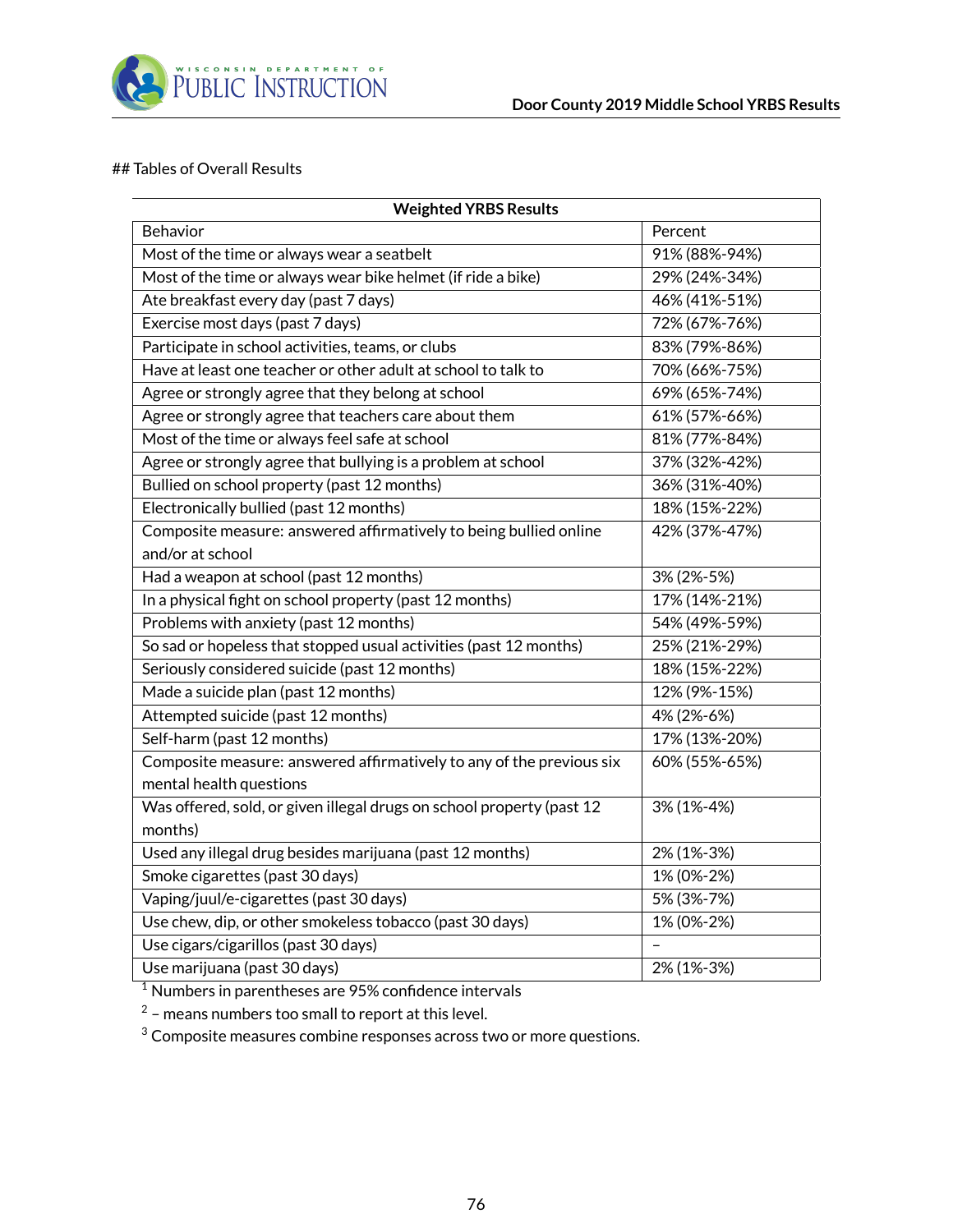## Tables of Overall Results

| Weighted YRBS Results | |
|---|---|
| Behavior | Percent |
| Most of the time or always wear a seatbelt | 91% (88%-94%) |
| Most of the time or always wear bike helmet (if ride a bike) | 29% (24%-34%) |
| Ate breakfast every day (past 7 days) | 46% (41%-51%) |
| Exercise most days (past 7 days) | 72% (67%-76%) |
| Participate in school activities, teams, or clubs | 83% (79%-86%) |
| Have at least one teacher or other adult at school to talk to | 70% (66%-75%) |
| Agree or strongly agree that they belong at school | 69% (65%-74%) |
| Agree or strongly agree that teachers care about them | 61% (57%-66%) |
| Most of the time or always feel safe at school | 81% (77%-84%) |
| Agree or strongly agree that bullying is a problem at school | 37% (32%-42%) |
| Bullied on school property (past 12 months) | 36% (31%-40%) |
| Electronically bullied (past 12 months) | 18% (15%-22%) |
| Composite measure: answered affirmatively to being bullied online and/or at school | 42% (37%-47%) |
| Had a weapon at school (past 12 months) | 3% (2%-5%) |
| In a physical fight on school property (past 12 months) | 17% (14%-21%) |
| Problems with anxiety (past 12 months) | 54% (49%-59%) |
| So sad or hopeless that stopped usual activities (past 12 months) | 25% (21%-29%) |
| Seriously considered suicide (past 12 months) | 18% (15%-22%) |
| Made a suicide plan (past 12 months) | 12% (9%-15%) |
| Attempted suicide (past 12 months) | 4% (2%-6%) |
| Self-harm (past 12 months) | 17% (13%-20%) |
| Composite measure: answered affirmatively to any of the previous six mental health questions | 60% (55%-65%) |
| Was offered, sold, or given illegal drugs on school property (past 12 months) | 3% (1%-4%) |
| Used any illegal drug besides marijuana (past 12 months) | 2% (1%-3%) |
| Smoke cigarettes (past 30 days) | 1% (0%-2%) |
| Vaping/juul/e-cigarettes (past 30 days) | 5% (3%-7%) |
| Use chew, dip, or other smokeless tobacco (past 30 days) | 1% (0%-2%) |
| Use cigars/cigarillos (past 30 days) | – |
| Use marijuana (past 30 days) | 2% (1%-3%) |

[1] Numbers in parentheses are 95% confidence intervals

[2] – means numbers too small to report at this level.

[3] Composite measures combine responses across two or more questions.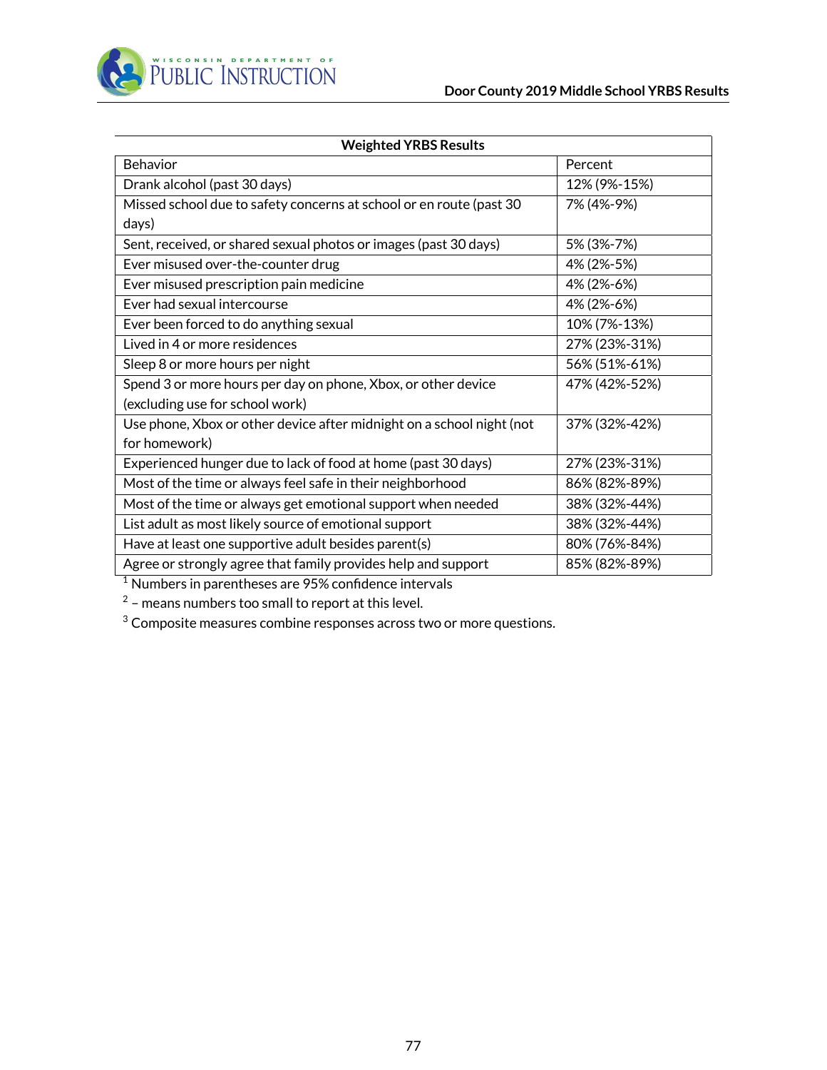| Weighted YRBS Results | |
|---|---|
| Behavior | Percent |
| Drank alcohol (past 30 days) | 12% (9%-15%) |
| Missed school due to safety concerns at school or en route (past 30 days) | 7% (4%-9%) |
| Sent, received, or shared sexual photos or images (past 30 days) | 5% (3%-7%) |
| Ever misused over-the-counter drug | 4% (2%-5%) |
| Ever misused prescription pain medicine | 4% (2%-6%) |
| Ever had sexual intercourse | 4% (2%-6%) |
| Ever been forced to do anything sexual | 10% (7%-13%) |
| Lived in 4 or more residences | 27% (23%-31%) |
| Sleep 8 or more hours per night | 56% (51%-61%) |
| Spend 3 or more hours per day on phone, Xbox, or other device (excluding use for school work) | 47% (42%-52%) |
| Use phone, Xbox or other device after midnight on a school night (not for homework) | 37% (32%-42%) |
| Experienced hunger due to lack of food at home (past 30 days) | 27% (23%-31%) |
| Most of the time or always feel safe in their neighborhood | 86% (82%-89%) |
| Most of the time or always get emotional support when needed | 38% (32%-44%) |
| List adult as most likely source of emotional support | 38% (32%-44%) |
| Have at least one supportive adult besides parent(s) | 80% (76%-84%) |
| Agree or strongly agree that family provides help and support | 85% (82%-89%) |

[1] Numbers in parentheses are 95% confidence intervals

[2] – means numbers too small to report at this level.

[3] Composite measures combine responses across two or more questions.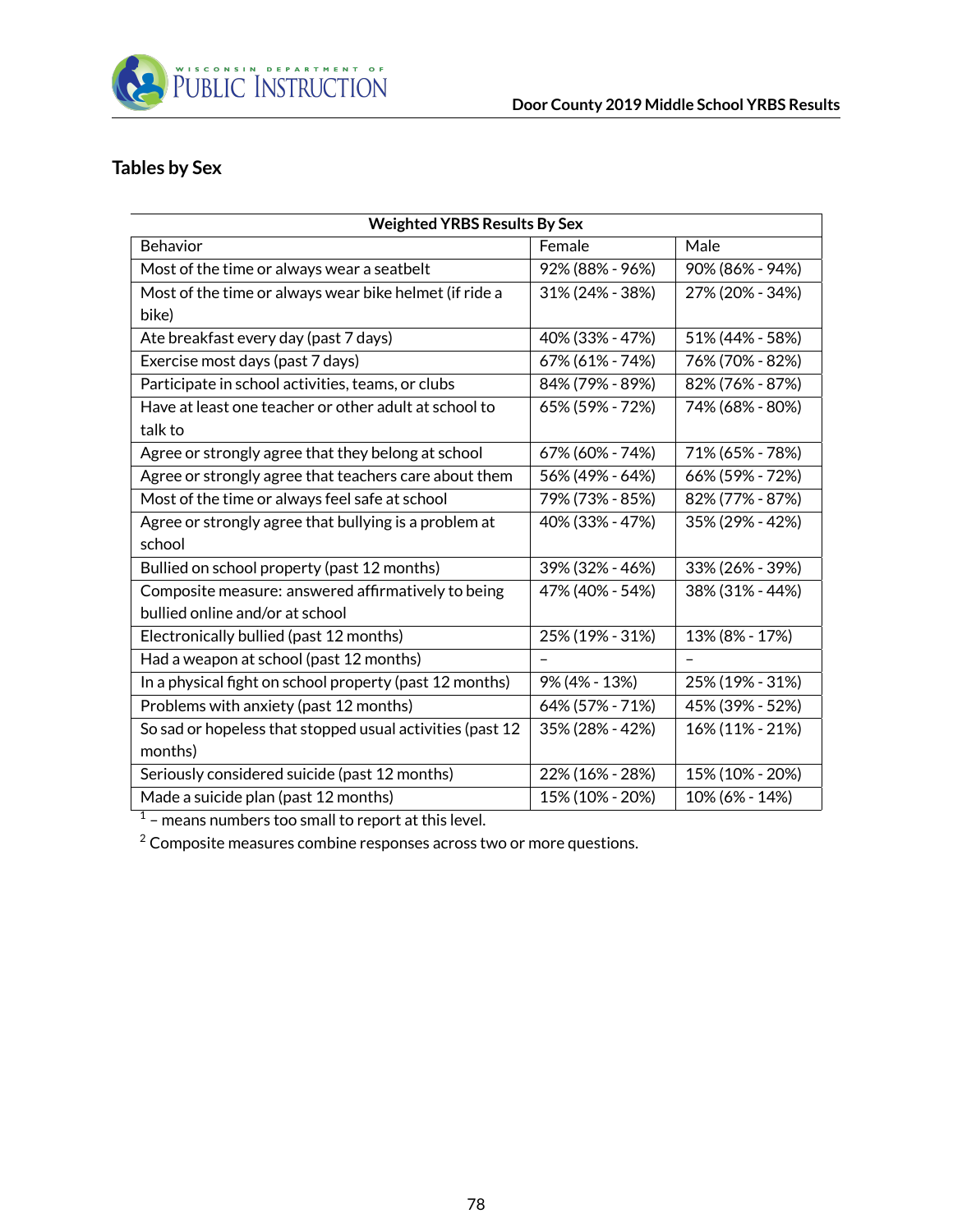## Tables by Sex

| Weighted YRBS Results By Sex | | |
|---|---|---|
| Behavior | Female | Male |
| Most of the time or always wear a seatbelt | 92% (88% - 96%) | 90% (86% - 94%) |
| Most of the time or always wear bike helmet (if ride a bike) | 31% (24% - 38%) | 27% (20% - 34%) |
| Ate breakfast every day (past 7 days) | 40% (33% - 47%) | 51% (44% - 58%) |
| Exercise most days (past 7 days) | 67% (61% - 74%) | 76% (70% - 82%) |
| Participate in school activities, teams, or clubs | 84% (79% - 89%) | 82% (76% - 87%) |
| Have at least one teacher or other adult at school to talk to | 65% (59% - 72%) | 74% (68% - 80%) |
| Agree or strongly agree that they belong at school | 67% (60% - 74%) | 71% (65% - 78%) |
| Agree or strongly agree that teachers care about them | 56% (49% - 64%) | 66% (59% - 72%) |
| Most of the time or always feel safe at school | 79% (73% - 85%) | 82% (77% - 87%) |
| Agree or strongly agree that bullying is a problem at school | 40% (33% - 47%) | 35% (29% - 42%) |
| Bullied on school property (past 12 months) | 39% (32% - 46%) | 33% (26% - 39%) |
| Composite measure: answered affirmatively to being bullied online and/or at school | 47% (40% - 54%) | 38% (31% - 44%) |
| Electronically bullied (past 12 months) | 25% (19% - 31%) | 13% (8% - 17%) |
| Had a weapon at school (past 12 months) | – | – |
| In a physical fight on school property (past 12 months) | 9% (4% - 13%) | 25% (19% - 31%) |
| Problems with anxiety (past 12 months) | 64% (57% - 71%) | 45% (39% - 52%) |
| So sad or hopeless that stopped usual activities (past 12 months) | 35% (28% - 42%) | 16% (11% - 21%) |
| Seriously considered suicide (past 12 months) | 22% (16% - 28%) | 15% (10% - 20%) |
| Made a suicide plan (past 12 months) | 15% (10% - 20%) | 10% (6% - 14%) |

[1] – means numbers too small to report at this level.

[2] Composite measures combine responses across two or more questions.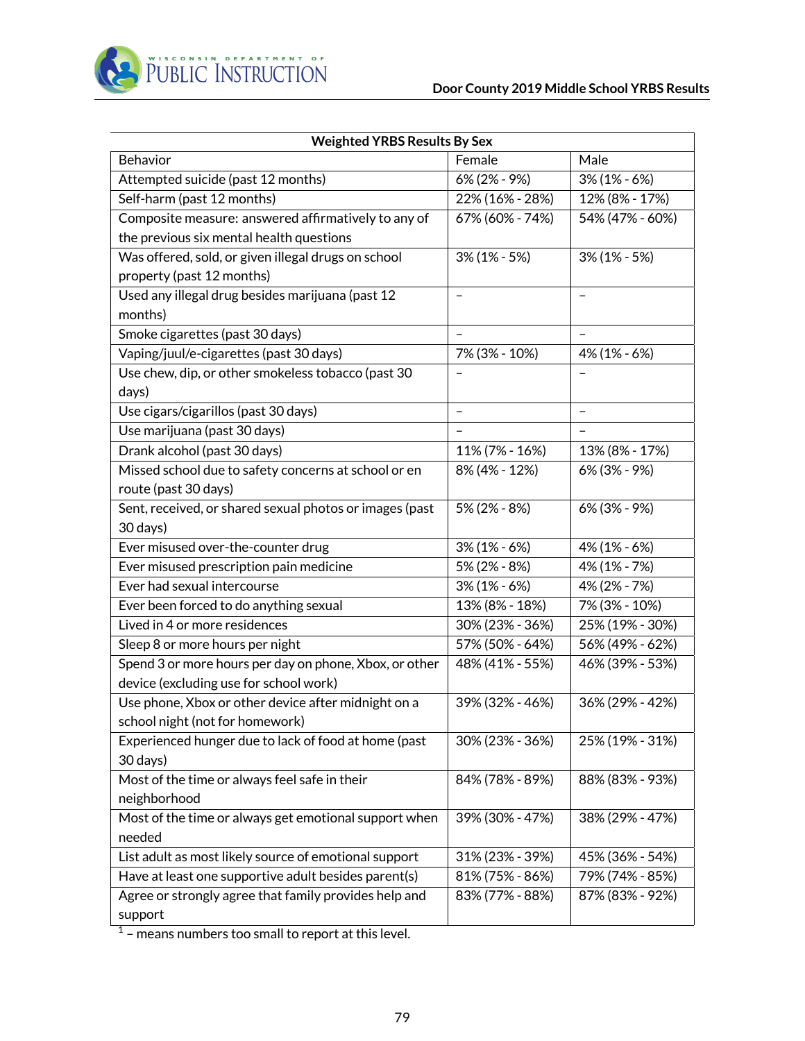| Weighted YRBS Results By Sex | | |
|---|---|---|
| Behavior | Female | Male |
| Attempted suicide (past 12 months) | 6% (2% - 9%) | 3% (1% - 6%) |
| Self-harm (past 12 months) | 22% (16% - 28%) | 12% (8% - 17%) |
| Composite measure: answered affirmatively to any of the previous six mental health questions | 67% (60% - 74%) | 54% (47% - 60%) |
| Was offered, sold, or given illegal drugs on school property (past 12 months) | 3% (1% - 5%) | 3% (1% - 5%) |
| Used any illegal drug besides marijuana (past 12 months) | – | – |
| Smoke cigarettes (past 30 days) | – | – |
| Vaping/juul/e-cigarettes (past 30 days) | 7% (3% - 10%) | 4% (1% - 6%) |
| Use chew, dip, or other smokeless tobacco (past 30 days) | – | – |
| Use cigars/cigarillos (past 30 days) | – | – |
| Use marijuana (past 30 days) | – | – |
| Drank alcohol (past 30 days) | 11% (7% - 16%) | 13% (8% - 17%) |
| Missed school due to safety concerns at school or en route (past 30 days) | 8% (4% - 12%) | 6% (3% - 9%) |
| Sent, received, or shared sexual photos or images (past 30 days) | 5% (2% - 8%) | 6% (3% - 9%) |
| Ever misused over-the-counter drug | 3% (1% - 6%) | 4% (1% - 6%) |
| Ever misused prescription pain medicine | 5% (2% - 8%) | 4% (1% - 7%) |
| Ever had sexual intercourse | 3% (1% - 6%) | 4% (2% - 7%) |
| Ever been forced to do anything sexual | 13% (8% - 18%) | 7% (3% - 10%) |
| Lived in 4 or more residences | 30% (23% - 36%) | 25% (19% - 30%) |
| Sleep 8 or more hours per night | 57% (50% - 64%) | 56% (49% - 62%) |
| Spend 3 or more hours per day on phone, Xbox, or other device (excluding use for school work) | 48% (41% - 55%) | 46% (39% - 53%) |
| Use phone, Xbox or other device after midnight on a school night (not for homework) | 39% (32% - 46%) | 36% (29% - 42%) |
| Experienced hunger due to lack of food at home (past 30 days) | 30% (23% - 36%) | 25% (19% - 31%) |
| Most of the time or always feel safe in their neighborhood | 84% (78% - 89%) | 88% (83% - 93%) |
| Most of the time or always get emotional support when needed | 39% (30% - 47%) | 38% (29% - 47%) |
| List adult as most likely source of emotional support | 31% (23% - 39%) | 45% (36% - 54%) |
| Have at least one supportive adult besides parent(s) | 81% (75% - 86%) | 79% (74% - 85%) |
| Agree or strongly agree that family provides help and support | 83% (77% - 88%) | 87% (83% - 92%) |

[1] – means numbers too small to report at this level.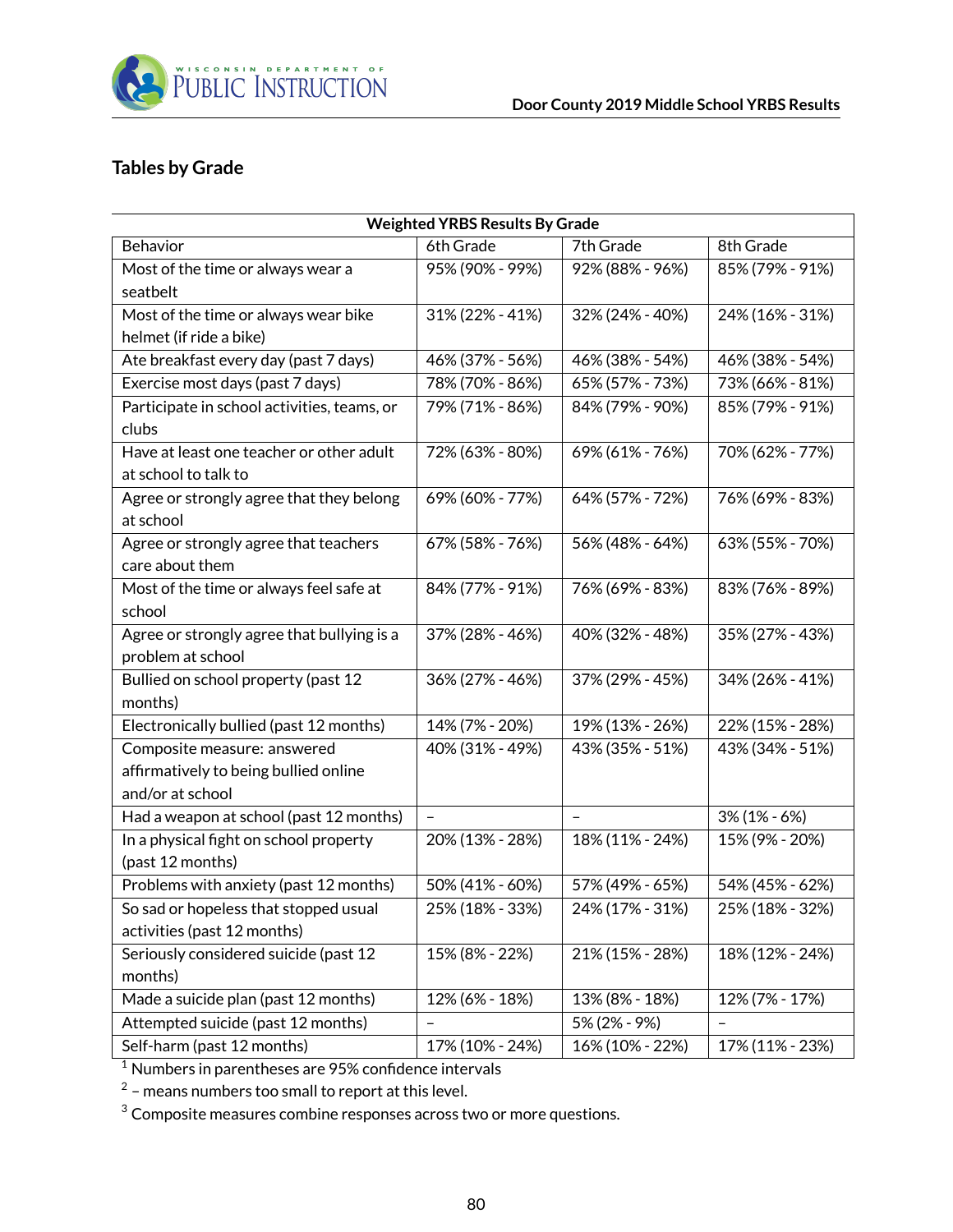## Tables by Grade

| Weighted YRBS Results By Grade | | | |
|---|---|---|---|
| Behavior | 6th Grade | 7th Grade | 8th Grade |
| Most of the time or always wear a seatbelt | 95% (90% - 99%) | 92% (88% - 96%) | 85% (79% - 91%) |
| Most of the time or always wear bike helmet (if ride a bike) | 31% (22% - 41%) | 32% (24% - 40%) | 24% (16% - 31%) |
| Ate breakfast every day (past 7 days) | 46% (37% - 56%) | 46% (38% - 54%) | 46% (38% - 54%) |
| Exercise most days (past 7 days) | 78% (70% - 86%) | 65% (57% - 73%) | 73% (66% - 81%) |
| Participate in school activities, teams, or clubs | 79% (71% - 86%) | 84% (79% - 90%) | 85% (79% - 91%) |
| Have at least one teacher or other adult at school to talk to | 72% (63% - 80%) | 69% (61% - 76%) | 70% (62% - 77%) |
| Agree or strongly agree that they belong at school | 69% (60% - 77%) | 64% (57% - 72%) | 76% (69% - 83%) |
| Agree or strongly agree that teachers care about them | 67% (58% - 76%) | 56% (48% - 64%) | 63% (55% - 70%) |
| Most of the time or always feel safe at school | 84% (77% - 91%) | 76% (69% - 83%) | 83% (76% - 89%) |
| Agree or strongly agree that bullying is a problem at school | 37% (28% - 46%) | 40% (32% - 48%) | 35% (27% - 43%) |
| Bullied on school property (past 12 months) | 36% (27% - 46%) | 37% (29% - 45%) | 34% (26% - 41%) |
| Electronically bullied (past 12 months) | 14% (7% - 20%) | 19% (13% - 26%) | 22% (15% - 28%) |
| Composite measure: answered affirmatively to being bullied online and/or at school | 40% (31% - 49%) | 43% (35% - 51%) | 43% (34% - 51%) |
| Had a weapon at school (past 12 months) | – | – | 3% (1% - 6%) |
| In a physical fight on school property (past 12 months) | 20% (13% - 28%) | 18% (11% - 24%) | 15% (9% - 20%) |
| Problems with anxiety (past 12 months) | 50% (41% - 60%) | 57% (49% - 65%) | 54% (45% - 62%) |
| So sad or hopeless that stopped usual activities (past 12 months) | 25% (18% - 33%) | 24% (17% - 31%) | 25% (18% - 32%) |
| Seriously considered suicide (past 12 months) | 15% (8% - 22%) | 21% (15% - 28%) | 18% (12% - 24%) |
| Made a suicide plan (past 12 months) | 12% (6% - 18%) | 13% (8% - 18%) | 12% (7% - 17%) |
| Attempted suicide (past 12 months) | – | 5% (2% - 9%) | – |
| Self-harm (past 12 months) | 17% (10% - 24%) | 16% (10% - 22%) | 17% (11% - 23%) |

[1] Numbers in parentheses are 95% confidence intervals

[2] – means numbers too small to report at this level.

[3] Composite measures combine responses across two or more questions.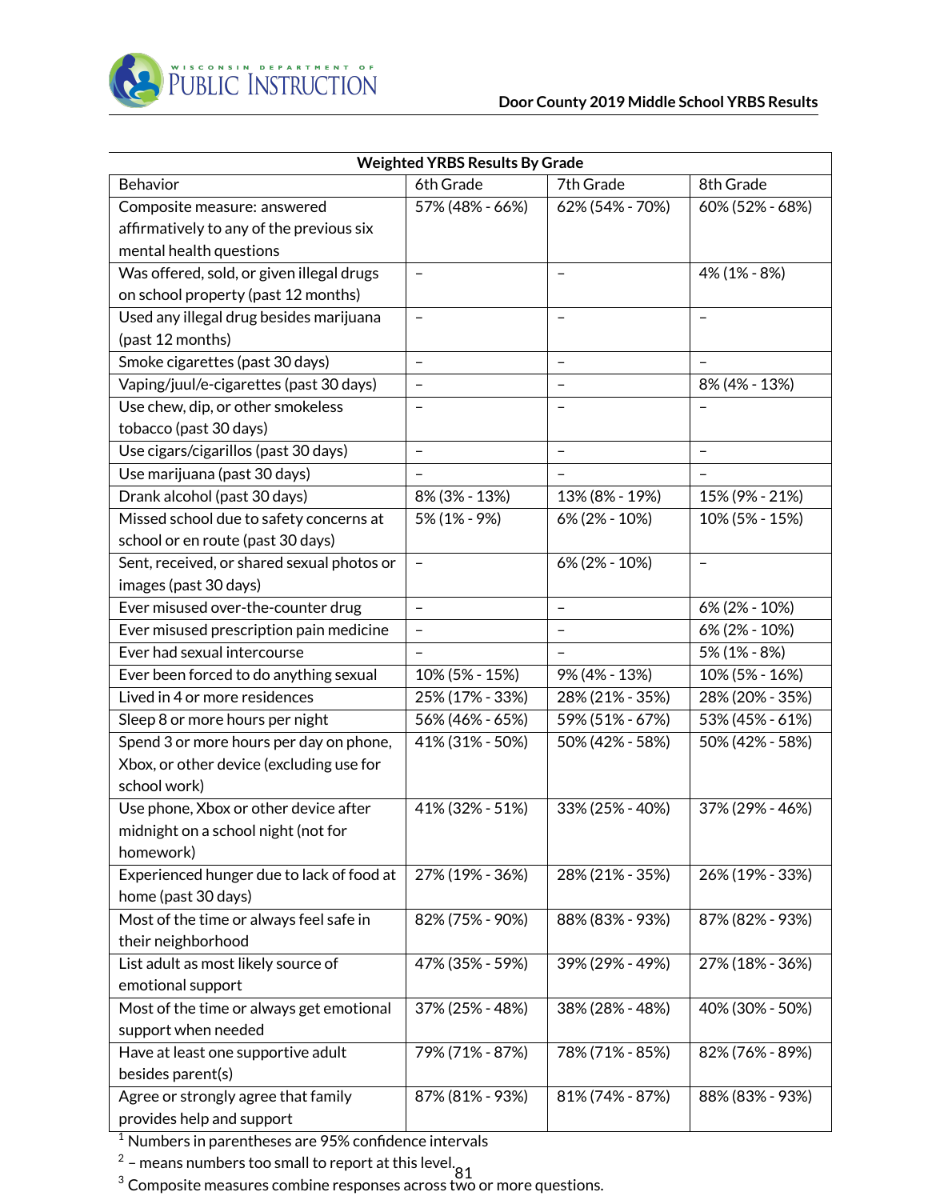| Weighted YRBS Results By Grade | | | |
|---|---|---|---|
| Behavior | 6th Grade | 7th Grade | 8th Grade |
| Composite measure: answered affirmatively to any of the previous six mental health questions | 57% (48% - 66%) | 62% (54% - 70%) | 60% (52% - 68%) |
| Was offered, sold, or given illegal drugs on school property (past 12 months) | – | – | 4% (1% - 8%) |
| Used any illegal drug besides marijuana (past 12 months) | – | – | – |
| Smoke cigarettes (past 30 days) | – | – | – |
| Vaping/juul/e-cigarettes (past 30 days) | – | – | 8% (4% - 13%) |
| Use chew, dip, or other smokeless tobacco (past 30 days) | – | – | – |
| Use cigars/cigarillos (past 30 days) | – | – | – |
| Use marijuana (past 30 days) | – | – | – |
| Drank alcohol (past 30 days) | 8% (3% - 13%) | 13% (8% - 19%) | 15% (9% - 21%) |
| Missed school due to safety concerns at school or en route (past 30 days) | 5% (1% - 9%) | 6% (2% - 10%) | 10% (5% - 15%) |
| Sent, received, or shared sexual photos or images (past 30 days) | – | 6% (2% - 10%) | – |
| Ever misused over-the-counter drug | – | – | 6% (2% - 10%) |
| Ever misused prescription pain medicine | – | – | 6% (2% - 10%) |
| Ever had sexual intercourse | – | – | 5% (1% - 8%) |
| Ever been forced to do anything sexual | 10% (5% - 15%) | 9% (4% - 13%) | 10% (5% - 16%) |
| Lived in 4 or more residences | 25% (17% - 33%) | 28% (21% - 35%) | 28% (20% - 35%) |
| Sleep 8 or more hours per night | 56% (46% - 65%) | 59% (51% - 67%) | 53% (45% - 61%) |
| Spend 3 or more hours per day on phone, Xbox, or other device (excluding use for school work) | 41% (31% - 50%) | 50% (42% - 58%) | 50% (42% - 58%) |
| Use phone, Xbox or other device after midnight on a school night (not for homework) | 41% (32% - 51%) | 33% (25% - 40%) | 37% (29% - 46%) |
| Experienced hunger due to lack of food at home (past 30 days) | 27% (19% - 36%) | 28% (21% - 35%) | 26% (19% - 33%) |
| Most of the time or always feel safe in their neighborhood | 82% (75% - 90%) | 88% (83% - 93%) | 87% (82% - 93%) |
| List adult as most likely source of emotional support | 47% (35% - 59%) | 39% (29% - 49%) | 27% (18% - 36%) |
| Most of the time or always get emotional support when needed | 37% (25% - 48%) | 38% (28% - 48%) | 40% (30% - 50%) |
| Have at least one supportive adult besides parent(s) | 79% (71% - 87%) | 78% (71% - 85%) | 82% (76% - 89%) |
| Agree or strongly agree that family provides help and support | 87% (81% - 93%) | 81% (74% - 87%) | 88% (83% - 93%) |

[1] Numbers in parentheses are 95% confidence intervals

[2] – means numbers too small to report at this level.

[3] Composite measures combine responses across two or more questions.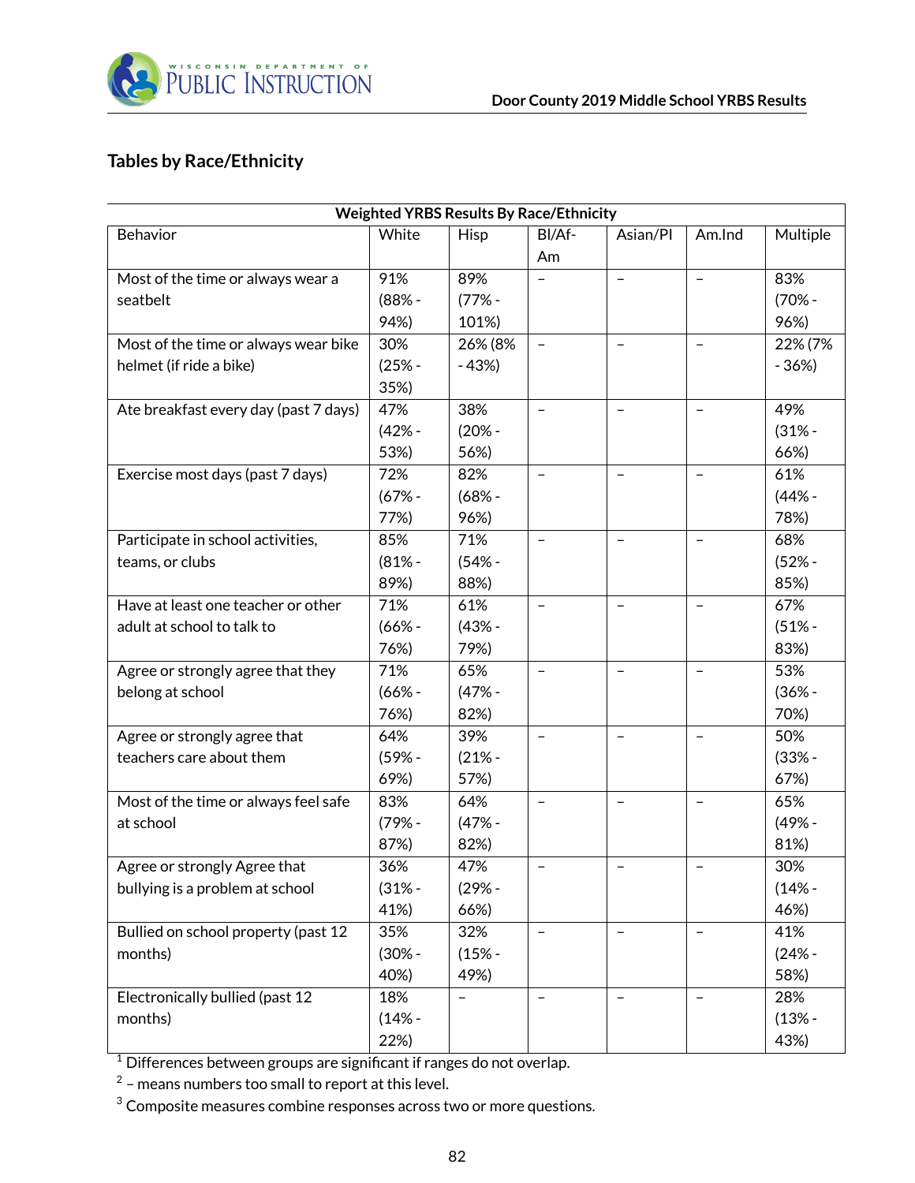## Tables by Race/Ethnicity

| Weighted YRBS Results By Race/Ethnicity | | | | | | |
|---|---|---|---|---|---|---|
| Behavior | White | Hisp | Bl/Af-Am | Asian/PI | Am.Ind | Multiple |
| Most of the time or always wear a seatbelt | 91% (88% - 94%) | 89% (77% - 101%) | – | – | – | 83% (70% - 96%) |
| Most of the time or always wear bike helmet (if ride a bike) | 30% (25% - 35%) | 26% (8% - 43%) | – | – | – | 22% (7% - 36%) |
| Ate breakfast every day (past 7 days) | 47% (42% - 53%) | 38% (20% - 56%) | – | – | – | 49% (31% - 66%) |
| Exercise most days (past 7 days) | 72% (67% - 77%) | 82% (68% - 96%) | – | – | – | 61% (44% - 78%) |
| Participate in school activities, teams, or clubs | 85% (81% - 89%) | 71% (54% - 88%) | – | – | – | 68% (52% - 85%) |
| Have at least one teacher or other adult at school to talk to | 71% (66% - 76%) | 61% (43% - 79%) | – | – | – | 67% (51% - 83%) |
| Agree or strongly agree that they belong at school | 71% (66% - 76%) | 65% (47% - 82%) | – | – | – | 53% (36% - 70%) |
| Agree or strongly agree that teachers care about them | 64% (59% - 69%) | 39% (21% - 57%) | – | – | – | 50% (33% - 67%) |
| Most of the time or always feel safe at school | 83% (79% - 87%) | 64% (47% - 82%) | – | – | – | 65% (49% - 81%) |
| Agree or strongly Agree that bullying is a problem at school | 36% (31% - 41%) | 47% (29% - 66%) | – | – | – | 30% (14% - 46%) |
| Bullied on school property (past 12 months) | 35% (30% - 40%) | 32% (15% - 49%) | – | – | – | 41% (24% - 58%) |
| Electronically bullied (past 12 months) | 18% (14% - 22%) | – | – | – | – | 28% (13% - 43%) |

[1] Differences between groups are significant if ranges do not overlap.

[2] – means numbers too small to report at this level.

[3] Composite measures combine responses across two or more questions.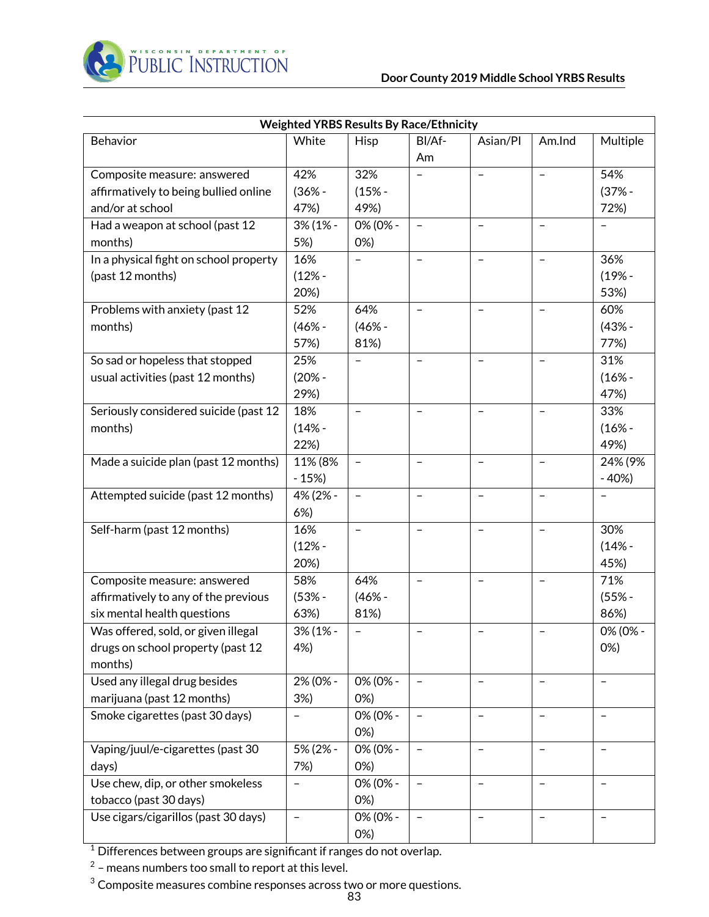| Weighted YRBS Results By Race/Ethnicity | | | | | | |
|---|---|---|---|---|---|---|
| Behavior | White | Hisp | Bl/Af-Am | Asian/PI | Am.Ind | Multiple |
| Composite measure: answered affirmatively to being bullied online and/or at school | 42% (36% - 47%) | 32% (15% - 49%) | – | – | – | 54% (37% - 72%) |
| Had a weapon at school (past 12 months) | 3% (1% - 5%) | 0% (0% - 0%) | – | – | – | – |
| In a physical fight on school property (past 12 months) | 16% (12% - 20%) | – | – | – | – | 36% (19% - 53%) |
| Problems with anxiety (past 12 months) | 52% (46% - 57%) | 64% (46% - 81%) | – | – | – | 60% (43% - 77%) |
| So sad or hopeless that stopped usual activities (past 12 months) | 25% (20% - 29%) | – | – | – | – | 31% (16% - 47%) |
| Seriously considered suicide (past 12 months) | 18% (14% - 22%) | – | – | – | – | 33% (16% - 49%) |
| Made a suicide plan (past 12 months) | 11% (8% - 15%) | – | – | – | – | 24% (9% - 40%) |
| Attempted suicide (past 12 months) | 4% (2% - 6%) | – | – | – | – | – |
| Self-harm (past 12 months) | 16% (12% - 20%) | – | – | – | – | 30% (14% - 45%) |
| Composite measure: answered affirmatively to any of the previous six mental health questions | 58% (53% - 63%) | 64% (46% - 81%) | – | – | – | 71% (55% - 86%) |
| Was offered, sold, or given illegal drugs on school property (past 12 months) | 3% (1% - 4%) | – | – | – | – | 0% (0% - 0%) |
| Used any illegal drug besides marijuana (past 12 months) | 2% (0% - 3%) | 0% (0% - 0%) | – | – | – | – |
| Smoke cigarettes (past 30 days) | – | 0% (0% - 0%) | – | – | – | – |
| Vaping/juul/e-cigarettes (past 30 days) | 5% (2% - 7%) | 0% (0% - 0%) | – | – | – | – |
| Use chew, dip, or other smokeless tobacco (past 30 days) | – | 0% (0% - 0%) | – | – | – | – |
| Use cigars/cigarillos (past 30 days) | – | 0% (0% - 0%) | – | – | – | – |

[1] Differences between groups are significant if ranges do not overlap.

[2] – means numbers too small to report at this level.

[3] Composite measures combine responses across two or more questions.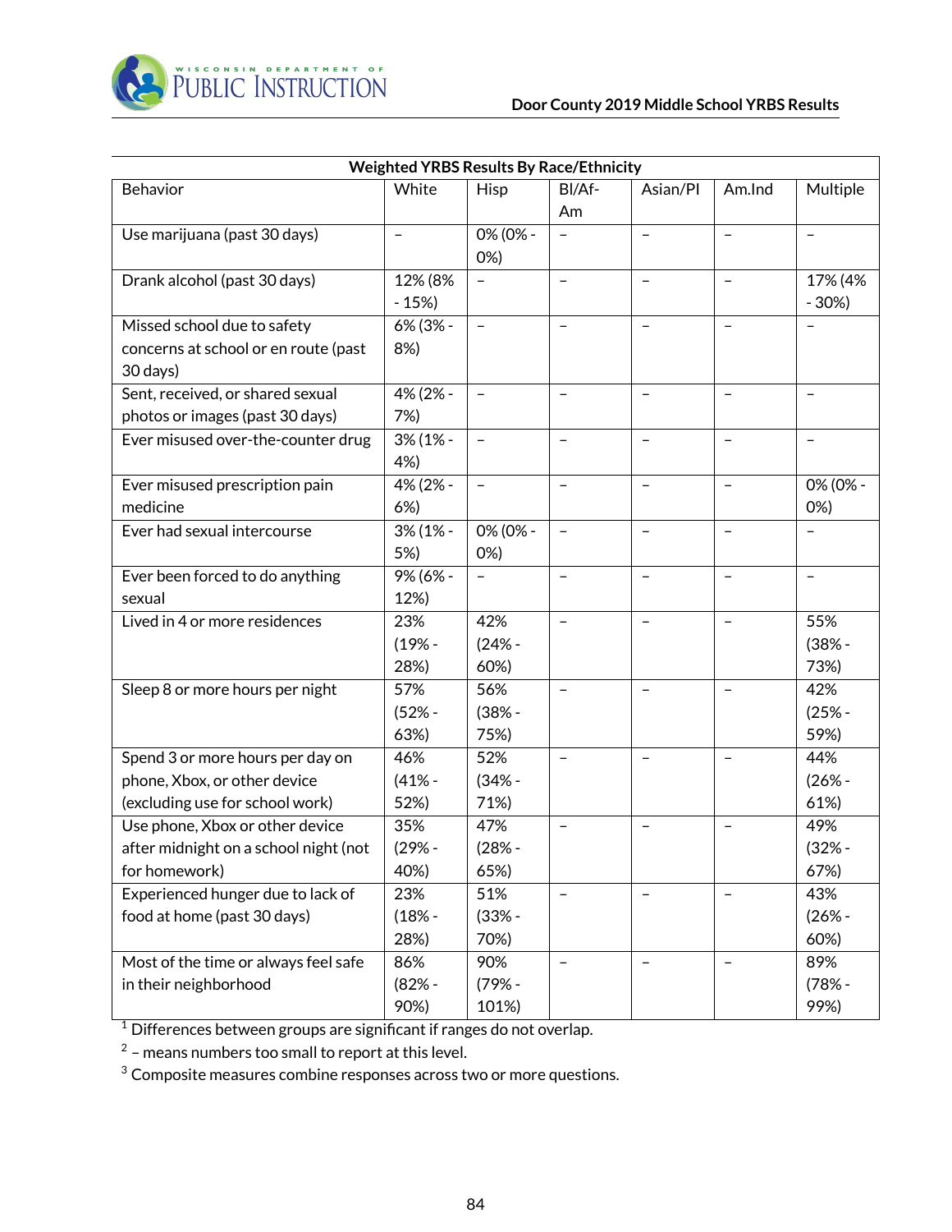| Weighted YRBS Results By Race/Ethnicity | | | | | | |
|---|---|---|---|---|---|---|
| Behavior | White | Hisp | Bl/Af-Am | Asian/PI | Am.Ind | Multiple |
| Use marijuana (past 30 days) | – | 0% (0% - 0%) | – | – | – | – |
| Drank alcohol (past 30 days) | 12% (8% - 15%) | – | – | – | – | 17% (4% - 30%) |
| Missed school due to safety concerns at school or en route (past 30 days) | 6% (3% - 8%) | – | – | – | – | – |
| Sent, received, or shared sexual photos or images (past 30 days) | 4% (2% - 7%) | – | – | – | – | – |
| Ever misused over-the-counter drug | 3% (1% - 4%) | – | – | – | – | – |
| Ever misused prescription pain medicine | 4% (2% - 6%) | – | – | – | – | 0% (0% - 0%) |
| Ever had sexual intercourse | 3% (1% - 5%) | 0% (0% - 0%) | – | – | – | – |
| Ever been forced to do anything sexual | 9% (6% - 12%) | – | – | – | – | – |
| Lived in 4 or more residences | 23% (19% - 28%) | 42% (24% - 60%) | – | – | – | 55% (38% - 73%) |
| Sleep 8 or more hours per night | 57% (52% - 63%) | 56% (38% - 75%) | – | – | – | 42% (25% - 59%) |
| Spend 3 or more hours per day on phone, Xbox, or other device (excluding use for school work) | 46% (41% - 52%) | 52% (34% - 71%) | – | – | – | 44% (26% - 61%) |
| Use phone, Xbox or other device after midnight on a school night (not for homework) | 35% (29% - 40%) | 47% (28% - 65%) | – | – | – | 49% (32% - 67%) |
| Experienced hunger due to lack of food at home (past 30 days) | 23% (18% - 28%) | 51% (33% - 70%) | – | – | – | 43% (26% - 60%) |
| Most of the time or always feel safe in their neighborhood | 86% (82% - 90%) | 90% (79% - 101%) | – | – | – | 89% (78% - 99%) |

[1] Differences between groups are significant if ranges do not overlap.

[2] – means numbers too small to report at this level.

[3] Composite measures combine responses across two or more questions.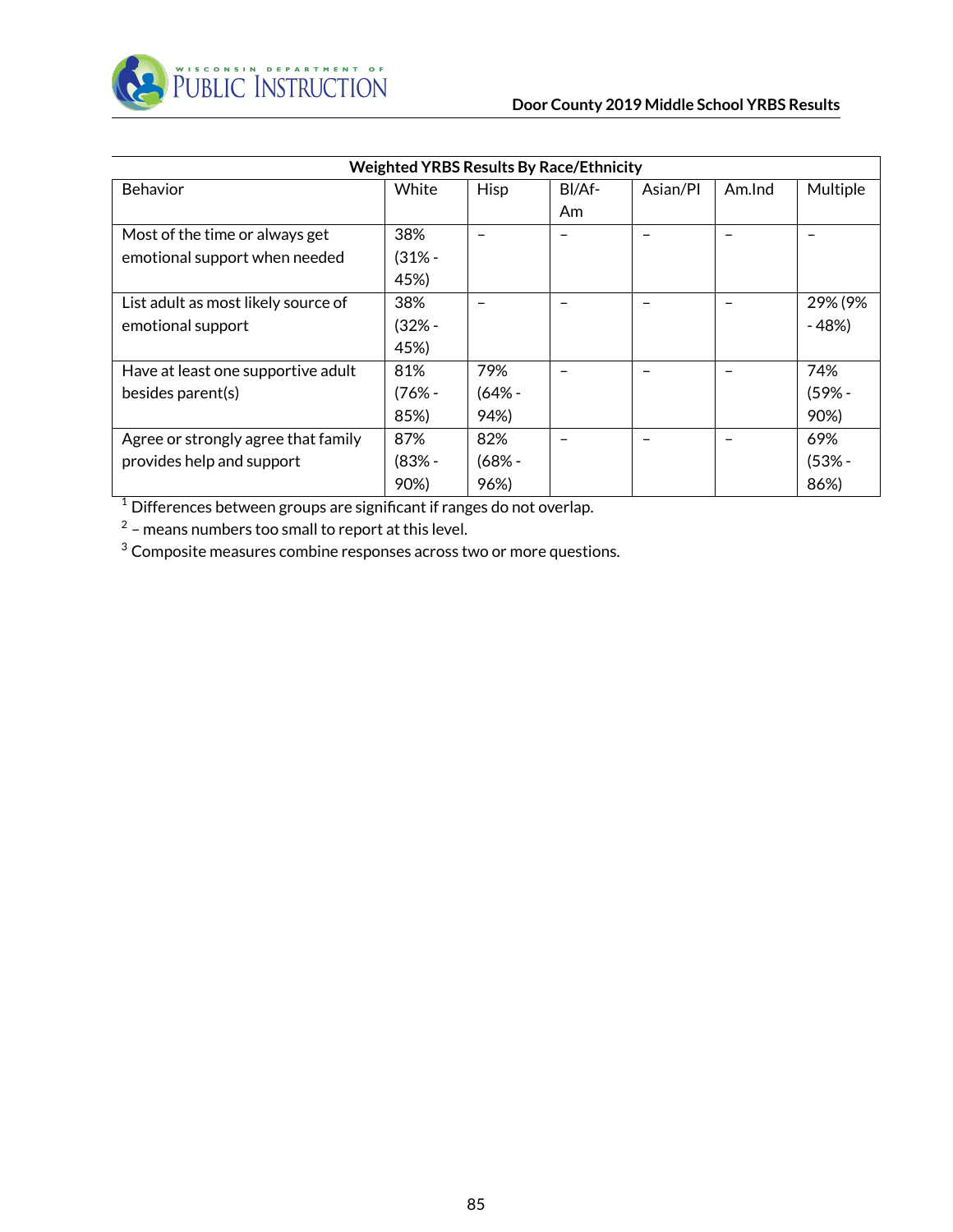| Weighted YRBS Results By Race/Ethnicity | | | | | | |
|---|---|---|---|---|---|---|
| Behavior | White | Hisp | Bl/Af-Am | Asian/PI | Am.Ind | Multiple |
| Most of the time or always get emotional support when needed | 38% (31% - 45%) | – | – | – | – | – |
| List adult as most likely source of emotional support | 38% (32% - 45%) | – | – | – | – | 29% (9% - 48%) |
| Have at least one supportive adult besides parent(s) | 81% (76% - 85%) | 79% (64% - 94%) | – | – | – | 74% (59% - 90%) |
| Agree or strongly agree that family provides help and support | 87% (83% - 90%) | 82% (68% - 96%) | – | – | – | 69% (53% - 86%) |

[1] Differences between groups are significant if ranges do not overlap.

[2] – means numbers too small to report at this level.

[3] Composite measures combine responses across two or more questions.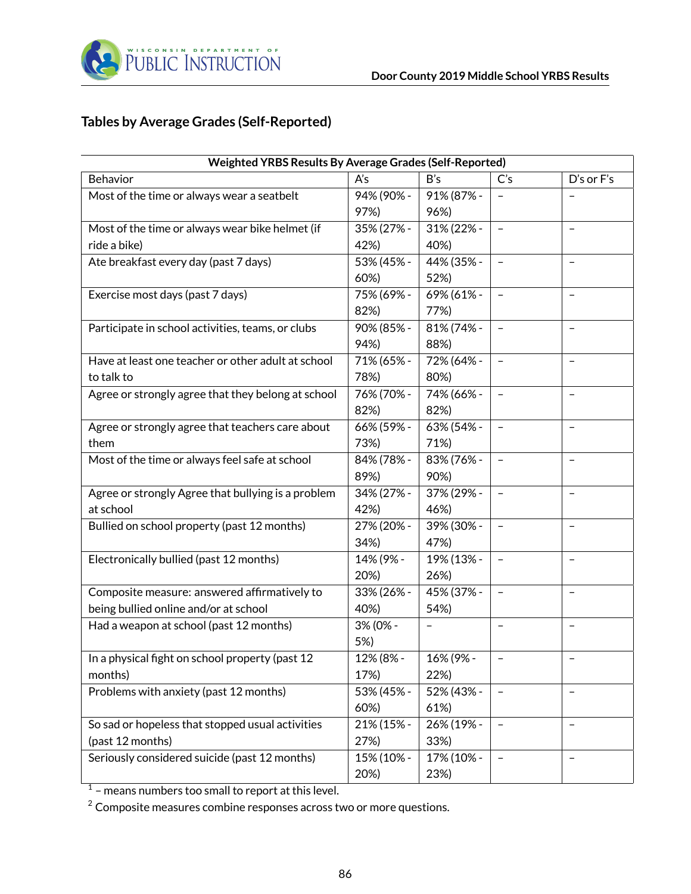## Tables by Average Grades (Self-Reported)

| Weighted YRBS Results By Average Grades (Self-Reported) | | | | |
|---|---|---|---|---|
| Behavior | A's | B's | C's | D's or F's |
| Most of the time or always wear a seatbelt | 94% (90% - 97%) | 91% (87% - 96%) | – | – |
| Most of the time or always wear bike helmet (if ride a bike) | 35% (27% - 42%) | 31% (22% - 40%) | – | – |
| Ate breakfast every day (past 7 days) | 53% (45% - 60%) | 44% (35% - 52%) | – | – |
| Exercise most days (past 7 days) | 75% (69% - 82%) | 69% (61% - 77%) | – | – |
| Participate in school activities, teams, or clubs | 90% (85% - 94%) | 81% (74% - 88%) | – | – |
| Have at least one teacher or other adult at school to talk to | 71% (65% - 78%) | 72% (64% - 80%) | – | – |
| Agree or strongly agree that they belong at school | 76% (70% - 82%) | 74% (66% - 82%) | – | – |
| Agree or strongly agree that teachers care about them | 66% (59% - 73%) | 63% (54% - 71%) | – | – |
| Most of the time or always feel safe at school | 84% (78% - 89%) | 83% (76% - 90%) | – | – |
| Agree or strongly Agree that bullying is a problem at school | 34% (27% - 42%) | 37% (29% - 46%) | – | – |
| Bullied on school property (past 12 months) | 27% (20% - 34%) | 39% (30% - 47%) | – | – |
| Electronically bullied (past 12 months) | 14% (9% - 20%) | 19% (13% - 26%) | – | – |
| Composite measure: answered affirmatively to being bullied online and/or at school | 33% (26% - 40%) | 45% (37% - 54%) | – | – |
| Had a weapon at school (past 12 months) | 3% (0% - 5%) | – | – | – |
| In a physical fight on school property (past 12 months) | 12% (8% - 17%) | 16% (9% - 22%) | – | – |
| Problems with anxiety (past 12 months) | 53% (45% - 60%) | 52% (43% - 61%) | – | – |
| So sad or hopeless that stopped usual activities (past 12 months) | 21% (15% - 27%) | 26% (19% - 33%) | – | – |
| Seriously considered suicide (past 12 months) | 15% (10% - 20%) | 17% (10% - 23%) | – | – |

[1] – means numbers too small to report at this level.

[2] Composite measures combine responses across two or more questions.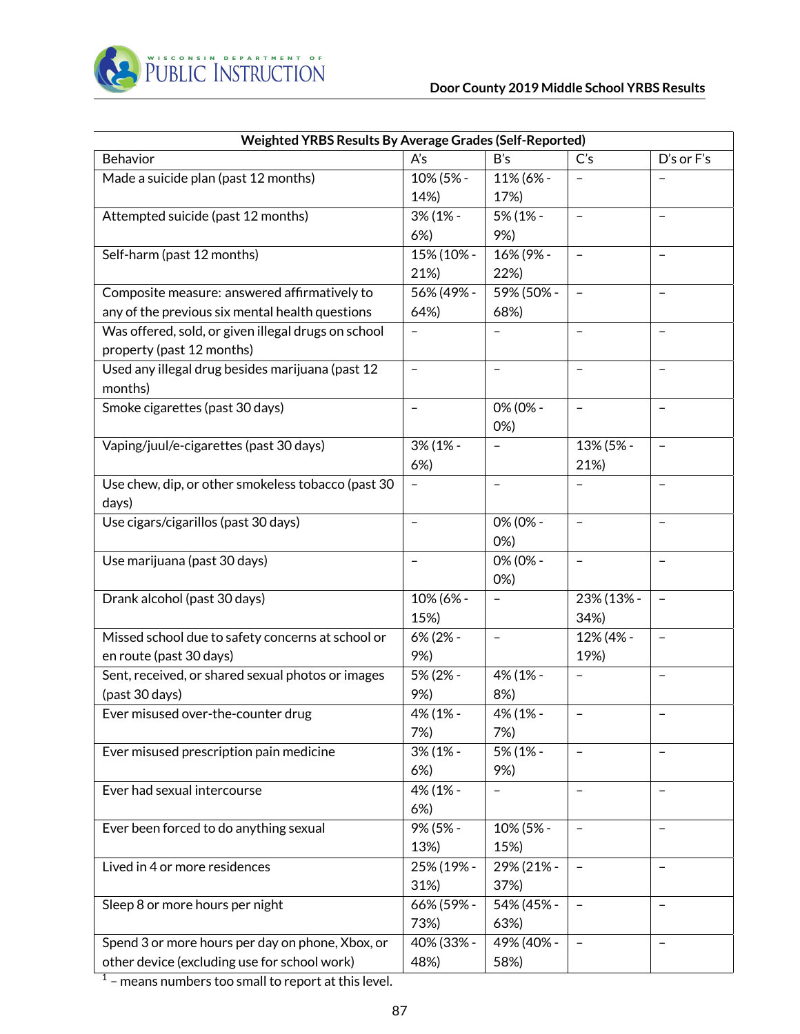| Weighted YRBS Results By Average Grades (Self-Reported) | | | | |
|---|---|---|---|---|
| Behavior | A's | B's | C's | D's or F's |
| Made a suicide plan (past 12 months) | 10% (5% - 14%) | 11% (6% - 17%) | – | – |
| Attempted suicide (past 12 months) | 3% (1% - 6%) | 5% (1% - 9%) | – | – |
| Self-harm (past 12 months) | 15% (10% - 21%) | 16% (9% - 22%) | – | – |
| Composite measure: answered affirmatively to any of the previous six mental health questions | 56% (49% - 64%) | 59% (50% - 68%) | – | – |
| Was offered, sold, or given illegal drugs on school property (past 12 months) | – | – | – | – |
| Used any illegal drug besides marijuana (past 12 months) | – | – | – | – |
| Smoke cigarettes (past 30 days) | – | 0% (0% - 0%) | – | – |
| Vaping/juul/e-cigarettes (past 30 days) | 3% (1% - 6%) | – | 13% (5% - 21%) | – |
| Use chew, dip, or other smokeless tobacco (past 30 days) | – | – | – | – |
| Use cigars/cigarillos (past 30 days) | – | 0% (0% - 0%) | – | – |
| Use marijuana (past 30 days) | – | 0% (0% - 0%) | – | – |
| Drank alcohol (past 30 days) | 10% (6% - 15%) | – | 23% (13% - 34%) | – |
| Missed school due to safety concerns at school or en route (past 30 days) | 6% (2% - 9%) | – | 12% (4% - 19%) | – |
| Sent, received, or shared sexual photos or images (past 30 days) | 5% (2% - 9%) | 4% (1% - 8%) | – | – |
| Ever misused over-the-counter drug | 4% (1% - 7%) | 4% (1% - 7%) | – | – |
| Ever misused prescription pain medicine | 3% (1% - 6%) | 5% (1% - 9%) | – | – |
| Ever had sexual intercourse | 4% (1% - 6%) | – | – | – |
| Ever been forced to do anything sexual | 9% (5% - 13%) | 10% (5% - 15%) | – | – |
| Lived in 4 or more residences | 25% (19% - 31%) | 29% (21% - 37%) | – | – |
| Sleep 8 or more hours per night | 66% (59% - 73%) | 54% (45% - 63%) | – | – |
| Spend 3 or more hours per day on phone, Xbox, or other device (excluding use for school work) | 40% (33% - 48%) | 49% (40% - 58%) | – | – |

[1] – means numbers too small to report at this level.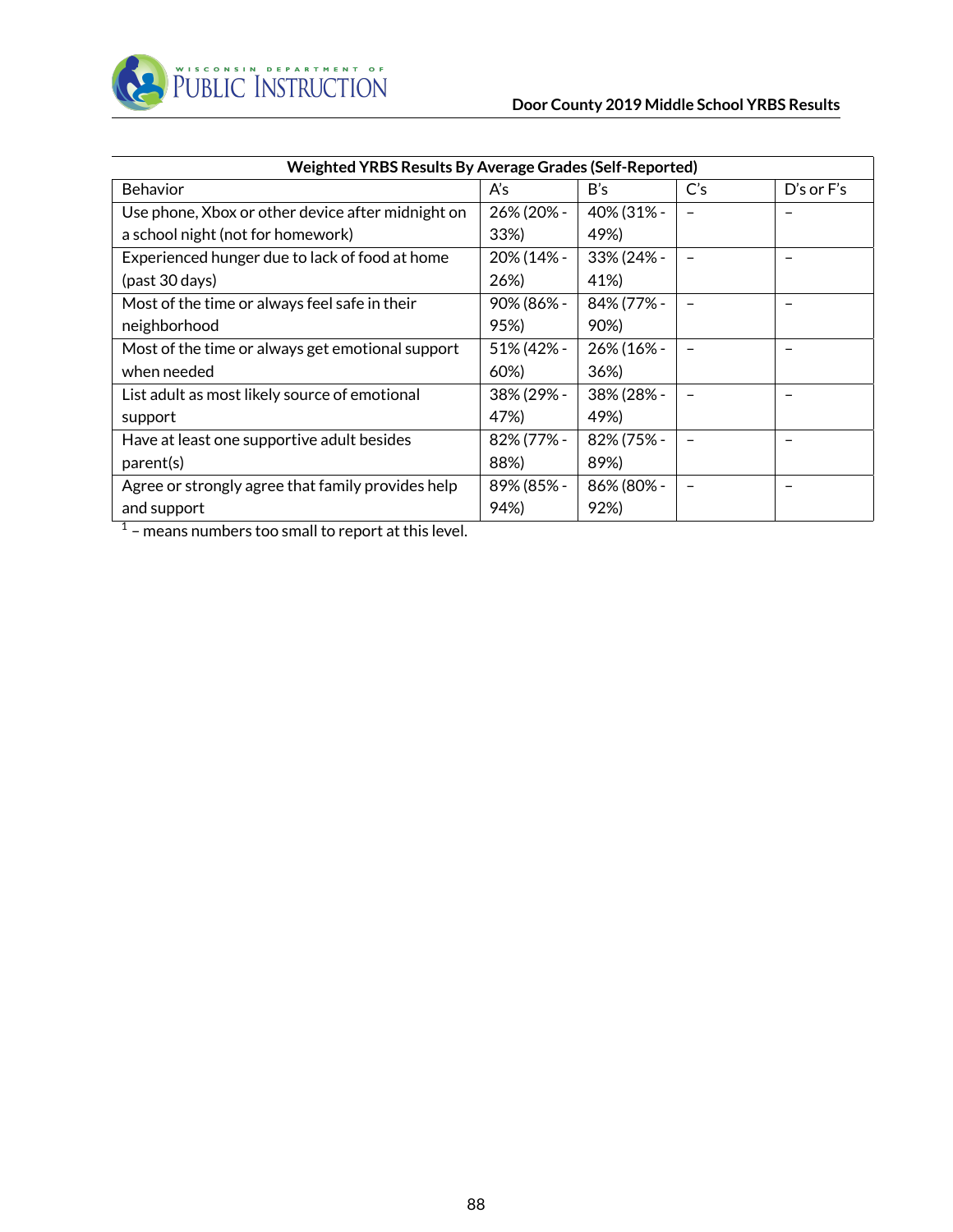| Weighted YRBS Results By Average Grades (Self-Reported) | | | | |
|---|---|---|---|---|
| Behavior | A's | B's | C's | D's or F's |
| Use phone, Xbox or other device after midnight on a school night (not for homework) | 26% (20% - 33%) | 40% (31% - 49%) | – | – |
| Experienced hunger due to lack of food at home (past 30 days) | 20% (14% - 26%) | 33% (24% - 41%) | – | – |
| Most of the time or always feel safe in their neighborhood | 90% (86% - 95%) | 84% (77% - 90%) | – | – |
| Most of the time or always get emotional support when needed | 51% (42% - 60%) | 26% (16% - 36%) | – | – |
| List adult as most likely source of emotional support | 38% (29% - 47%) | 38% (28% - 49%) | – | – |
| Have at least one supportive adult besides parent(s) | 82% (77% - 88%) | 82% (75% - 89%) | – | – |
| Agree or strongly agree that family provides help and support | 89% (85% - 94%) | 86% (80% - 92%) | – | – |

[1] – means numbers too small to report at this level.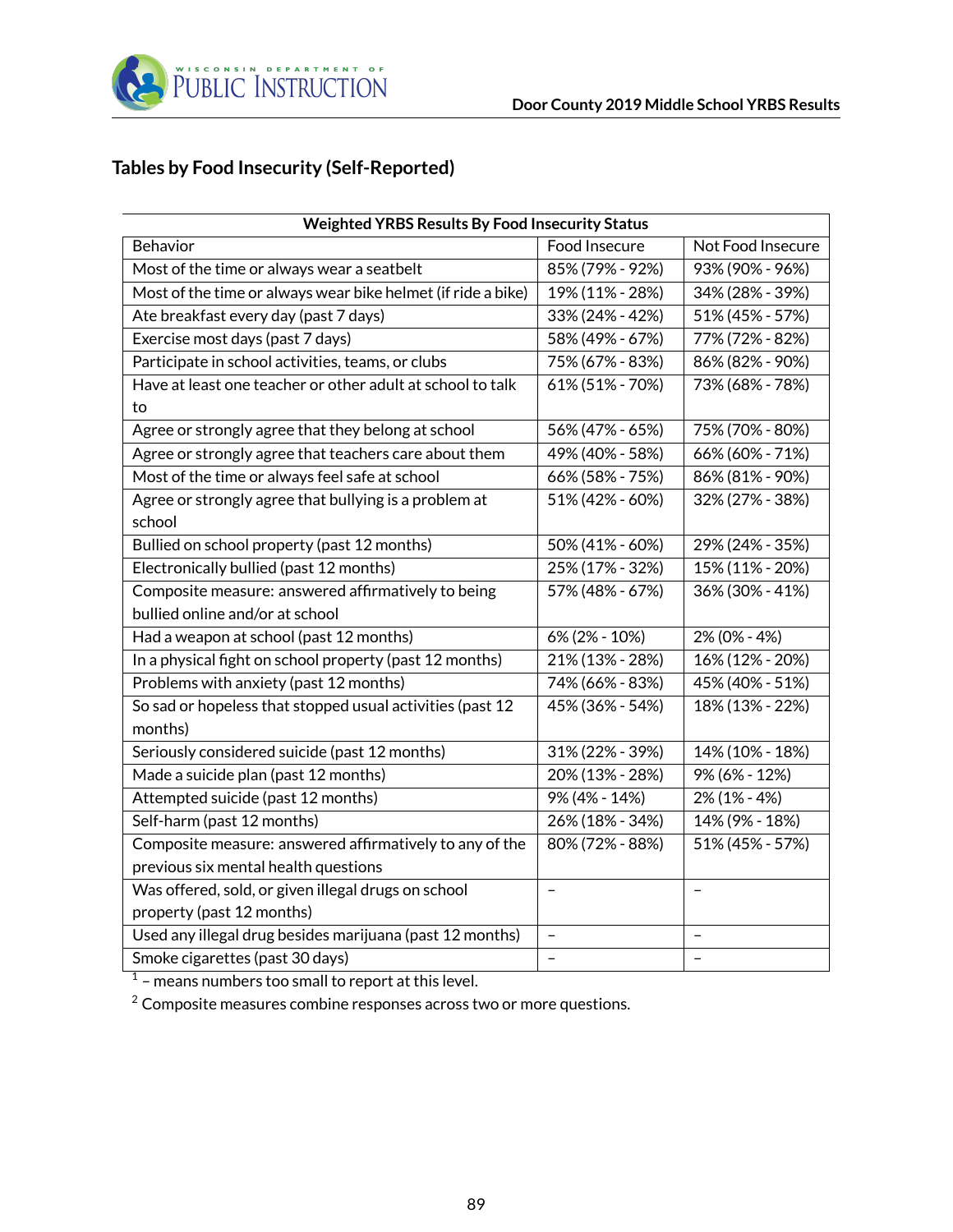## Tables by Food Insecurity (Self-Reported)

| Weighted YRBS Results By Food Insecurity Status | | |
|---|---|---|
| Behavior | Food Insecure | Not Food Insecure |
| Most of the time or always wear a seatbelt | 85% (79% - 92%) | 93% (90% - 96%) |
| Most of the time or always wear bike helmet (if ride a bike) | 19% (11% - 28%) | 34% (28% - 39%) |
| Ate breakfast every day (past 7 days) | 33% (24% - 42%) | 51% (45% - 57%) |
| Exercise most days (past 7 days) | 58% (49% - 67%) | 77% (72% - 82%) |
| Participate in school activities, teams, or clubs | 75% (67% - 83%) | 86% (82% - 90%) |
| Have at least one teacher or other adult at school to talk to | 61% (51% - 70%) | 73% (68% - 78%) |
| Agree or strongly agree that they belong at school | 56% (47% - 65%) | 75% (70% - 80%) |
| Agree or strongly agree that teachers care about them | 49% (40% - 58%) | 66% (60% - 71%) |
| Most of the time or always feel safe at school | 66% (58% - 75%) | 86% (81% - 90%) |
| Agree or strongly agree that bullying is a problem at school | 51% (42% - 60%) | 32% (27% - 38%) |
| Bullied on school property (past 12 months) | 50% (41% - 60%) | 29% (24% - 35%) |
| Electronically bullied (past 12 months) | 25% (17% - 32%) | 15% (11% - 20%) |
| Composite measure: answered affirmatively to being bullied online and/or at school | 57% (48% - 67%) | 36% (30% - 41%) |
| Had a weapon at school (past 12 months) | 6% (2% - 10%) | 2% (0% - 4%) |
| In a physical fight on school property (past 12 months) | 21% (13% - 28%) | 16% (12% - 20%) |
| Problems with anxiety (past 12 months) | 74% (66% - 83%) | 45% (40% - 51%) |
| So sad or hopeless that stopped usual activities (past 12 months) | 45% (36% - 54%) | 18% (13% - 22%) |
| Seriously considered suicide (past 12 months) | 31% (22% - 39%) | 14% (10% - 18%) |
| Made a suicide plan (past 12 months) | 20% (13% - 28%) | 9% (6% - 12%) |
| Attempted suicide (past 12 months) | 9% (4% - 14%) | 2% (1% - 4%) |
| Self-harm (past 12 months) | 26% (18% - 34%) | 14% (9% - 18%) |
| Composite measure: answered affirmatively to any of the previous six mental health questions | 80% (72% - 88%) | 51% (45% - 57%) |
| Was offered, sold, or given illegal drugs on school property (past 12 months) | – | – |
| Used any illegal drug besides marijuana (past 12 months) | – | – |
| Smoke cigarettes (past 30 days) | – | – |

[1] – means numbers too small to report at this level.

[2] Composite measures combine responses across two or more questions.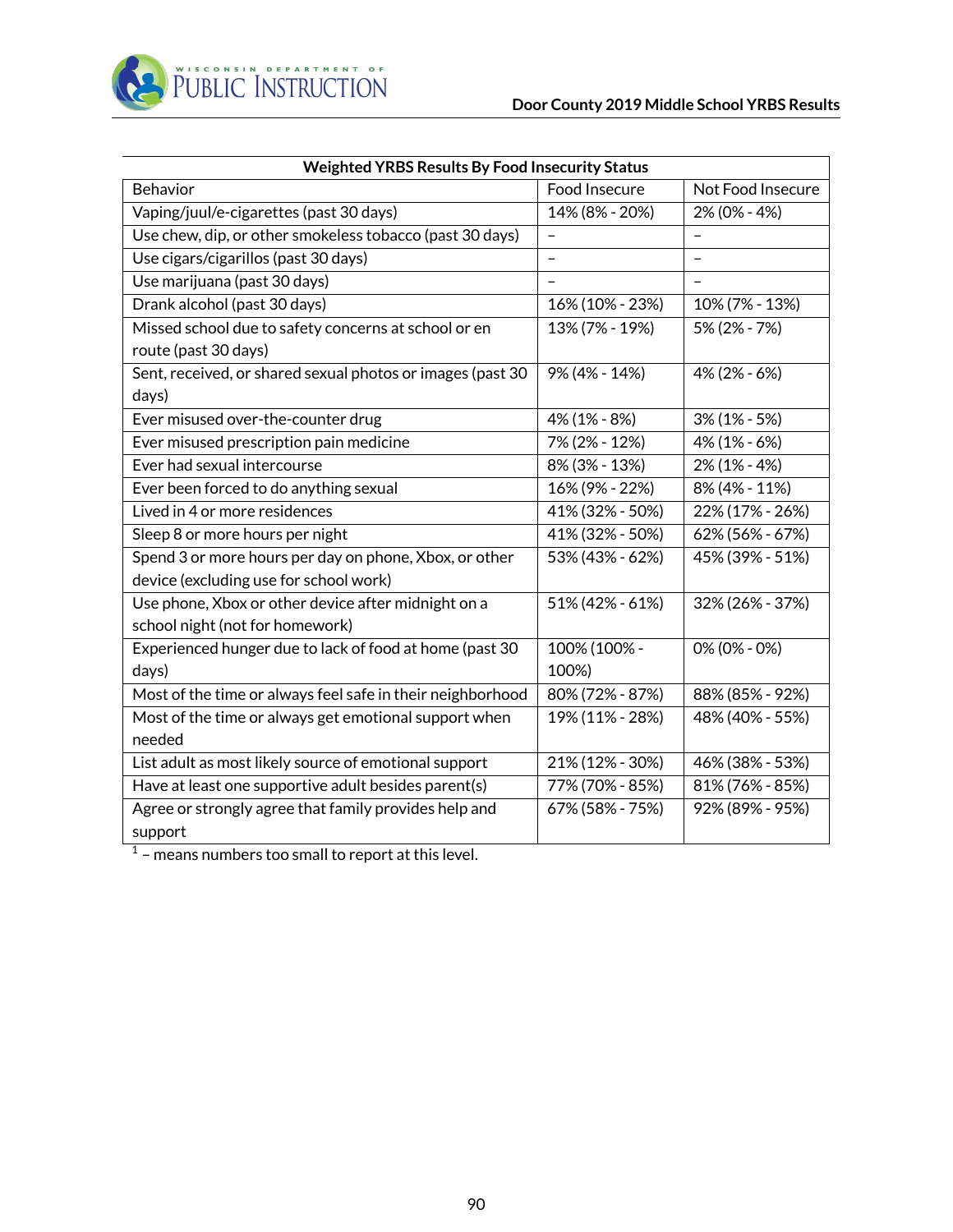| Weighted YRBS Results By Food Insecurity Status | | |
|---|---|---|
| Behavior | Food Insecure | Not Food Insecure |
| Vaping/juul/e-cigarettes (past 30 days) | 14% (8% - 20%) | 2% (0% - 4%) |
| Use chew, dip, or other smokeless tobacco (past 30 days) | – | – |
| Use cigars/cigarillos (past 30 days) | – | – |
| Use marijuana (past 30 days) | – | – |
| Drank alcohol (past 30 days) | 16% (10% - 23%) | 10% (7% - 13%) |
| Missed school due to safety concerns at school or en route (past 30 days) | 13% (7% - 19%) | 5% (2% - 7%) |
| Sent, received, or shared sexual photos or images (past 30 days) | 9% (4% - 14%) | 4% (2% - 6%) |
| Ever misused over-the-counter drug | 4% (1% - 8%) | 3% (1% - 5%) |
| Ever misused prescription pain medicine | 7% (2% - 12%) | 4% (1% - 6%) |
| Ever had sexual intercourse | 8% (3% - 13%) | 2% (1% - 4%) |
| Ever been forced to do anything sexual | 16% (9% - 22%) | 8% (4% - 11%) |
| Lived in 4 or more residences | 41% (32% - 50%) | 22% (17% - 26%) |
| Sleep 8 or more hours per night | 41% (32% - 50%) | 62% (56% - 67%) |
| Spend 3 or more hours per day on phone, Xbox, or other device (excluding use for school work) | 53% (43% - 62%) | 45% (39% - 51%) |
| Use phone, Xbox or other device after midnight on a school night (not for homework) | 51% (42% - 61%) | 32% (26% - 37%) |
| Experienced hunger due to lack of food at home (past 30 days) | 100% (100% - 100%) | 0% (0% - 0%) |
| Most of the time or always feel safe in their neighborhood | 80% (72% - 87%) | 88% (85% - 92%) |
| Most of the time or always get emotional support when needed | 19% (11% - 28%) | 48% (40% - 55%) |
| List adult as most likely source of emotional support | 21% (12% - 30%) | 46% (38% - 53%) |
| Have at least one supportive adult besides parent(s) | 77% (70% - 85%) | 81% (76% - 85%) |
| Agree or strongly agree that family provides help and support | 67% (58% - 75%) | 92% (89% - 95%) |

[1] – means numbers too small to report at this level.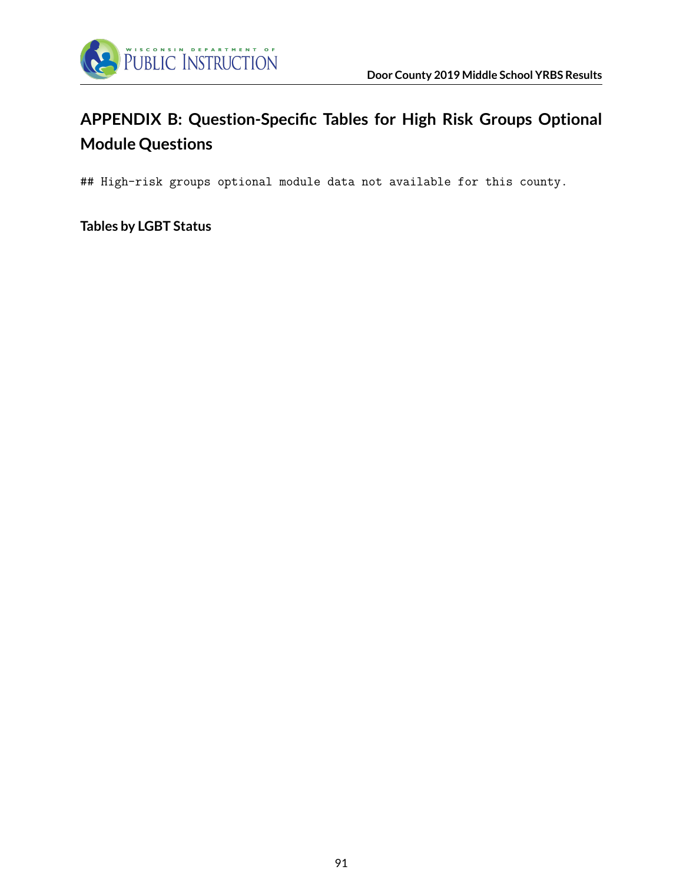# APPENDIX B: Question-Specific Tables for High Risk Groups Optional Module Questions

```
## High-risk groups optional module data not available for this county.
```

**Tables by LGBT Status**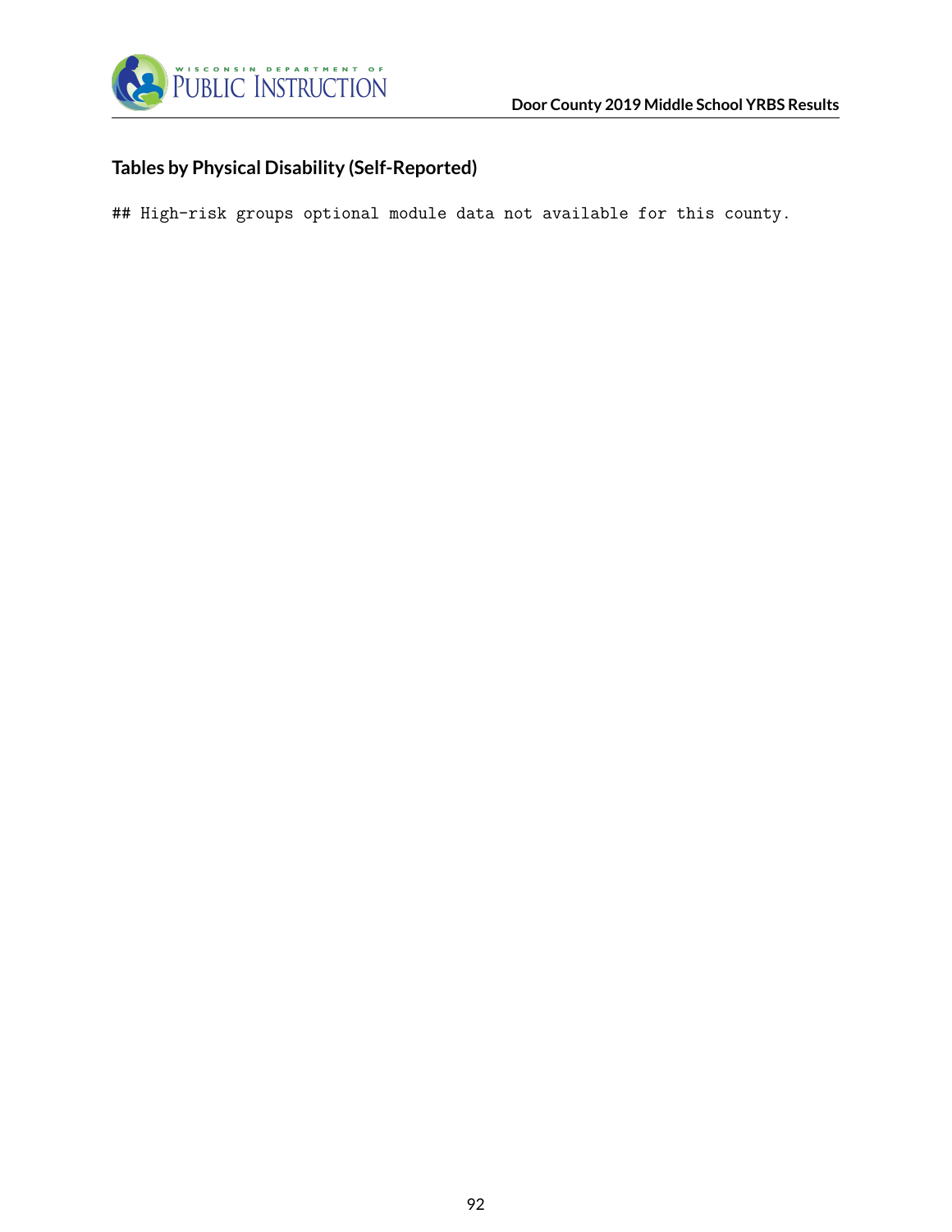### Tables by Physical Disability (Self-Reported)

```
## High-risk groups optional module data not available for this county.
```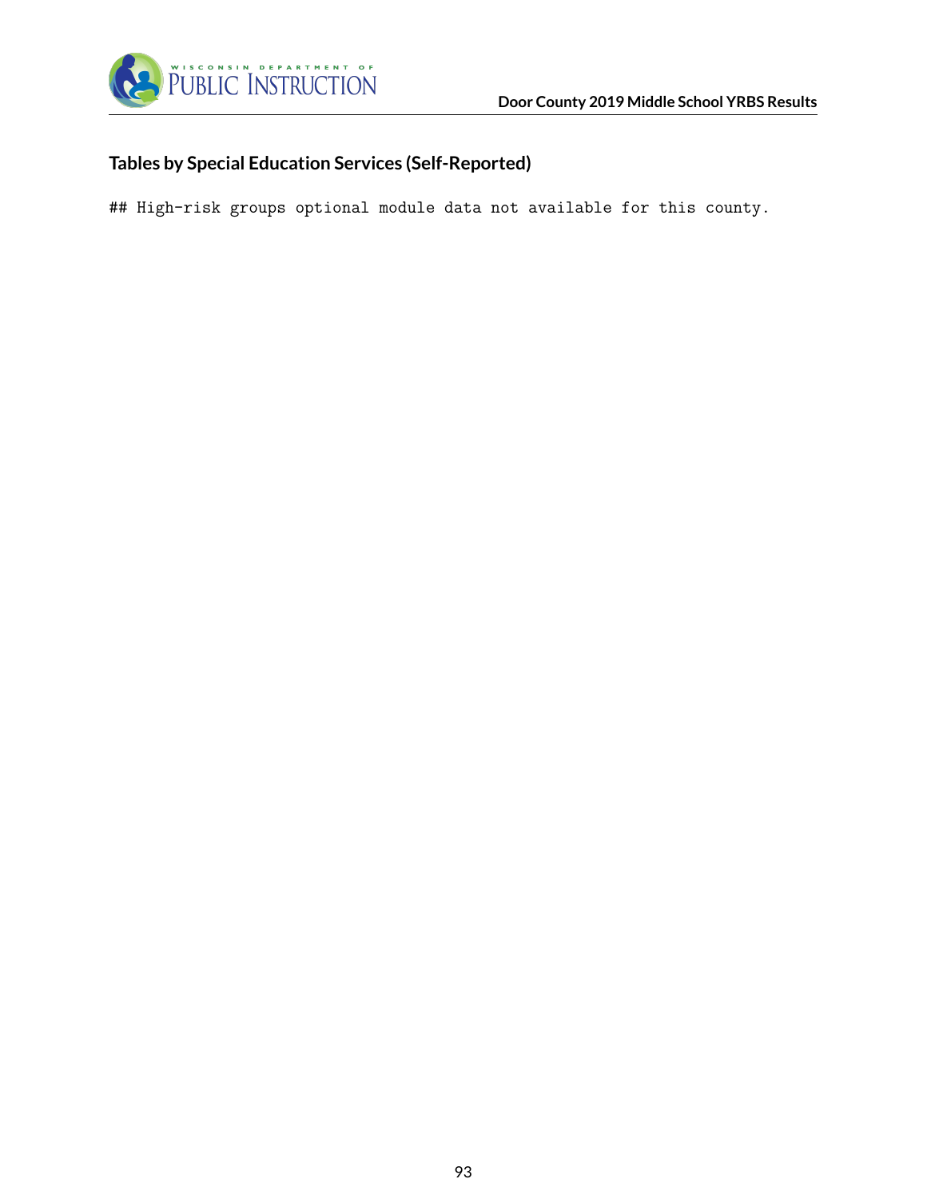## Tables by Special Education Services (Self-Reported)

```
## High-risk groups optional module data not available for this county.
```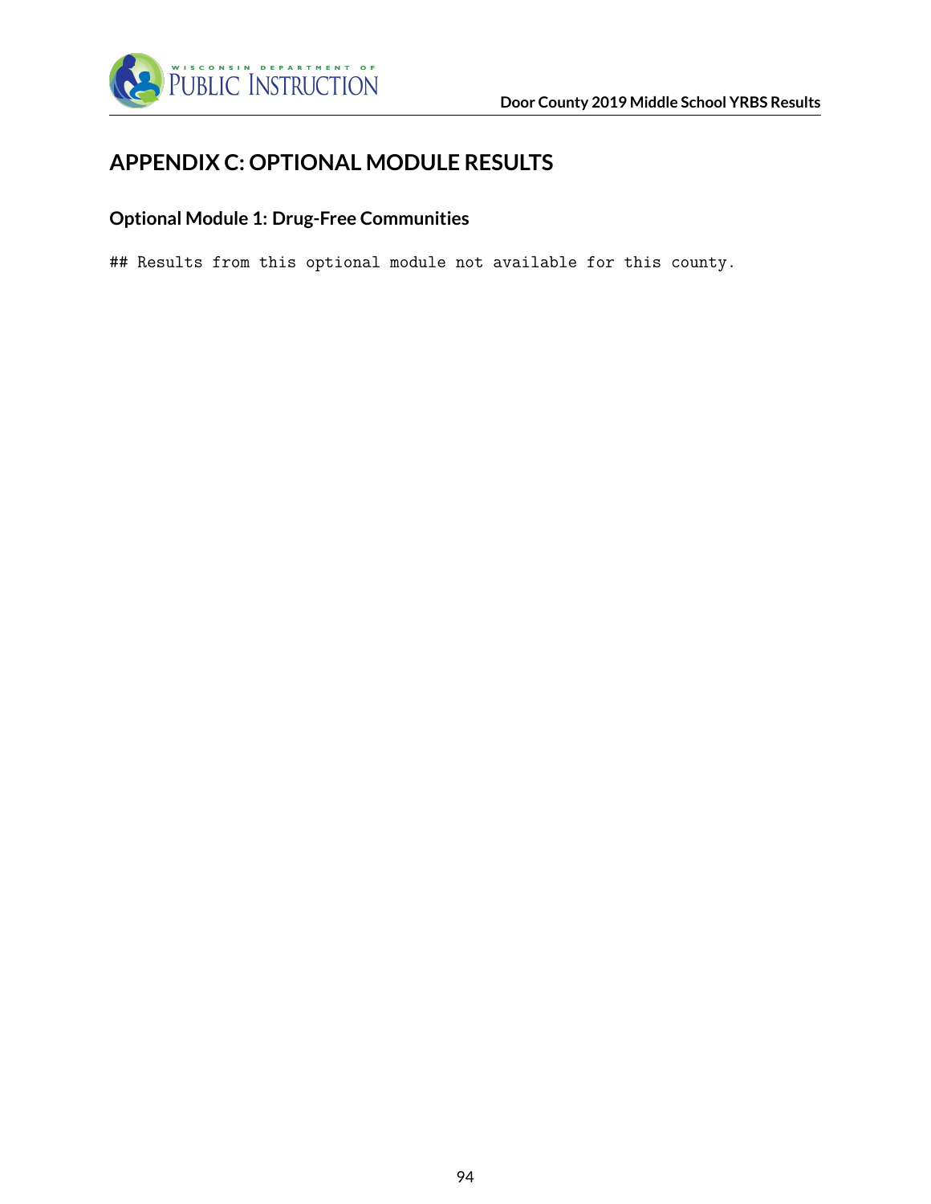# APPENDIX C: OPTIONAL MODULE RESULTS

## Optional Module 1: Drug-Free Communities

```
## Results from this optional module not available for this county.
```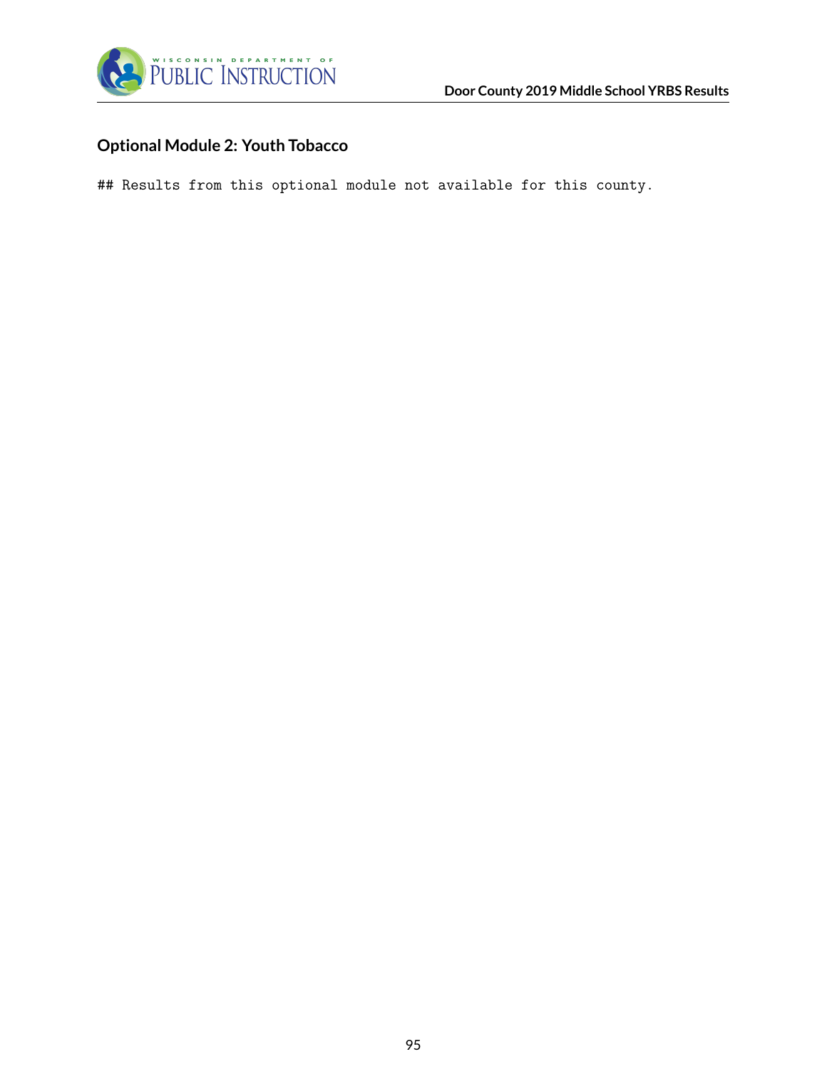## Optional Module 2: Youth Tobacco

```
## Results from this optional module not available for this county.
```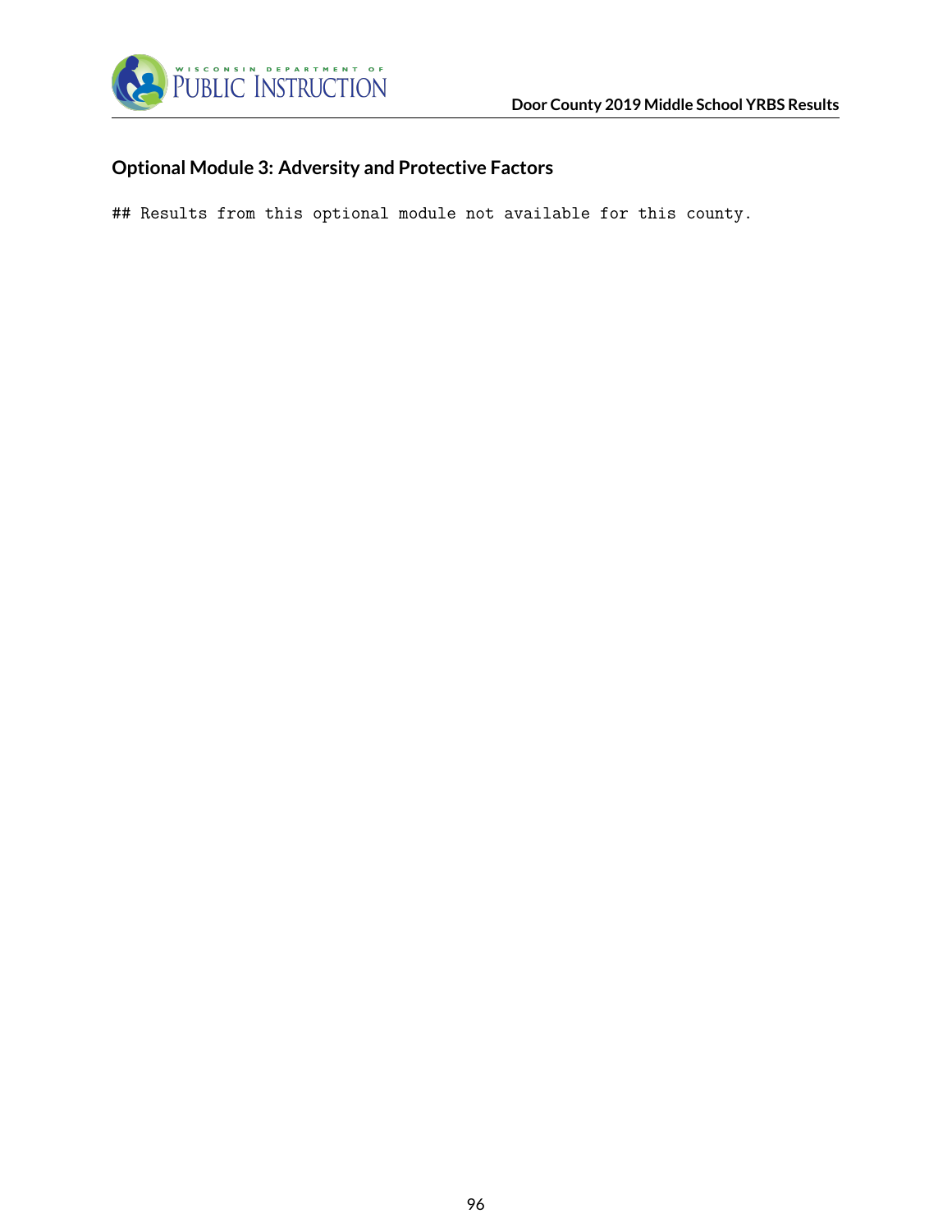## Optional Module 3: Adversity and Protective Factors

```
## Results from this optional module not available for this county.
```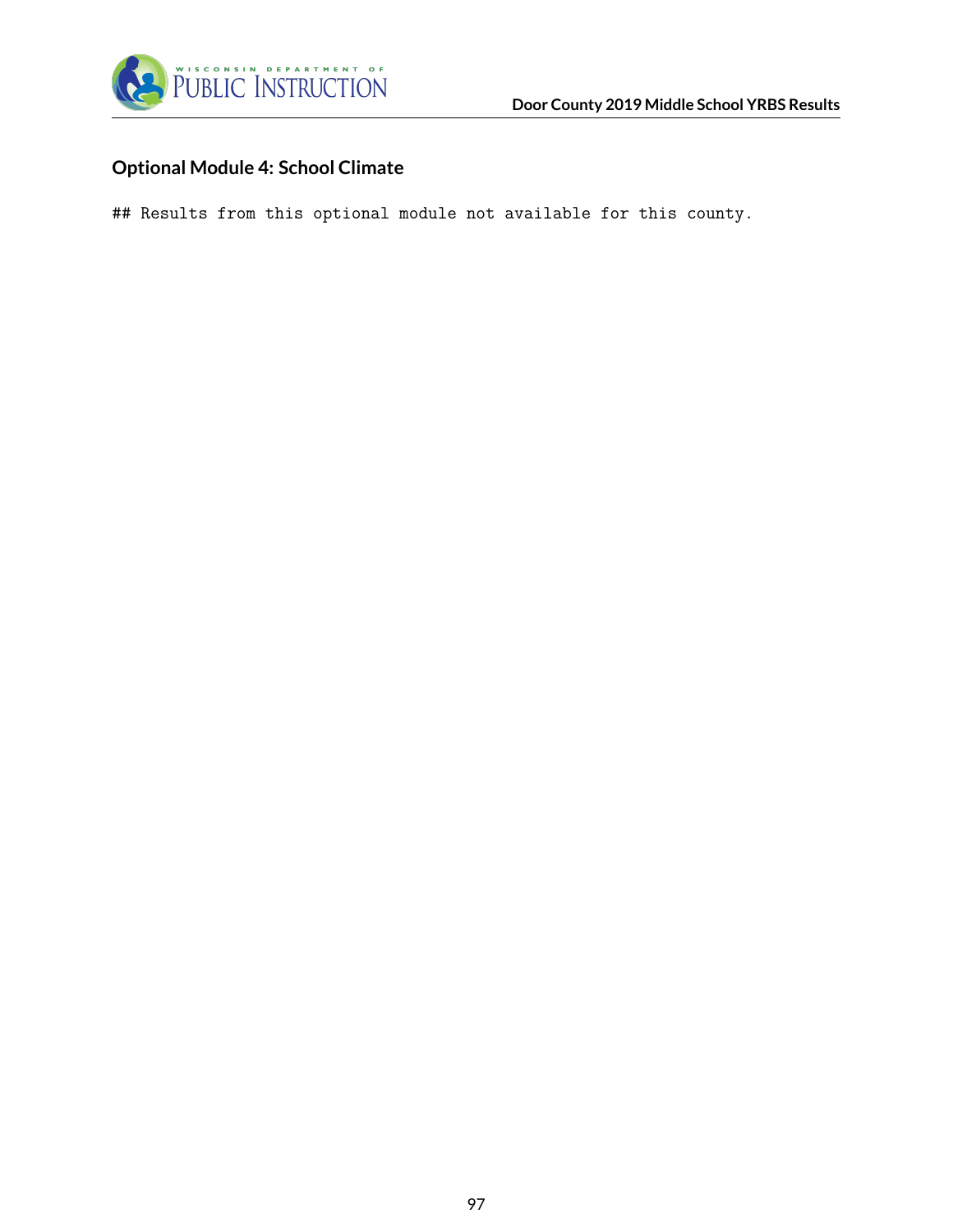## Optional Module 4: School Climate

```
## Results from this optional module not available for this county.
```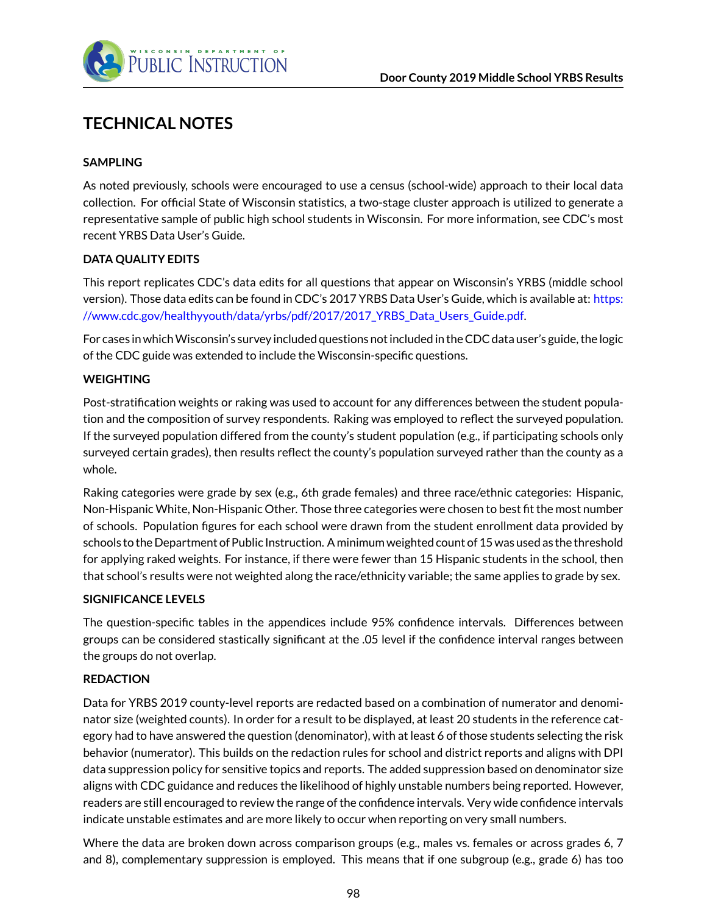# TECHNICAL NOTES

### SAMPLING

As noted previously, schools were encouraged to use a census (school-wide) approach to their local data collection. For official State of Wisconsin statistics, a two-stage cluster approach is utilized to generate a representative sample of public high school students in Wisconsin. For more information, see CDC's most recent YRBS Data User's Guide.

### DATA QUALITY EDITS

This report replicates CDC's data edits for all questions that appear on Wisconsin's YRBS (middle school version). Those data edits can be found in CDC's 2017 YRBS Data User's Guide, which is available at: https://www.cdc.gov/healthyyouth/data/yrbs/pdf/2017/2017_YRBS_Data_Users_Guide.pdf.

For cases in which Wisconsin's survey included questions not included in the CDC data user's guide, the logic of the CDC guide was extended to include the Wisconsin-specific questions.

### WEIGHTING

Post-stratification weights or raking was used to account for any differences between the student population and the composition of survey respondents. Raking was employed to reflect the surveyed population. If the surveyed population differed from the county's student population (e.g., if participating schools only surveyed certain grades), then results reflect the county's population surveyed rather than the county as a whole.

Raking categories were grade by sex (e.g., 6th grade females) and three race/ethnic categories: Hispanic, Non-Hispanic White, Non-Hispanic Other. Those three categories were chosen to best fit the most number of schools. Population figures for each school were drawn from the student enrollment data provided by schools to the Department of Public Instruction. A minimum weighted count of 15 was used as the threshold for applying raked weights. For instance, if there were fewer than 15 Hispanic students in the school, then that school's results were not weighted along the race/ethnicity variable; the same applies to grade by sex.

### SIGNIFICANCE LEVELS

The question-specific tables in the appendices include 95% confidence intervals. Differences between groups can be considered stastically significant at the .05 level if the confidence interval ranges between the groups do not overlap.

### REDACTION

Data for YRBS 2019 county-level reports are redacted based on a combination of numerator and denominator size (weighted counts). In order for a result to be displayed, at least 20 students in the reference category had to have answered the question (denominator), with at least 6 of those students selecting the risk behavior (numerator). This builds on the redaction rules for school and district reports and aligns with DPI data suppression policy for sensitive topics and reports. The added suppression based on denominator size aligns with CDC guidance and reduces the likelihood of highly unstable numbers being reported. However, readers are still encouraged to review the range of the confidence intervals. Very wide confidence intervals indicate unstable estimates and are more likely to occur when reporting on very small numbers.

Where the data are broken down across comparison groups (e.g., males vs. females or across grades 6, 7 and 8), complementary suppression is employed. This means that if one subgroup (e.g., grade 6) has too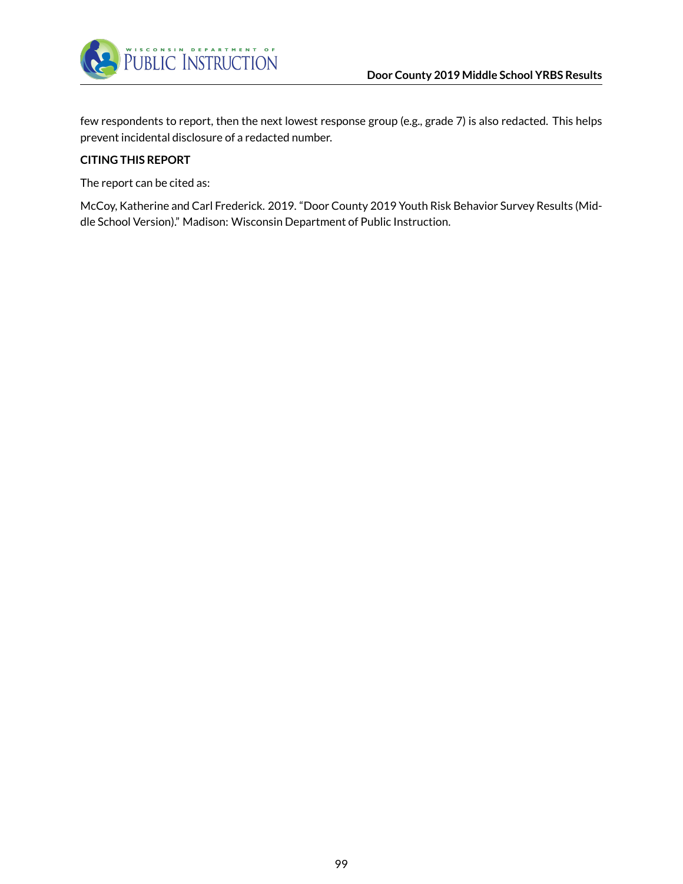few respondents to report, then the next lowest response group (e.g., grade 7) is also redacted. This helps prevent incidental disclosure of a redacted number.

**CITING THIS REPORT**

The report can be cited as:

McCoy, Katherine and Carl Frederick. 2019. "Door County 2019 Youth Risk Behavior Survey Results (Middle School Version)." Madison: Wisconsin Department of Public Instruction.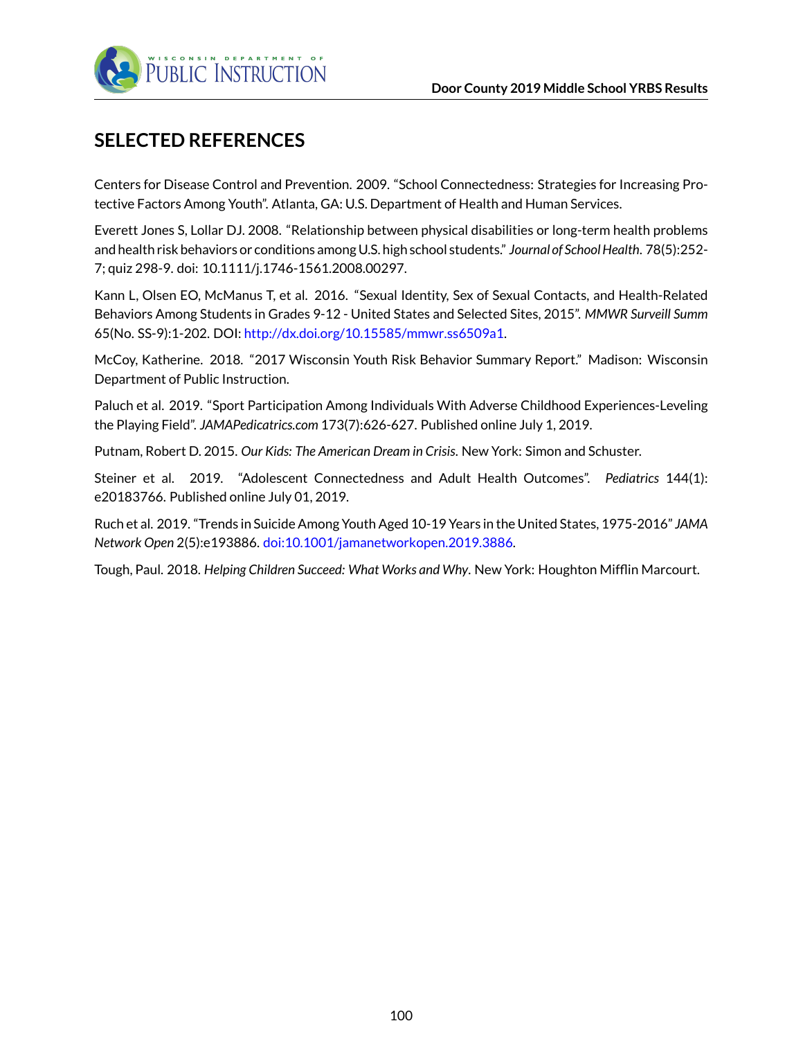## SELECTED REFERENCES

Centers for Disease Control and Prevention. 2009. "School Connectedness: Strategies for Increasing Protective Factors Among Youth". Atlanta, GA: U.S. Department of Health and Human Services.

Everett Jones S, Lollar DJ. 2008. "Relationship between physical disabilities or long-term health problems and health risk behaviors or conditions among U.S. high school students." *Journal of School Health*. 78(5):252-7; quiz 298-9. doi: 10.1111/j.1746-1561.2008.00297.

Kann L, Olsen EO, McManus T, et al. 2016. "Sexual Identity, Sex of Sexual Contacts, and Health-Related Behaviors Among Students in Grades 9-12 - United States and Selected Sites, 2015". *MMWR Surveill Summ* 65(No. SS-9):1-202. DOI: http://dx.doi.org/10.15585/mmwr.ss6509a1.

McCoy, Katherine. 2018. "2017 Wisconsin Youth Risk Behavior Summary Report." Madison: Wisconsin Department of Public Instruction.

Paluch et al. 2019. "Sport Participation Among Individuals With Adverse Childhood Experiences-Leveling the Playing Field". *JAMAPedicatrics.com* 173(7):626-627. Published online July 1, 2019.

Putnam, Robert D. 2015. *Our Kids: The American Dream in Crisis*. New York: Simon and Schuster.

Steiner et al. 2019. "Adolescent Connectedness and Adult Health Outcomes". *Pediatrics* 144(1): e20183766. Published online July 01, 2019.

Ruch et al. 2019. "Trends in Suicide Among Youth Aged 10-19 Years in the United States, 1975-2016" *JAMA Network Open* 2(5):e193886. doi:10.1001/jamanetworkopen.2019.3886.

Tough, Paul. 2018. *Helping Children Succeed: What Works and Why*. New York: Houghton Mifflin Marcourt.